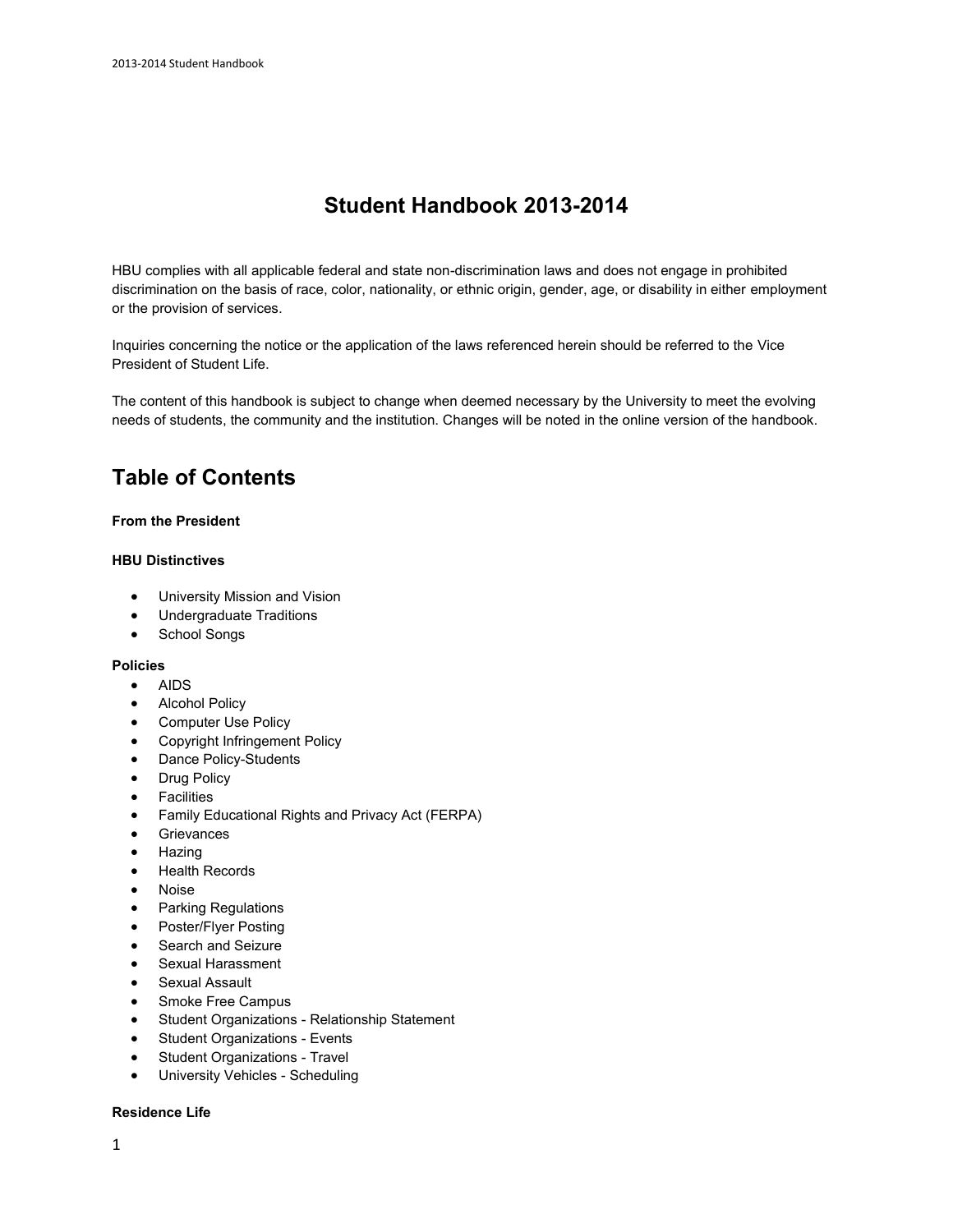# Student Handbook 2013-2014

HBU complies with all applicable federal and state non-discrimination laws and does not engage in prohibited discrimination on the basis of race, color, nationality, or ethnic origin, gender, age, or disability in either employment or the provision of services.

Inquiries concerning the notice or the application of the laws referenced herein should be referred to the Vice President of Student Life.

The content of this handbook is subject to change when deemed necessary by the University to meet the evolving needs of students, the community and the institution. Changes will be noted in the online version of the handbook.

## Table of Contents

**From the President**

**HBU Distinctives**

- University Mission and Vision
- Undergraduate Traditions
- School Songs

**Policies**

- AIDS
- Alcohol Policy
- Computer Use Policy
- Copyright Infringement Policy
- Dance Policy-Students
- Drug Policy
- Facilities
- Family Educational Rights and Privacy Act (FERPA)
- Grievances
- Hazing
- Health Records
- Noise
- Parking Regulations
- Poster/Flyer Posting
- Search and Seizure
- Sexual Harassment
- Sexual Assault
- Smoke Free Campus
- Student Organizations - Relationship Statement
- Student Organizations - Events
- Student Organizations - Travel
- University Vehicles - Scheduling

**Residence Life**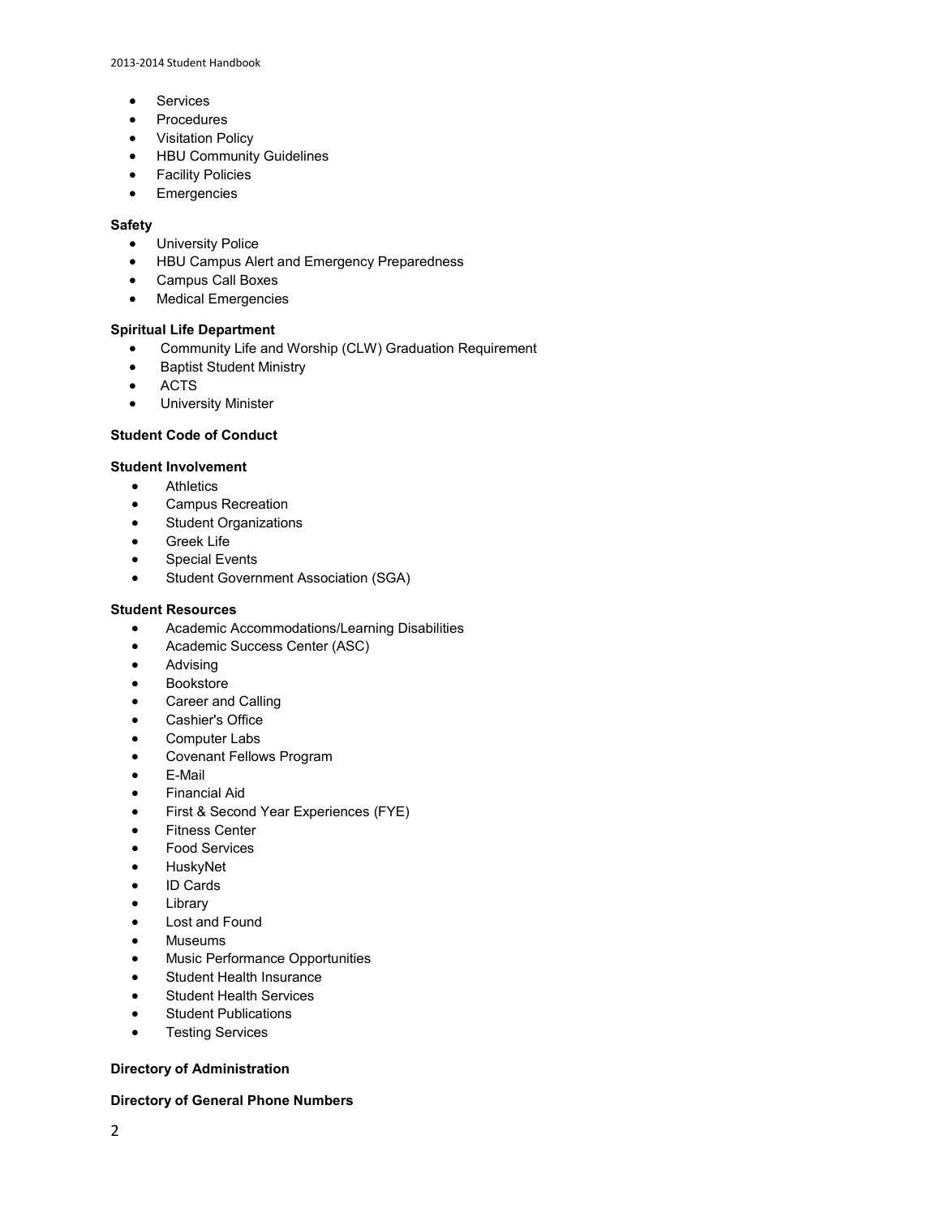- Services
- Procedures
- Visitation Policy
- HBU Community Guidelines
- Facility Policies
- Emergencies

**Safety**

- University Police
- HBU Campus Alert and Emergency Preparedness
- Campus Call Boxes
- Medical Emergencies

**Spiritual Life Department**

- Community Life and Worship (CLW) Graduation Requirement
- Baptist Student Ministry
- ACTS
- University Minister

**Student Code of Conduct**

**Student Involvement**

- Athletics
- Campus Recreation
- Student Organizations
- Greek Life
- Special Events
- Student Government Association (SGA)

**Student Resources**

- Academic Accommodations/Learning Disabilities
- Academic Success Center (ASC)
- Advising
- Bookstore
- Career and Calling
- Cashier's Office
- Computer Labs
- Covenant Fellows Program
- E-Mail
- Financial Aid
- First & Second Year Experiences (FYE)
- Fitness Center
- Food Services
- HuskyNet
- ID Cards
- Library
- Lost and Found
- Museums
- Music Performance Opportunities
- Student Health Insurance
- Student Health Services
- Student Publications
- Testing Services

**Directory of Administration**

**Directory of General Phone Numbers**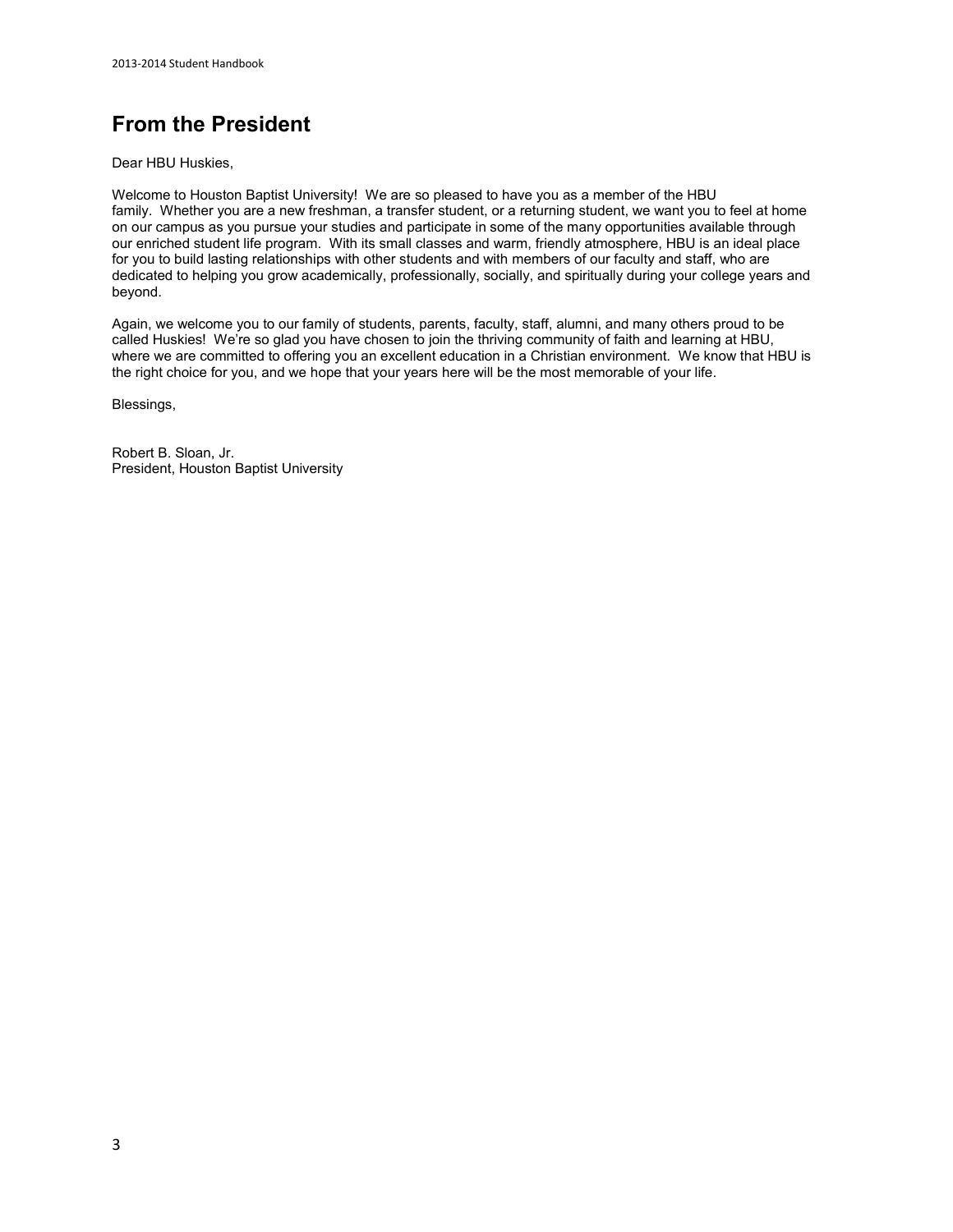## From the President

Dear HBU Huskies,

Welcome to Houston Baptist University! We are so pleased to have you as a member of the HBU family. Whether you are a new freshman, a transfer student, or a returning student, we want you to feel at home on our campus as you pursue your studies and participate in some of the many opportunities available through our enriched student life program. With its small classes and warm, friendly atmosphere, HBU is an ideal place for you to build lasting relationships with other students and with members of our faculty and staff, who are dedicated to helping you grow academically, professionally, socially, and spiritually during your college years and beyond.

Again, we welcome you to our family of students, parents, faculty, staff, alumni, and many others proud to be called Huskies! We're so glad you have chosen to join the thriving community of faith and learning at HBU, where we are committed to offering you an excellent education in a Christian environment. We know that HBU is the right choice for you, and we hope that your years here will be the most memorable of your life.

Blessings,

Robert B. Sloan, Jr.
President, Houston Baptist University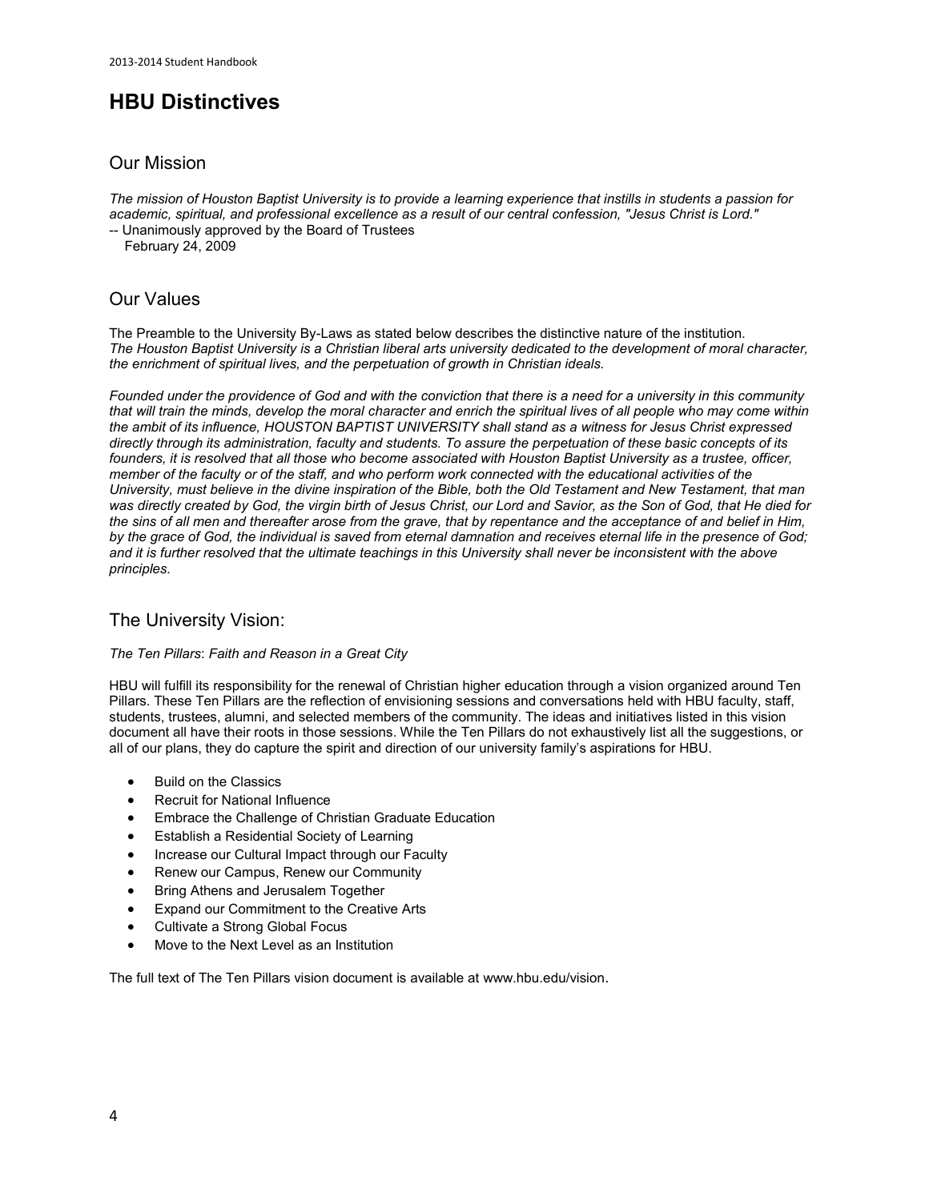# HBU Distinctives

## Our Mission

*The mission of Houston Baptist University is to provide a learning experience that instills in students a passion for academic, spiritual, and professional excellence as a result of our central confession, "Jesus Christ is Lord."*
-- Unanimously approved by the Board of Trustees
February 24, 2009

## Our Values

The Preamble to the University By-Laws as stated below describes the distinctive nature of the institution.
*The Houston Baptist University is a Christian liberal arts university dedicated to the development of moral character, the enrichment of spiritual lives, and the perpetuation of growth in Christian ideals.*

*Founded under the providence of God and with the conviction that there is a need for a university in this community that will train the minds, develop the moral character and enrich the spiritual lives of all people who may come within the ambit of its influence, HOUSTON BAPTIST UNIVERSITY shall stand as a witness for Jesus Christ expressed directly through its administration, faculty and students. To assure the perpetuation of these basic concepts of its founders, it is resolved that all those who become associated with Houston Baptist University as a trustee, officer, member of the faculty or of the staff, and who perform work connected with the educational activities of the University, must believe in the divine inspiration of the Bible, both the Old Testament and New Testament, that man was directly created by God, the virgin birth of Jesus Christ, our Lord and Savior, as the Son of God, that He died for the sins of all men and thereafter arose from the grave, that by repentance and the acceptance of and belief in Him, by the grace of God, the individual is saved from eternal damnation and receives eternal life in the presence of God; and it is further resolved that the ultimate teachings in this University shall never be inconsistent with the above principles.*

## The University Vision:

*The Ten Pillars*: *Faith and Reason in a Great City*

HBU will fulfill its responsibility for the renewal of Christian higher education through a vision organized around Ten Pillars. These Ten Pillars are the reflection of envisioning sessions and conversations held with HBU faculty, staff, students, trustees, alumni, and selected members of the community. The ideas and initiatives listed in this vision document all have their roots in those sessions. While the Ten Pillars do not exhaustively list all the suggestions, or all of our plans, they do capture the spirit and direction of our university family's aspirations for HBU.

- Build on the Classics
- Recruit for National Influence
- Embrace the Challenge of Christian Graduate Education
- Establish a Residential Society of Learning
- Increase our Cultural Impact through our Faculty
- Renew our Campus, Renew our Community
- Bring Athens and Jerusalem Together
- Expand our Commitment to the Creative Arts
- Cultivate a Strong Global Focus
- Move to the Next Level as an Institution

The full text of The Ten Pillars vision document is available at www.hbu.edu/vision.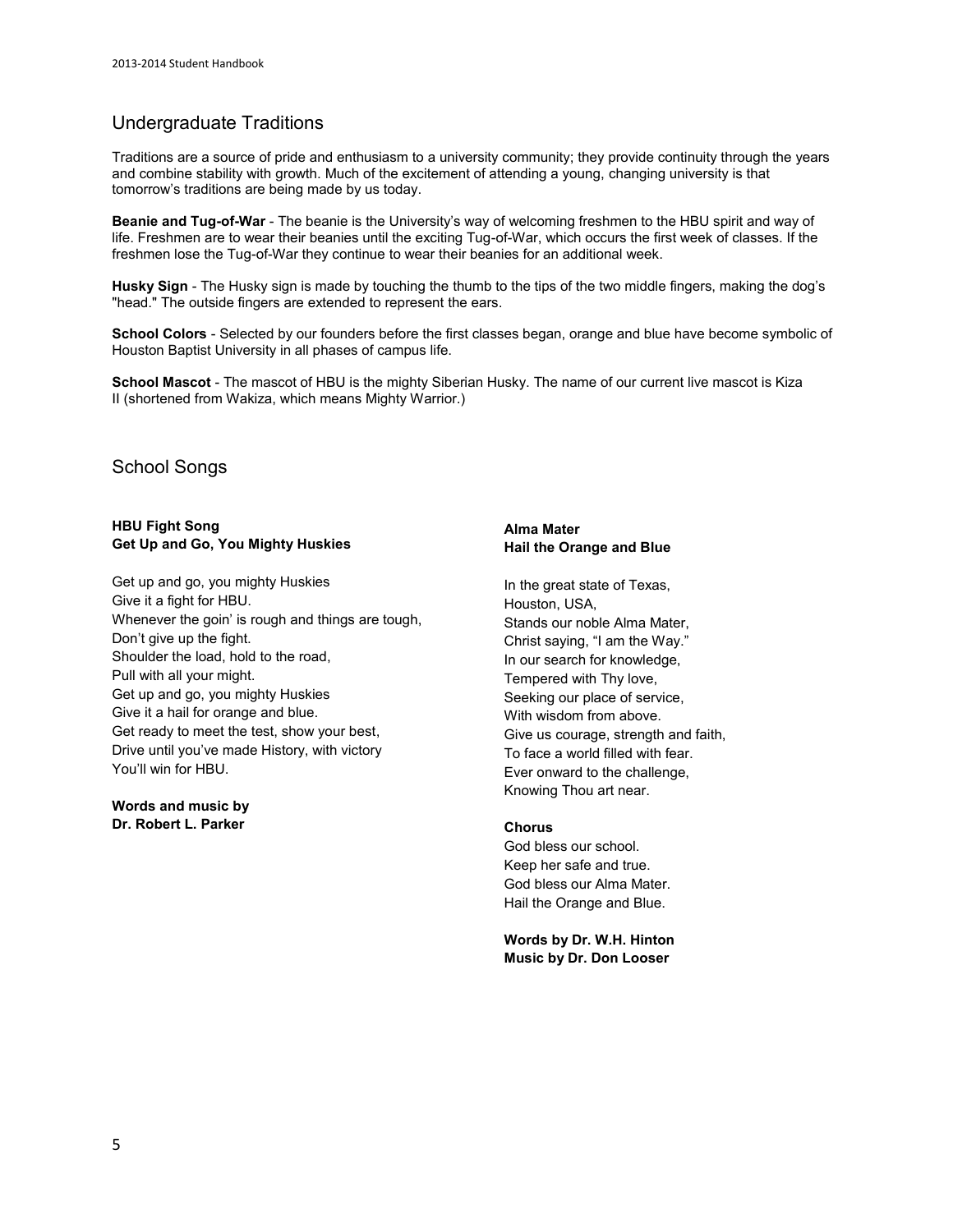## Undergraduate Traditions

Traditions are a source of pride and enthusiasm to a university community; they provide continuity through the years and combine stability with growth. Much of the excitement of attending a young, changing university is that tomorrow's traditions are being made by us today.

**Beanie and Tug-of-War** - The beanie is the University's way of welcoming freshmen to the HBU spirit and way of life. Freshmen are to wear their beanies until the exciting Tug-of-War, which occurs the first week of classes. If the freshmen lose the Tug-of-War they continue to wear their beanies for an additional week.

**Husky Sign** - The Husky sign is made by touching the thumb to the tips of the two middle fingers, making the dog's "head." The outside fingers are extended to represent the ears.

**School Colors** - Selected by our founders before the first classes began, orange and blue have become symbolic of Houston Baptist University in all phases of campus life.

**School Mascot** - The mascot of HBU is the mighty Siberian Husky. The name of our current live mascot is Kiza II (shortened from Wakiza, which means Mighty Warrior.)

## School Songs

**HBU Fight Song**
**Get Up and Go, You Mighty Huskies**

Get up and go, you mighty Huskies
Give it a fight for HBU.
Whenever the goin' is rough and things are tough,
Don't give up the fight.
Shoulder the load, hold to the road,
Pull with all your might.
Get up and go, you mighty Huskies
Give it a hail for orange and blue.
Get ready to meet the test, show your best,
Drive until you've made History, with victory
You'll win for HBU.

**Words and music by**
**Dr. Robert L. Parker**

**Alma Mater**
**Hail the Orange and Blue**

In the great state of Texas,
Houston, USA,
Stands our noble Alma Mater,
Christ saying, "I am the Way."
In our search for knowledge,
Tempered with Thy love,
Seeking our place of service,
With wisdom from above.
Give us courage, strength and faith,
To face a world filled with fear.
Ever onward to the challenge,
Knowing Thou art near.

**Chorus**
God bless our school.
Keep her safe and true.
God bless our Alma Mater.
Hail the Orange and Blue.

**Words by Dr. W.H. Hinton**
**Music by Dr. Don Looser**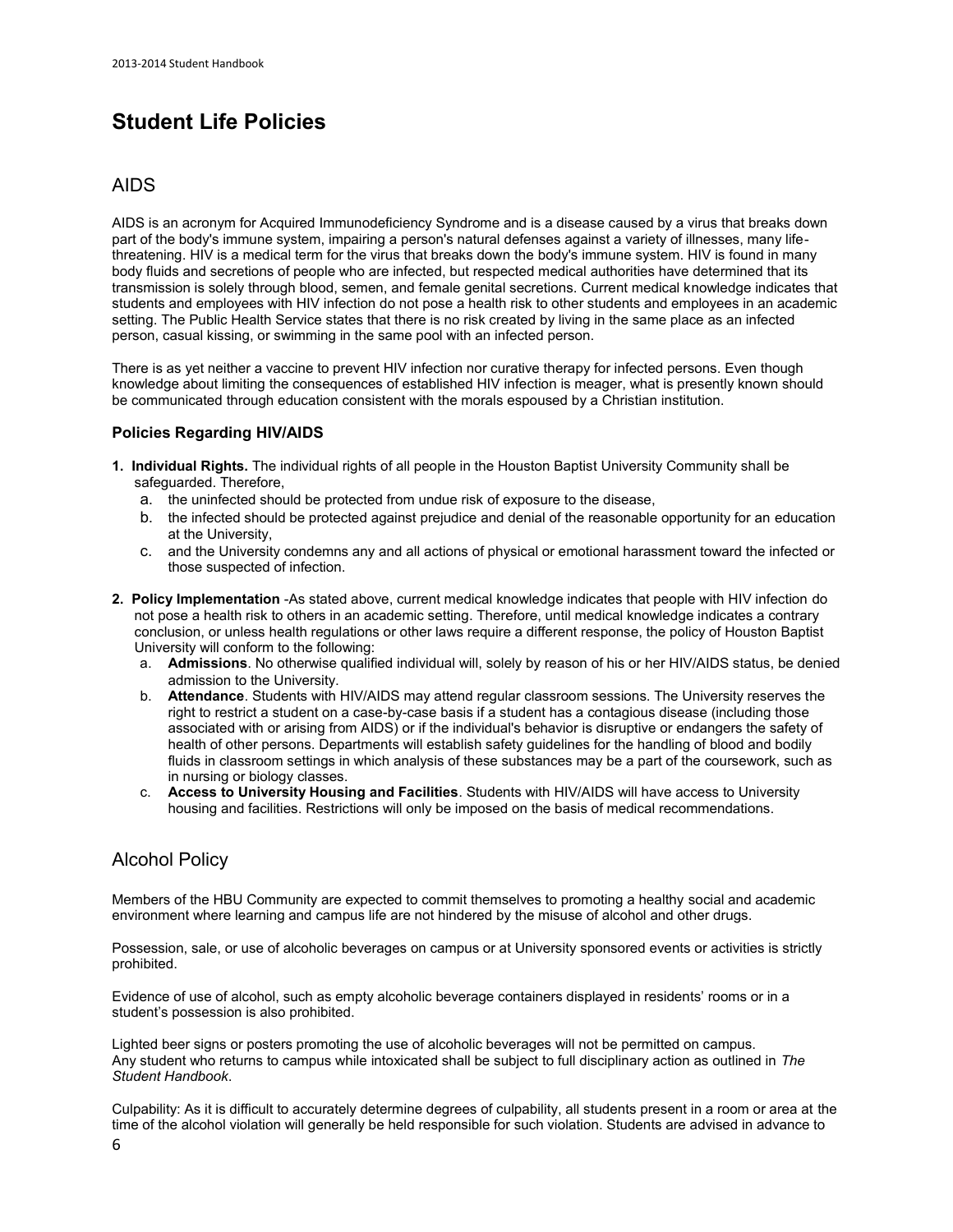# Student Life Policies

## AIDS

AIDS is an acronym for Acquired Immunodeficiency Syndrome and is a disease caused by a virus that breaks down part of the body's immune system, impairing a person's natural defenses against a variety of illnesses, many life-threatening. HIV is a medical term for the virus that breaks down the body's immune system. HIV is found in many body fluids and secretions of people who are infected, but respected medical authorities have determined that its transmission is solely through blood, semen, and female genital secretions. Current medical knowledge indicates that students and employees with HIV infection do not pose a health risk to other students and employees in an academic setting. The Public Health Service states that there is no risk created by living in the same place as an infected person, casual kissing, or swimming in the same pool with an infected person.

There is as yet neither a vaccine to prevent HIV infection nor curative therapy for infected persons. Even though knowledge about limiting the consequences of established HIV infection is meager, what is presently known should be communicated through education consistent with the morals espoused by a Christian institution.

### Policies Regarding HIV/AIDS

1. **Individual Rights.** The individual rights of all people in the Houston Baptist University Community shall be safeguarded. Therefore,
   a. the uninfected should be protected from undue risk of exposure to the disease,
   b. the infected should be protected against prejudice and denial of the reasonable opportunity for an education at the University,
   c. and the University condemns any and all actions of physical or emotional harassment toward the infected or those suspected of infection.

2. **Policy Implementation** -As stated above, current medical knowledge indicates that people with HIV infection do not pose a health risk to others in an academic setting. Therefore, until medical knowledge indicates a contrary conclusion, or unless health regulations or other laws require a different response, the policy of Houston Baptist University will conform to the following:
   a. **Admissions**. No otherwise qualified individual will, solely by reason of his or her HIV/AIDS status, be denied admission to the University.
   b. **Attendance**. Students with HIV/AIDS may attend regular classroom sessions. The University reserves the right to restrict a student on a case-by-case basis if a student has a contagious disease (including those associated with or arising from AIDS) or if the individual's behavior is disruptive or endangers the safety of health of other persons. Departments will establish safety guidelines for the handling of blood and bodily fluids in classroom settings in which analysis of these substances may be a part of the coursework, such as in nursing or biology classes.
   c. **Access to University Housing and Facilities**. Students with HIV/AIDS will have access to University housing and facilities. Restrictions will only be imposed on the basis of medical recommendations.

## Alcohol Policy

Members of the HBU Community are expected to commit themselves to promoting a healthy social and academic environment where learning and campus life are not hindered by the misuse of alcohol and other drugs.

Possession, sale, or use of alcoholic beverages on campus or at University sponsored events or activities is strictly prohibited.

Evidence of use of alcohol, such as empty alcoholic beverage containers displayed in residents' rooms or in a student's possession is also prohibited.

Lighted beer signs or posters promoting the use of alcoholic beverages will not be permitted on campus.
Any student who returns to campus while intoxicated shall be subject to full disciplinary action as outlined in *The Student Handbook*.

Culpability: As it is difficult to accurately determine degrees of culpability, all students present in a room or area at the time of the alcohol violation will generally be held responsible for such violation. Students are advised in advance to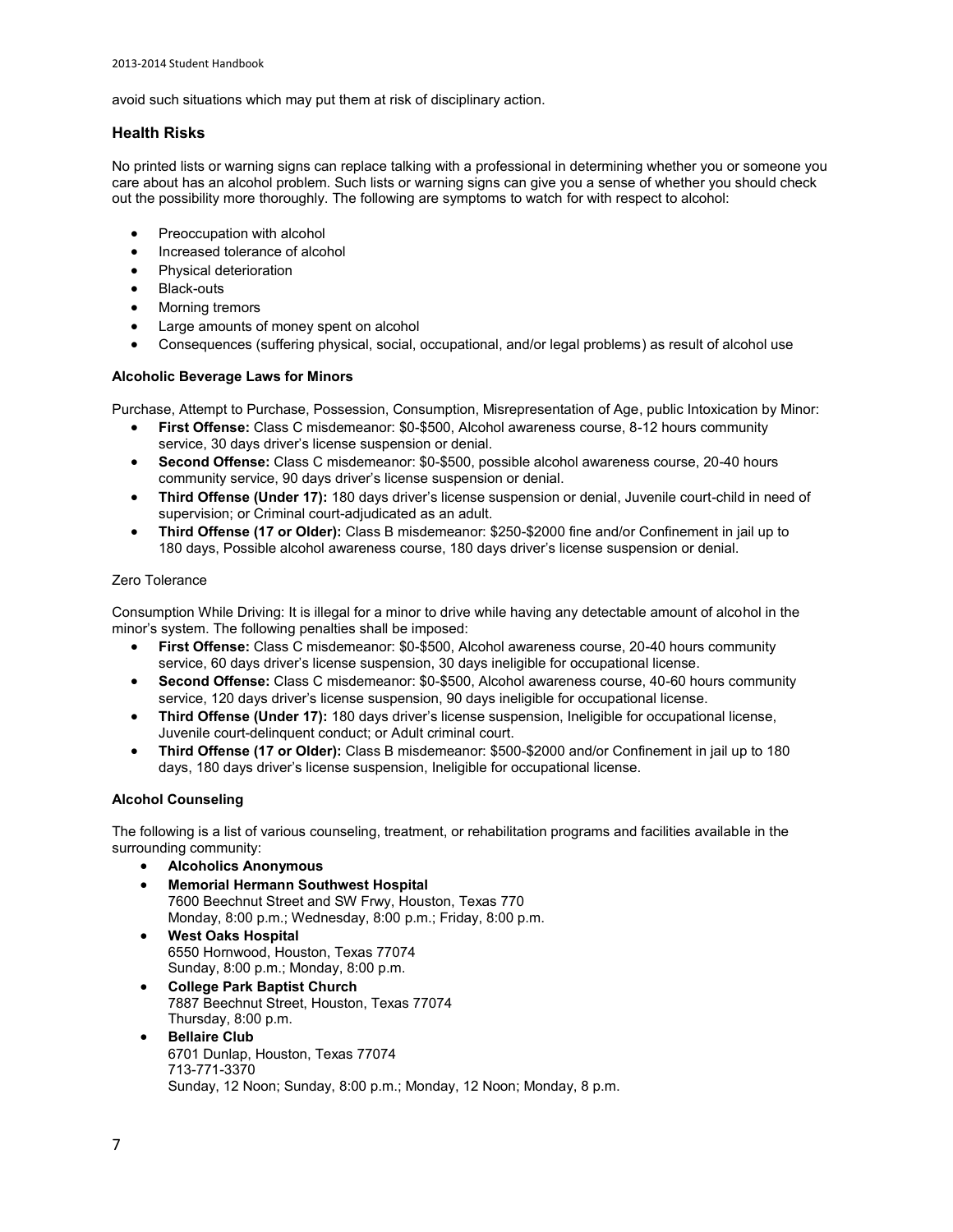avoid such situations which may put them at risk of disciplinary action.

## Health Risks

No printed lists or warning signs can replace talking with a professional in determining whether you or someone you care about has an alcohol problem. Such lists or warning signs can give you a sense of whether you should check out the possibility more thoroughly. The following are symptoms to watch for with respect to alcohol:

- Preoccupation with alcohol
- Increased tolerance of alcohol
- Physical deterioration
- Black-outs
- Morning tremors
- Large amounts of money spent on alcohol
- Consequences (suffering physical, social, occupational, and/or legal problems) as result of alcohol use

### Alcoholic Beverage Laws for Minors

Purchase, Attempt to Purchase, Possession, Consumption, Misrepresentation of Age, public Intoxication by Minor:

- **First Offense:** Class C misdemeanor: $0-$500, Alcohol awareness course, 8-12 hours community service, 30 days driver's license suspension or denial.
- **Second Offense:** Class C misdemeanor: $0-$500, possible alcohol awareness course, 20-40 hours community service, 90 days driver's license suspension or denial.
- **Third Offense (Under 17):** 180 days driver's license suspension or denial, Juvenile court-child in need of supervision; or Criminal court-adjudicated as an adult.
- **Third Offense (17 or Older):** Class B misdemeanor: $250-$2000 fine and/or Confinement in jail up to 180 days, Possible alcohol awareness course, 180 days driver's license suspension or denial.

Zero Tolerance

Consumption While Driving: It is illegal for a minor to drive while having any detectable amount of alcohol in the minor's system. The following penalties shall be imposed:

- **First Offense:** Class C misdemeanor: $0-$500, Alcohol awareness course, 20-40 hours community service, 60 days driver's license suspension, 30 days ineligible for occupational license.
- **Second Offense:** Class C misdemeanor: $0-$500, Alcohol awareness course, 40-60 hours community service, 120 days driver's license suspension, 90 days ineligible for occupational license.
- **Third Offense (Under 17):** 180 days driver's license suspension, Ineligible for occupational license, Juvenile court-delinquent conduct; or Adult criminal court.
- **Third Offense (17 or Older):** Class B misdemeanor: $500-$2000 and/or Confinement in jail up to 180 days, 180 days driver's license suspension, Ineligible for occupational license.

### Alcohol Counseling

The following is a list of various counseling, treatment, or rehabilitation programs and facilities available in the surrounding community:

- **Alcoholics Anonymous**
- **Memorial Hermann Southwest Hospital**
  7600 Beechnut Street and SW Frwy, Houston, Texas 770
  Monday, 8:00 p.m.; Wednesday, 8:00 p.m.; Friday, 8:00 p.m.
- **West Oaks Hospital**
  6550 Hornwood, Houston, Texas 77074
  Sunday, 8:00 p.m.; Monday, 8:00 p.m.
- **College Park Baptist Church**
  7887 Beechnut Street, Houston, Texas 77074
  Thursday, 8:00 p.m.
- **Bellaire Club**
  6701 Dunlap, Houston, Texas 77074
  713-771-3370
  Sunday, 12 Noon; Sunday, 8:00 p.m.; Monday, 12 Noon; Monday, 8 p.m.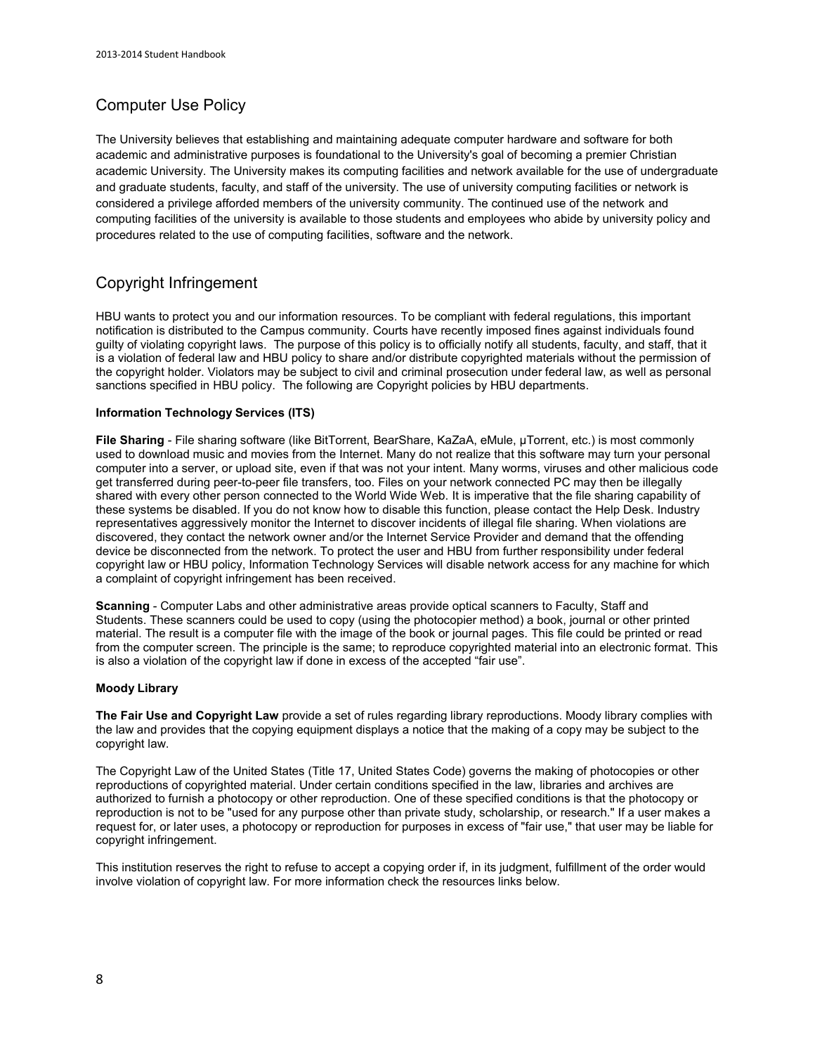## Computer Use Policy

The University believes that establishing and maintaining adequate computer hardware and software for both academic and administrative purposes is foundational to the University's goal of becoming a premier Christian academic University. The University makes its computing facilities and network available for the use of undergraduate and graduate students, faculty, and staff of the university. The use of university computing facilities or network is considered a privilege afforded members of the university community. The continued use of the network and computing facilities of the university is available to those students and employees who abide by university policy and procedures related to the use of computing facilities, software and the network.

## Copyright Infringement

HBU wants to protect you and our information resources. To be compliant with federal regulations, this important notification is distributed to the Campus community. Courts have recently imposed fines against individuals found guilty of violating copyright laws. The purpose of this policy is to officially notify all students, faculty, and staff, that it is a violation of federal law and HBU policy to share and/or distribute copyrighted materials without the permission of the copyright holder. Violators may be subject to civil and criminal prosecution under federal law, as well as personal sanctions specified in HBU policy. The following are Copyright policies by HBU departments.

**Information Technology Services (ITS)**

**File Sharing** - File sharing software (like BitTorrent, BearShare, KaZaA, eMule, µTorrent, etc.) is most commonly used to download music and movies from the Internet. Many do not realize that this software may turn your personal computer into a server, or upload site, even if that was not your intent. Many worms, viruses and other malicious code get transferred during peer-to-peer file transfers, too. Files on your network connected PC may then be illegally shared with every other person connected to the World Wide Web. It is imperative that the file sharing capability of these systems be disabled. If you do not know how to disable this function, please contact the Help Desk. Industry representatives aggressively monitor the Internet to discover incidents of illegal file sharing. When violations are discovered, they contact the network owner and/or the Internet Service Provider and demand that the offending device be disconnected from the network. To protect the user and HBU from further responsibility under federal copyright law or HBU policy, Information Technology Services will disable network access for any machine for which a complaint of copyright infringement has been received.

**Scanning** - Computer Labs and other administrative areas provide optical scanners to Faculty, Staff and Students. These scanners could be used to copy (using the photocopier method) a book, journal or other printed material. The result is a computer file with the image of the book or journal pages. This file could be printed or read from the computer screen. The principle is the same; to reproduce copyrighted material into an electronic format. This is also a violation of the copyright law if done in excess of the accepted “fair use”.

**Moody Library**

**The Fair Use and Copyright Law** provide a set of rules regarding library reproductions. Moody library complies with the law and provides that the copying equipment displays a notice that the making of a copy may be subject to the copyright law.

The Copyright Law of the United States (Title 17, United States Code) governs the making of photocopies or other reproductions of copyrighted material. Under certain conditions specified in the law, libraries and archives are authorized to furnish a photocopy or other reproduction. One of these specified conditions is that the photocopy or reproduction is not to be "used for any purpose other than private study, scholarship, or research." If a user makes a request for, or later uses, a photocopy or reproduction for purposes in excess of "fair use," that user may be liable for copyright infringement.

This institution reserves the right to refuse to accept a copying order if, in its judgment, fulfillment of the order would involve violation of copyright law. For more information check the resources links below.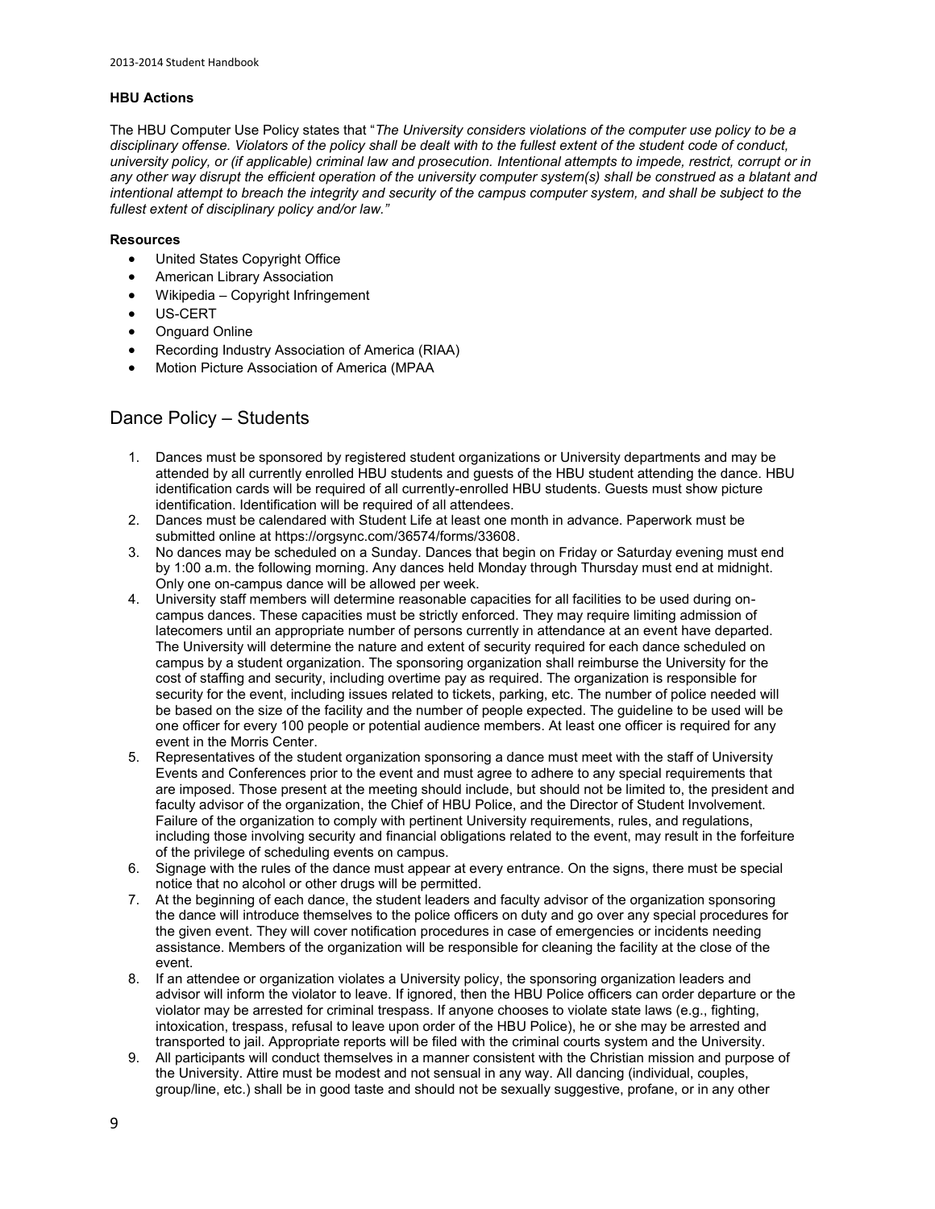### HBU Actions

The HBU Computer Use Policy states that "*The University considers violations of the computer use policy to be a disciplinary offense. Violators of the policy shall be dealt with to the fullest extent of the student code of conduct, university policy, or (if applicable) criminal law and prosecution. Intentional attempts to impede, restrict, corrupt or in any other way disrupt the efficient operation of the university computer system(s) shall be construed as a blatant and intentional attempt to breach the integrity and security of the campus computer system, and shall be subject to the fullest extent of disciplinary policy and/or law.*"

### Resources

- United States Copyright Office
- American Library Association
- Wikipedia – Copyright Infringement
- US-CERT
- Onguard Online
- Recording Industry Association of America (RIAA)
- Motion Picture Association of America (MPAA

## Dance Policy – Students

1. Dances must be sponsored by registered student organizations or University departments and may be attended by all currently enrolled HBU students and guests of the HBU student attending the dance. HBU identification cards will be required of all currently-enrolled HBU students. Guests must show picture identification. Identification will be required of all attendees.
2. Dances must be calendared with Student Life at least one month in advance. Paperwork must be submitted online at https://orgsync.com/36574/forms/33608.
3. No dances may be scheduled on a Sunday. Dances that begin on Friday or Saturday evening must end by 1:00 a.m. the following morning. Any dances held Monday through Thursday must end at midnight. Only one on-campus dance will be allowed per week.
4. University staff members will determine reasonable capacities for all facilities to be used during on-campus dances. These capacities must be strictly enforced. They may require limiting admission of latecomers until an appropriate number of persons currently in attendance at an event have departed. The University will determine the nature and extent of security required for each dance scheduled on campus by a student organization. The sponsoring organization shall reimburse the University for the cost of staffing and security, including overtime pay as required. The organization is responsible for security for the event, including issues related to tickets, parking, etc. The number of police needed will be based on the size of the facility and the number of people expected. The guideline to be used will be one officer for every 100 people or potential audience members. At least one officer is required for any event in the Morris Center.
5. Representatives of the student organization sponsoring a dance must meet with the staff of University Events and Conferences prior to the event and must agree to adhere to any special requirements that are imposed. Those present at the meeting should include, but should not be limited to, the president and faculty advisor of the organization, the Chief of HBU Police, and the Director of Student Involvement. Failure of the organization to comply with pertinent University requirements, rules, and regulations, including those involving security and financial obligations related to the event, may result in the forfeiture of the privilege of scheduling events on campus.
6. Signage with the rules of the dance must appear at every entrance. On the signs, there must be special notice that no alcohol or other drugs will be permitted.
7. At the beginning of each dance, the student leaders and faculty advisor of the organization sponsoring the dance will introduce themselves to the police officers on duty and go over any special procedures for the given event. They will cover notification procedures in case of emergencies or incidents needing assistance. Members of the organization will be responsible for cleaning the facility at the close of the event.
8. If an attendee or organization violates a University policy, the sponsoring organization leaders and advisor will inform the violator to leave. If ignored, then the HBU Police officers can order departure or the violator may be arrested for criminal trespass. If anyone chooses to violate state laws (e.g., fighting, intoxication, trespass, refusal to leave upon order of the HBU Police), he or she may be arrested and transported to jail. Appropriate reports will be filed with the criminal courts system and the University.
9. All participants will conduct themselves in a manner consistent with the Christian mission and purpose of the University. Attire must be modest and not sensual in any way. All dancing (individual, couples, group/line, etc.) shall be in good taste and should not be sexually suggestive, profane, or in any other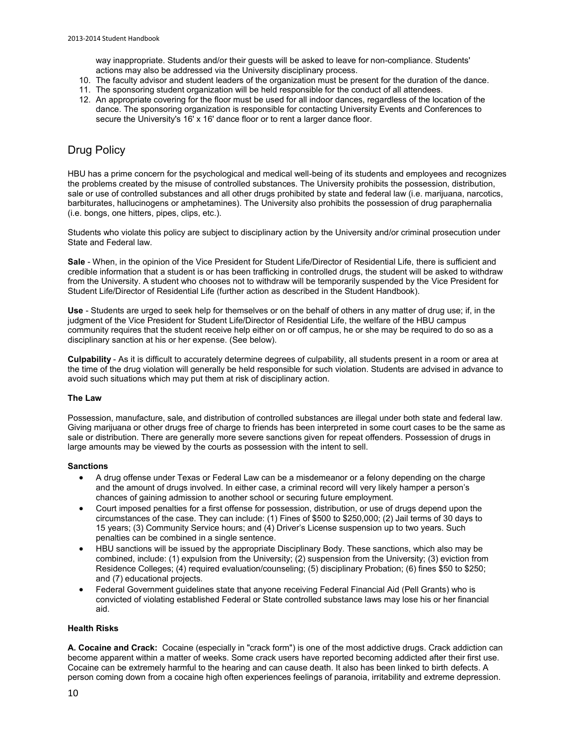way inappropriate. Students and/or their guests will be asked to leave for non-compliance. Students' actions may also be addressed via the University disciplinary process.

10. The faculty advisor and student leaders of the organization must be present for the duration of the dance.
11. The sponsoring student organization will be held responsible for the conduct of all attendees.
12. An appropriate covering for the floor must be used for all indoor dances, regardless of the location of the dance. The sponsoring organization is responsible for contacting University Events and Conferences to secure the University's 16' x 16' dance floor or to rent a larger dance floor.

## Drug Policy

HBU has a prime concern for the psychological and medical well-being of its students and employees and recognizes the problems created by the misuse of controlled substances. The University prohibits the possession, distribution, sale or use of controlled substances and all other drugs prohibited by state and federal law (i.e. marijuana, narcotics, barbiturates, hallucinogens or amphetamines). The University also prohibits the possession of drug paraphernalia (i.e. bongs, one hitters, pipes, clips, etc.).

Students who violate this policy are subject to disciplinary action by the University and/or criminal prosecution under State and Federal law.

**Sale** - When, in the opinion of the Vice President for Student Life/Director of Residential Life, there is sufficient and credible information that a student is or has been trafficking in controlled drugs, the student will be asked to withdraw from the University. A student who chooses not to withdraw will be temporarily suspended by the Vice President for Student Life/Director of Residential Life (further action as described in the Student Handbook).

**Use** - Students are urged to seek help for themselves or on the behalf of others in any matter of drug use; if, in the judgment of the Vice President for Student Life/Director of Residential Life, the welfare of the HBU campus community requires that the student receive help either on or off campus, he or she may be required to do so as a disciplinary sanction at his or her expense. (See below).

**Culpability** - As it is difficult to accurately determine degrees of culpability, all students present in a room or area at the time of the drug violation will generally be held responsible for such violation. Students are advised in advance to avoid such situations which may put them at risk of disciplinary action.

**The Law**

Possession, manufacture, sale, and distribution of controlled substances are illegal under both state and federal law. Giving marijuana or other drugs free of charge to friends has been interpreted in some court cases to be the same as sale or distribution. There are generally more severe sanctions given for repeat offenders. Possession of drugs in large amounts may be viewed by the courts as possession with the intent to sell.

**Sanctions**

- A drug offense under Texas or Federal Law can be a misdemeanor or a felony depending on the charge and the amount of drugs involved. In either case, a criminal record will very likely hamper a person's chances of gaining admission to another school or securing future employment.
- Court imposed penalties for a first offense for possession, distribution, or use of drugs depend upon the circumstances of the case. They can include: (1) Fines of $500 to $250,000; (2) Jail terms of 30 days to 15 years; (3) Community Service hours; and (4) Driver's License suspension up to two years. Such penalties can be combined in a single sentence.
- HBU sanctions will be issued by the appropriate Disciplinary Body. These sanctions, which also may be combined, include: (1) expulsion from the University; (2) suspension from the University; (3) eviction from Residence Colleges; (4) required evaluation/counseling; (5) disciplinary Probation; (6) fines $50 to $250; and (7) educational projects.
- Federal Government guidelines state that anyone receiving Federal Financial Aid (Pell Grants) who is convicted of violating established Federal or State controlled substance laws may lose his or her financial aid.

**Health Risks**

**A. Cocaine and Crack:** Cocaine (especially in "crack form") is one of the most addictive drugs. Crack addiction can become apparent within a matter of weeks. Some crack users have reported becoming addicted after their first use. Cocaine can be extremely harmful to the hearing and can cause death. It also has been linked to birth defects. A person coming down from a cocaine high often experiences feelings of paranoia, irritability and extreme depression.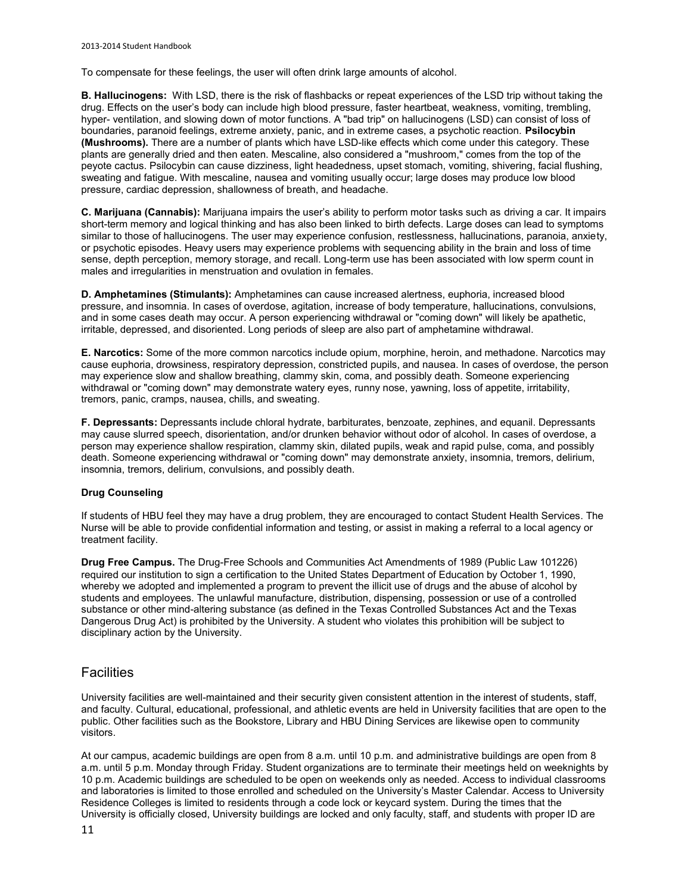To compensate for these feelings, the user will often drink large amounts of alcohol.

**B. Hallucinogens:** With LSD, there is the risk of flashbacks or repeat experiences of the LSD trip without taking the drug. Effects on the user's body can include high blood pressure, faster heartbeat, weakness, vomiting, trembling, hyper- ventilation, and slowing down of motor functions. A "bad trip" on hallucinogens (LSD) can consist of loss of boundaries, paranoid feelings, extreme anxiety, panic, and in extreme cases, a psychotic reaction. **Psilocybin (Mushrooms).** There are a number of plants which have LSD-like effects which come under this category. These plants are generally dried and then eaten. Mescaline, also considered a "mushroom," comes from the top of the peyote cactus. Psilocybin can cause dizziness, light headedness, upset stomach, vomiting, shivering, facial flushing, sweating and fatigue. With mescaline, nausea and vomiting usually occur; large doses may produce low blood pressure, cardiac depression, shallowness of breath, and headache.

**C. Marijuana (Cannabis):** Marijuana impairs the user's ability to perform motor tasks such as driving a car. It impairs short-term memory and logical thinking and has also been linked to birth defects. Large doses can lead to symptoms similar to those of hallucinogens. The user may experience confusion, restlessness, hallucinations, paranoia, anxiety, or psychotic episodes. Heavy users may experience problems with sequencing ability in the brain and loss of time sense, depth perception, memory storage, and recall. Long-term use has been associated with low sperm count in males and irregularities in menstruation and ovulation in females.

**D. Amphetamines (Stimulants):** Amphetamines can cause increased alertness, euphoria, increased blood pressure, and insomnia. In cases of overdose, agitation, increase of body temperature, hallucinations, convulsions, and in some cases death may occur. A person experiencing withdrawal or "coming down" will likely be apathetic, irritable, depressed, and disoriented. Long periods of sleep are also part of amphetamine withdrawal.

**E. Narcotics:** Some of the more common narcotics include opium, morphine, heroin, and methadone. Narcotics may cause euphoria, drowsiness, respiratory depression, constricted pupils, and nausea. In cases of overdose, the person may experience slow and shallow breathing, clammy skin, coma, and possibly death. Someone experiencing withdrawal or "coming down" may demonstrate watery eyes, runny nose, yawning, loss of appetite, irritability, tremors, panic, cramps, nausea, chills, and sweating.

**F. Depressants:** Depressants include chloral hydrate, barbiturates, benzoate, zephines, and equanil. Depressants may cause slurred speech, disorientation, and/or drunken behavior without odor of alcohol. In cases of overdose, a person may experience shallow respiration, clammy skin, dilated pupils, weak and rapid pulse, coma, and possibly death. Someone experiencing withdrawal or "coming down" may demonstrate anxiety, insomnia, tremors, delirium, insomnia, tremors, delirium, convulsions, and possibly death.

**Drug Counseling**

If students of HBU feel they may have a drug problem, they are encouraged to contact Student Health Services. The Nurse will be able to provide confidential information and testing, or assist in making a referral to a local agency or treatment facility.

**Drug Free Campus.** The Drug-Free Schools and Communities Act Amendments of 1989 (Public Law 101226) required our institution to sign a certification to the United States Department of Education by October 1, 1990, whereby we adopted and implemented a program to prevent the illicit use of drugs and the abuse of alcohol by students and employees. The unlawful manufacture, distribution, dispensing, possession or use of a controlled substance or other mind-altering substance (as defined in the Texas Controlled Substances Act and the Texas Dangerous Drug Act) is prohibited by the University. A student who violates this prohibition will be subject to disciplinary action by the University.

## Facilities

University facilities are well-maintained and their security given consistent attention in the interest of students, staff, and faculty. Cultural, educational, professional, and athletic events are held in University facilities that are open to the public. Other facilities such as the Bookstore, Library and HBU Dining Services are likewise open to community visitors.

At our campus, academic buildings are open from 8 a.m. until 10 p.m. and administrative buildings are open from 8 a.m. until 5 p.m. Monday through Friday. Student organizations are to terminate their meetings held on weeknights by 10 p.m. Academic buildings are scheduled to be open on weekends only as needed. Access to individual classrooms and laboratories is limited to those enrolled and scheduled on the University's Master Calendar. Access to University Residence Colleges is limited to residents through a code lock or keycard system. During the times that the University is officially closed, University buildings are locked and only faculty, staff, and students with proper ID are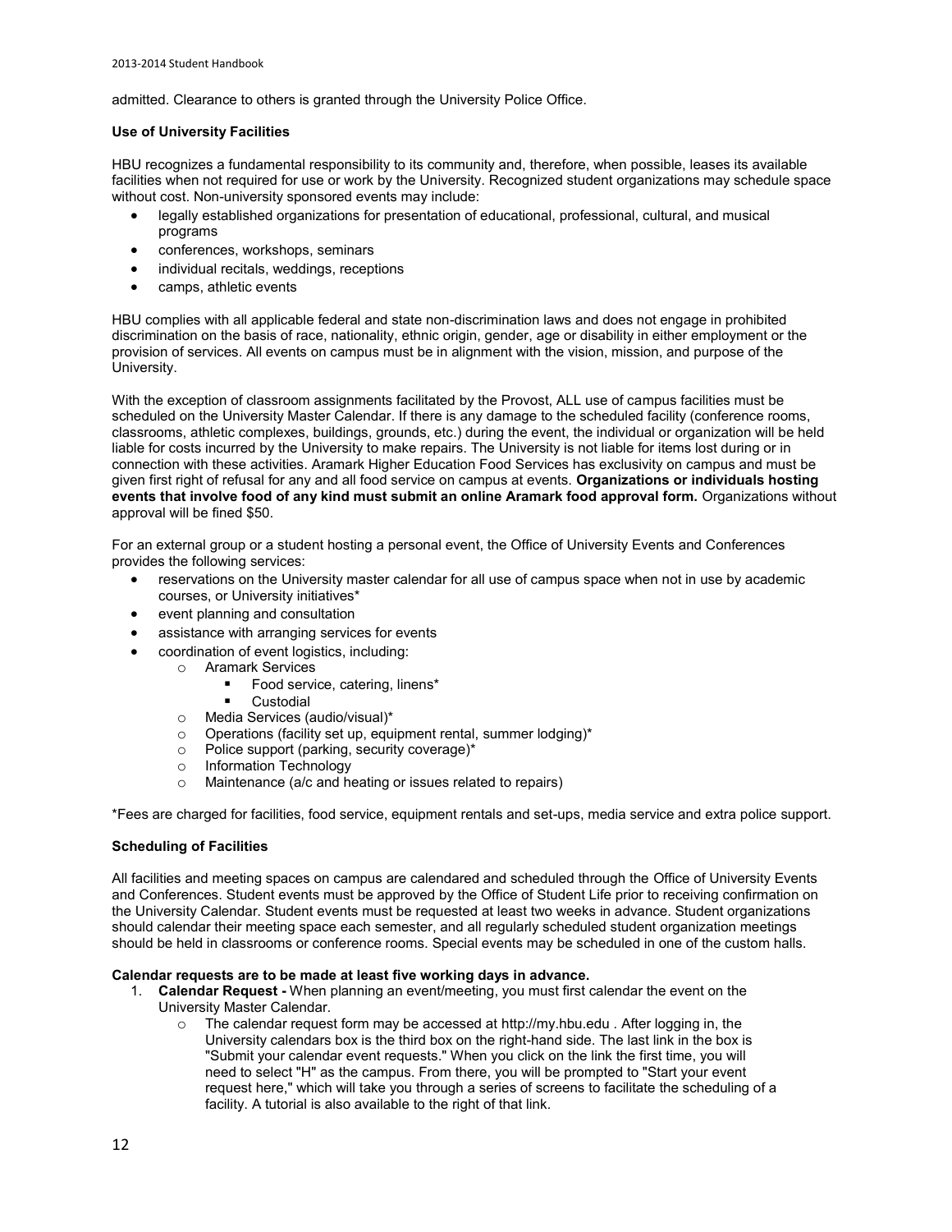admitted. Clearance to others is granted through the University Police Office.

### Use of University Facilities

HBU recognizes a fundamental responsibility to its community and, therefore, when possible, leases its available facilities when not required for use or work by the University. Recognized student organizations may schedule space without cost. Non-university sponsored events may include:

- legally established organizations for presentation of educational, professional, cultural, and musical programs
- conferences, workshops, seminars
- individual recitals, weddings, receptions
- camps, athletic events

HBU complies with all applicable federal and state non-discrimination laws and does not engage in prohibited discrimination on the basis of race, nationality, ethnic origin, gender, age or disability in either employment or the provision of services. All events on campus must be in alignment with the vision, mission, and purpose of the University.

With the exception of classroom assignments facilitated by the Provost, ALL use of campus facilities must be scheduled on the University Master Calendar. If there is any damage to the scheduled facility (conference rooms, classrooms, athletic complexes, buildings, grounds, etc.) during the event, the individual or organization will be held liable for costs incurred by the University to make repairs. The University is not liable for items lost during or in connection with these activities. Aramark Higher Education Food Services has exclusivity on campus and must be given first right of refusal for any and all food service on campus at events. **Organizations or individuals hosting events that involve food of any kind must submit an online Aramark food approval form.** Organizations without approval will be fined $50.

For an external group or a student hosting a personal event, the Office of University Events and Conferences provides the following services:

- reservations on the University master calendar for all use of campus space when not in use by academic courses, or University initiatives*
- event planning and consultation
- assistance with arranging services for events
- coordination of event logistics, including:
  - Aramark Services
    - Food service, catering, linens*
    - Custodial
  - Media Services (audio/visual)*
  - Operations (facility set up, equipment rental, summer lodging)*
  - Police support (parking, security coverage)*
  - Information Technology
  - Maintenance (a/c and heating or issues related to repairs)

*Fees are charged for facilities, food service, equipment rentals and set-ups, media service and extra police support.

### Scheduling of Facilities

All facilities and meeting spaces on campus are calendared and scheduled through the Office of University Events and Conferences. Student events must be approved by the Office of Student Life prior to receiving confirmation on the University Calendar. Student events must be requested at least two weeks in advance. Student organizations should calendar their meeting space each semester, and all regularly scheduled student organization meetings should be held in classrooms or conference rooms. Special events may be scheduled in one of the custom halls.

**Calendar requests are to be made at least five working days in advance.**

1. **Calendar Request -** When planning an event/meeting, you must first calendar the event on the University Master Calendar.
   - The calendar request form may be accessed at http://my.hbu.edu . After logging in, the University calendars box is the third box on the right-hand side. The last link in the box is "Submit your calendar event requests." When you click on the link the first time, you will need to select "H" as the campus. From there, you will be prompted to "Start your event request here," which will take you through a series of screens to facilitate the scheduling of a facility. A tutorial is also available to the right of that link.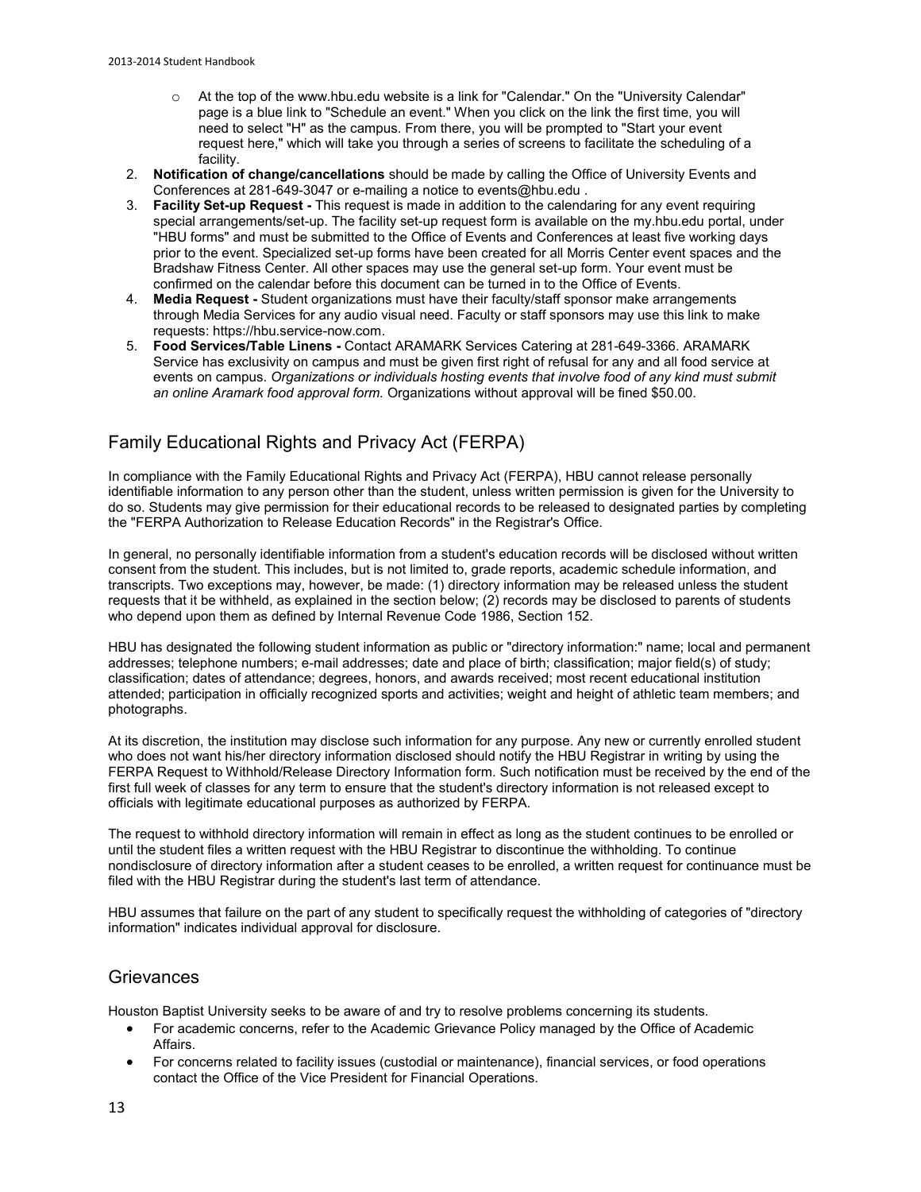- At the top of the www.hbu.edu website is a link for "Calendar." On the "University Calendar" page is a blue link to "Schedule an event." When you click on the link the first time, you will need to select "H" as the campus. From there, you will be prompted to "Start your event request here," which will take you through a series of screens to facilitate the scheduling of a facility.

2. **Notification of change/cancellations** should be made by calling the Office of University Events and Conferences at 281-649-3047 or e-mailing a notice to events@hbu.edu .
3. **Facility Set-up Request -** This request is made in addition to the calendaring for any event requiring special arrangements/set-up. The facility set-up request form is available on the my.hbu.edu portal, under "HBU forms" and must be submitted to the Office of Events and Conferences at least five working days prior to the event. Specialized set-up forms have been created for all Morris Center event spaces and the Bradshaw Fitness Center. All other spaces may use the general set-up form. Your event must be confirmed on the calendar before this document can be turned in to the Office of Events.
4. **Media Request -** Student organizations must have their faculty/staff sponsor make arrangements through Media Services for any audio visual need. Faculty or staff sponsors may use this link to make requests: https://hbu.service-now.com.
5. **Food Services/Table Linens -** Contact ARAMARK Services Catering at 281-649-3366. ARAMARK Service has exclusivity on campus and must be given first right of refusal for any and all food service at events on campus. *Organizations or individuals hosting events that involve food of any kind must submit an online Aramark food approval form.* Organizations without approval will be fined $50.00.

## Family Educational Rights and Privacy Act (FERPA)

In compliance with the Family Educational Rights and Privacy Act (FERPA), HBU cannot release personally identifiable information to any person other than the student, unless written permission is given for the University to do so. Students may give permission for their educational records to be released to designated parties by completing the "FERPA Authorization to Release Education Records" in the Registrar's Office.

In general, no personally identifiable information from a student's education records will be disclosed without written consent from the student. This includes, but is not limited to, grade reports, academic schedule information, and transcripts. Two exceptions may, however, be made: (1) directory information may be released unless the student requests that it be withheld, as explained in the section below; (2) records may be disclosed to parents of students who depend upon them as defined by Internal Revenue Code 1986, Section 152.

HBU has designated the following student information as public or "directory information:" name; local and permanent addresses; telephone numbers; e-mail addresses; date and place of birth; classification; major field(s) of study; classification; dates of attendance; degrees, honors, and awards received; most recent educational institution attended; participation in officially recognized sports and activities; weight and height of athletic team members; and photographs.

At its discretion, the institution may disclose such information for any purpose. Any new or currently enrolled student who does not want his/her directory information disclosed should notify the HBU Registrar in writing by using the FERPA Request to Withhold/Release Directory Information form. Such notification must be received by the end of the first full week of classes for any term to ensure that the student's directory information is not released except to officials with legitimate educational purposes as authorized by FERPA.

The request to withhold directory information will remain in effect as long as the student continues to be enrolled or until the student files a written request with the HBU Registrar to discontinue the withholding. To continue nondisclosure of directory information after a student ceases to be enrolled, a written request for continuance must be filed with the HBU Registrar during the student's last term of attendance.

HBU assumes that failure on the part of any student to specifically request the withholding of categories of "directory information" indicates individual approval for disclosure.

## Grievances

Houston Baptist University seeks to be aware of and try to resolve problems concerning its students.

- For academic concerns, refer to the Academic Grievance Policy managed by the Office of Academic Affairs.
- For concerns related to facility issues (custodial or maintenance), financial services, or food operations contact the Office of the Vice President for Financial Operations.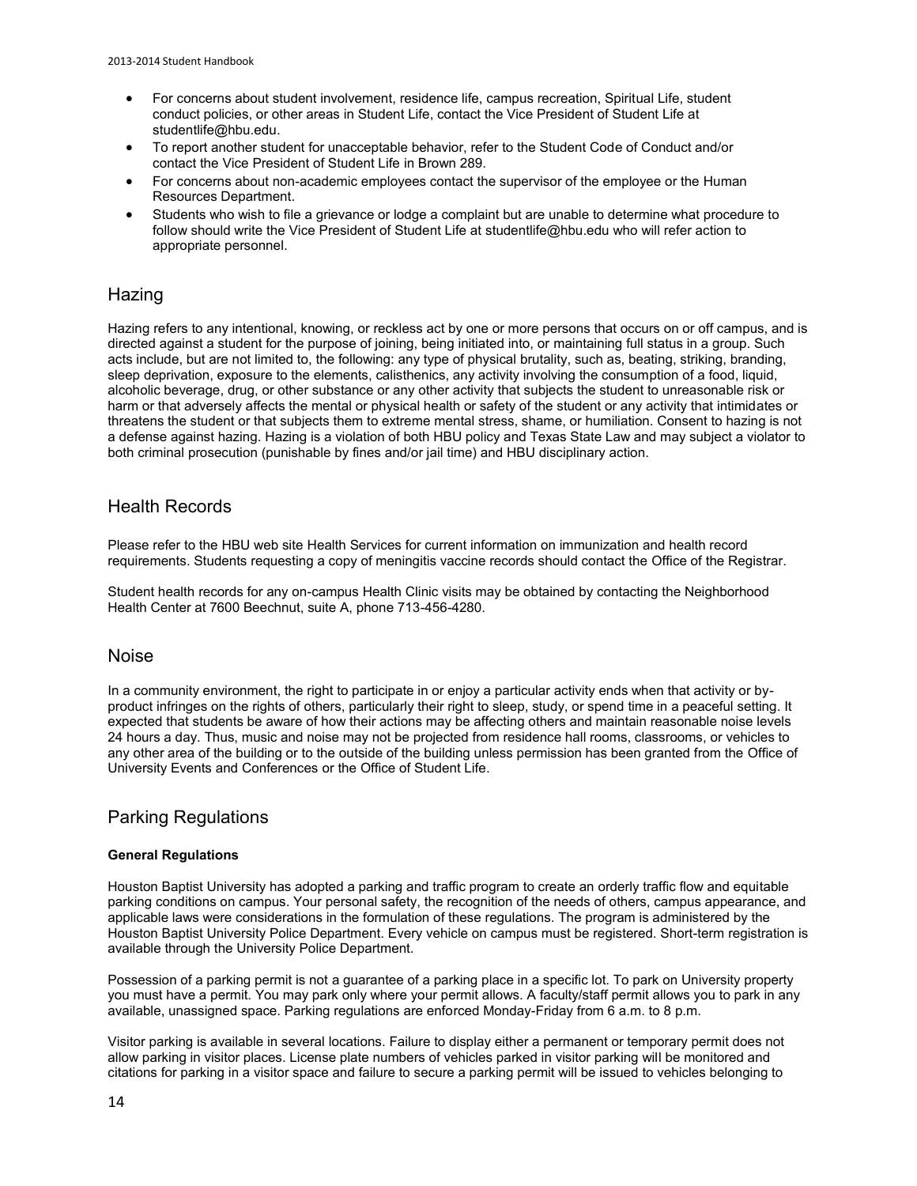- For concerns about student involvement, residence life, campus recreation, Spiritual Life, student conduct policies, or other areas in Student Life, contact the Vice President of Student Life at studentlife@hbu.edu.
- To report another student for unacceptable behavior, refer to the Student Code of Conduct and/or contact the Vice President of Student Life in Brown 289.
- For concerns about non-academic employees contact the supervisor of the employee or the Human Resources Department.
- Students who wish to file a grievance or lodge a complaint but are unable to determine what procedure to follow should write the Vice President of Student Life at studentlife@hbu.edu who will refer action to appropriate personnel.

## Hazing

Hazing refers to any intentional, knowing, or reckless act by one or more persons that occurs on or off campus, and is directed against a student for the purpose of joining, being initiated into, or maintaining full status in a group. Such acts include, but are not limited to, the following: any type of physical brutality, such as, beating, striking, branding, sleep deprivation, exposure to the elements, calisthenics, any activity involving the consumption of a food, liquid, alcoholic beverage, drug, or other substance or any other activity that subjects the student to unreasonable risk or harm or that adversely affects the mental or physical health or safety of the student or any activity that intimidates or threatens the student or that subjects them to extreme mental stress, shame, or humiliation. Consent to hazing is not a defense against hazing. Hazing is a violation of both HBU policy and Texas State Law and may subject a violator to both criminal prosecution (punishable by fines and/or jail time) and HBU disciplinary action.

## Health Records

Please refer to the HBU web site Health Services for current information on immunization and health record requirements. Students requesting a copy of meningitis vaccine records should contact the Office of the Registrar.

Student health records for any on-campus Health Clinic visits may be obtained by contacting the Neighborhood Health Center at 7600 Beechnut, suite A, phone 713-456-4280.

## Noise

In a community environment, the right to participate in or enjoy a particular activity ends when that activity or by-product infringes on the rights of others, particularly their right to sleep, study, or spend time in a peaceful setting. It expected that students be aware of how their actions may be affecting others and maintain reasonable noise levels 24 hours a day. Thus, music and noise may not be projected from residence hall rooms, classrooms, or vehicles to any other area of the building or to the outside of the building unless permission has been granted from the Office of University Events and Conferences or the Office of Student Life.

## Parking Regulations

**General Regulations**

Houston Baptist University has adopted a parking and traffic program to create an orderly traffic flow and equitable parking conditions on campus. Your personal safety, the recognition of the needs of others, campus appearance, and applicable laws were considerations in the formulation of these regulations. The program is administered by the Houston Baptist University Police Department. Every vehicle on campus must be registered. Short-term registration is available through the University Police Department.

Possession of a parking permit is not a guarantee of a parking place in a specific lot. To park on University property you must have a permit. You may park only where your permit allows. A faculty/staff permit allows you to park in any available, unassigned space. Parking regulations are enforced Monday-Friday from 6 a.m. to 8 p.m.

Visitor parking is available in several locations. Failure to display either a permanent or temporary permit does not allow parking in visitor places. License plate numbers of vehicles parked in visitor parking will be monitored and citations for parking in a visitor space and failure to secure a parking permit will be issued to vehicles belonging to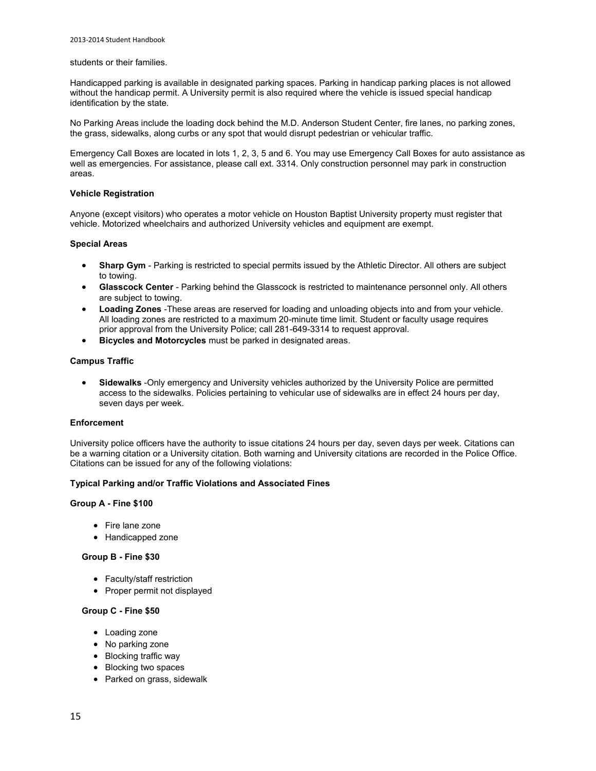students or their families.

Handicapped parking is available in designated parking spaces. Parking in handicap parking places is not allowed without the handicap permit. A University permit is also required where the vehicle is issued special handicap identification by the state.

No Parking Areas include the loading dock behind the M.D. Anderson Student Center, fire lanes, no parking zones, the grass, sidewalks, along curbs or any spot that would disrupt pedestrian or vehicular traffic.

Emergency Call Boxes are located in lots 1, 2, 3, 5 and 6. You may use Emergency Call Boxes for auto assistance as well as emergencies. For assistance, please call ext. 3314. Only construction personnel may park in construction areas.

**Vehicle Registration**

Anyone (except visitors) who operates a motor vehicle on Houston Baptist University property must register that vehicle. Motorized wheelchairs and authorized University vehicles and equipment are exempt.

**Special Areas**

- **Sharp Gym** - Parking is restricted to special permits issued by the Athletic Director. All others are subject to towing.
- **Glasscock Center** - Parking behind the Glasscock is restricted to maintenance personnel only. All others are subject to towing.
- **Loading Zones** -These areas are reserved for loading and unloading objects into and from your vehicle. All loading zones are restricted to a maximum 20-minute time limit. Student or faculty usage requires prior approval from the University Police; call 281-649-3314 to request approval.
- **Bicycles and Motorcycles** must be parked in designated areas.

**Campus Traffic**

- **Sidewalks** -Only emergency and University vehicles authorized by the University Police are permitted access to the sidewalks. Policies pertaining to vehicular use of sidewalks are in effect 24 hours per day, seven days per week.

**Enforcement**

University police officers have the authority to issue citations 24 hours per day, seven days per week. Citations can be a warning citation or a University citation. Both warning and University citations are recorded in the Police Office. Citations can be issued for any of the following violations:

**Typical Parking and/or Traffic Violations and Associated Fines**

**Group A - Fine $100**

- Fire lane zone
- Handicapped zone

**Group B - Fine $30**

- Faculty/staff restriction
- Proper permit not displayed

**Group C - Fine $50**

- Loading zone
- No parking zone
- Blocking traffic way
- Blocking two spaces
- Parked on grass, sidewalk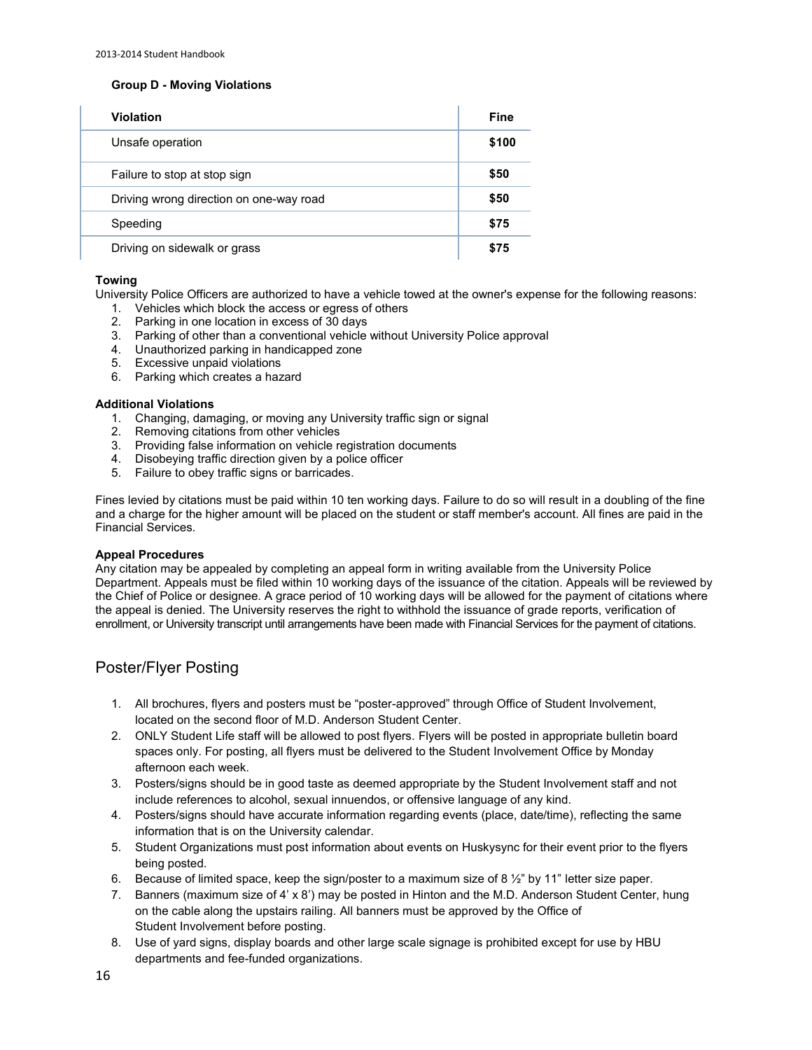**Group D - Moving Violations**

| Violation | Fine |
|---|---|
| Unsafe operation | **$100** |
| Failure to stop at stop sign | **$50** |
| Driving wrong direction on one-way road | **$50** |
| Speeding | **$75** |
| Driving on sidewalk or grass | **$75** |

**Towing**

University Police Officers are authorized to have a vehicle towed at the owner's expense for the following reasons:

1. Vehicles which block the access or egress of others
2. Parking in one location in excess of 30 days
3. Parking of other than a conventional vehicle without University Police approval
4. Unauthorized parking in handicapped zone
5. Excessive unpaid violations
6. Parking which creates a hazard

**Additional Violations**

1. Changing, damaging, or moving any University traffic sign or signal
2. Removing citations from other vehicles
3. Providing false information on vehicle registration documents
4. Disobeying traffic direction given by a police officer
5. Failure to obey traffic signs or barricades.

Fines levied by citations must be paid within 10 ten working days. Failure to do so will result in a doubling of the fine and a charge for the higher amount will be placed on the student or staff member's account. All fines are paid in the Financial Services.

**Appeal Procedures**

Any citation may be appealed by completing an appeal form in writing available from the University Police Department. Appeals must be filed within 10 working days of the issuance of the citation. Appeals will be reviewed by the Chief of Police or designee. A grace period of 10 working days will be allowed for the payment of citations where the appeal is denied. The University reserves the right to withhold the issuance of grade reports, verification of enrollment, or University transcript until arrangements have been made with Financial Services for the payment of citations.

## Poster/Flyer Posting

1. All brochures, flyers and posters must be "poster-approved" through Office of Student Involvement, located on the second floor of M.D. Anderson Student Center.
2. ONLY Student Life staff will be allowed to post flyers. Flyers will be posted in appropriate bulletin board spaces only. For posting, all flyers must be delivered to the Student Involvement Office by Monday afternoon each week.
3. Posters/signs should be in good taste as deemed appropriate by the Student Involvement staff and not include references to alcohol, sexual innuendos, or offensive language of any kind.
4. Posters/signs should have accurate information regarding events (place, date/time), reflecting the same information that is on the University calendar.
5. Student Organizations must post information about events on Huskysync for their event prior to the flyers being posted.
6. Because of limited space, keep the sign/poster to a maximum size of 8 ½" by 11" letter size paper.
7. Banners (maximum size of 4' x 8') may be posted in Hinton and the M.D. Anderson Student Center, hung on the cable along the upstairs railing. All banners must be approved by the Office of Student Involvement before posting.
8. Use of yard signs, display boards and other large scale signage is prohibited except for use by HBU departments and fee-funded organizations.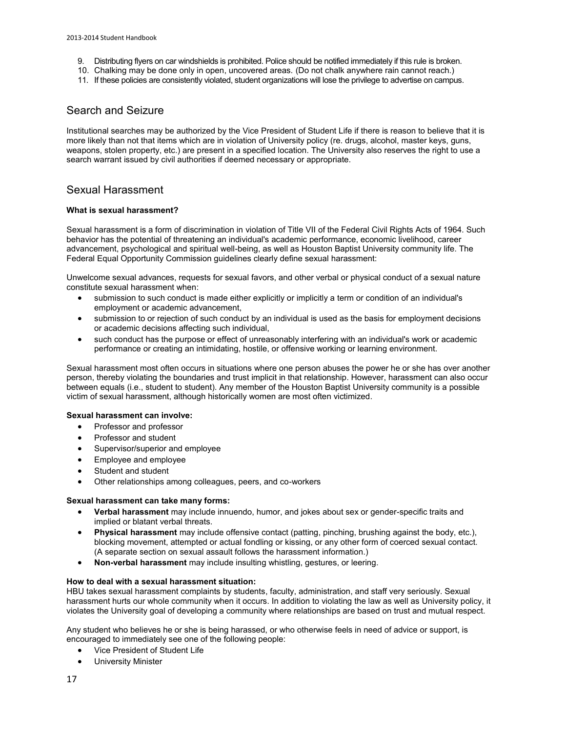9. Distributing flyers on car windshields is prohibited. Police should be notified immediately if this rule is broken.
10. Chalking may be done only in open, uncovered areas. (Do not chalk anywhere rain cannot reach.)
11. If these policies are consistently violated, student organizations will lose the privilege to advertise on campus.

## Search and Seizure

Institutional searches may be authorized by the Vice President of Student Life if there is reason to believe that it is more likely than not that items which are in violation of University policy (re. drugs, alcohol, master keys, guns, weapons, stolen property, etc.) are present in a specified location. The University also reserves the right to use a search warrant issued by civil authorities if deemed necessary or appropriate.

## Sexual Harassment

**What is sexual harassment?**

Sexual harassment is a form of discrimination in violation of Title VII of the Federal Civil Rights Acts of 1964. Such behavior has the potential of threatening an individual's academic performance, economic livelihood, career advancement, psychological and spiritual well-being, as well as Houston Baptist University community life. The Federal Equal Opportunity Commission guidelines clearly define sexual harassment:

Unwelcome sexual advances, requests for sexual favors, and other verbal or physical conduct of a sexual nature constitute sexual harassment when:

- submission to such conduct is made either explicitly or implicitly a term or condition of an individual's employment or academic advancement,
- submission to or rejection of such conduct by an individual is used as the basis for employment decisions or academic decisions affecting such individual,
- such conduct has the purpose or effect of unreasonably interfering with an individual's work or academic performance or creating an intimidating, hostile, or offensive working or learning environment.

Sexual harassment most often occurs in situations where one person abuses the power he or she has over another person, thereby violating the boundaries and trust implicit in that relationship. However, harassment can also occur between equals (i.e., student to student). Any member of the Houston Baptist University community is a possible victim of sexual harassment, although historically women are most often victimized.

**Sexual harassment can involve:**

- Professor and professor
- Professor and student
- Supervisor/superior and employee
- Employee and employee
- Student and student
- Other relationships among colleagues, peers, and co-workers

**Sexual harassment can take many forms:**

- **Verbal harassment** may include innuendo, humor, and jokes about sex or gender-specific traits and implied or blatant verbal threats.
- **Physical harassment** may include offensive contact (patting, pinching, brushing against the body, etc.), blocking movement, attempted or actual fondling or kissing, or any other form of coerced sexual contact. (A separate section on sexual assault follows the harassment information.)
- **Non-verbal harassment** may include insulting whistling, gestures, or leering.

**How to deal with a sexual harassment situation:**

HBU takes sexual harassment complaints by students, faculty, administration, and staff very seriously. Sexual harassment hurts our whole community when it occurs. In addition to violating the law as well as University policy, it violates the University goal of developing a community where relationships are based on trust and mutual respect.

Any student who believes he or she is being harassed, or who otherwise feels in need of advice or support, is encouraged to immediately see one of the following people:

- Vice President of Student Life
- University Minister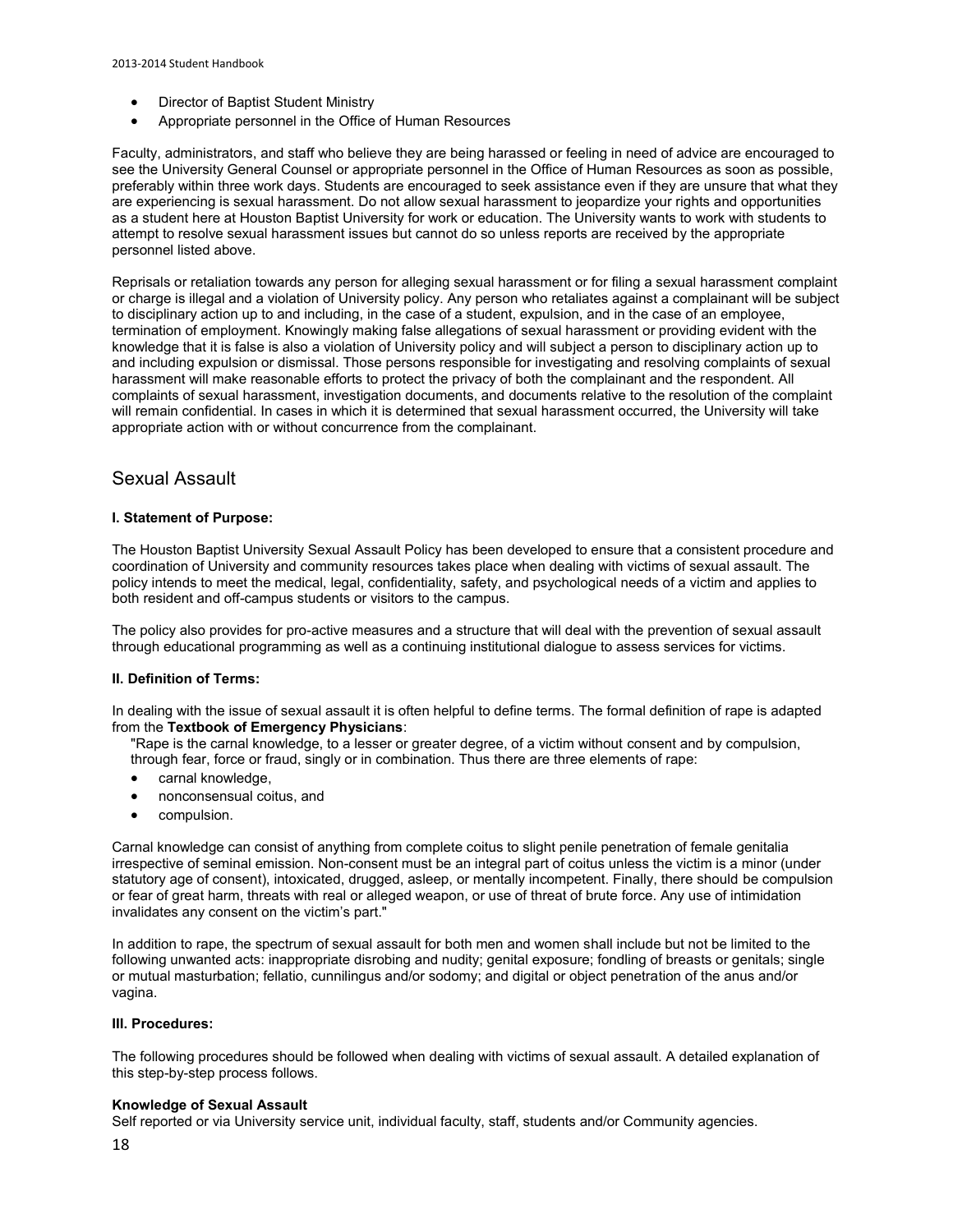- Director of Baptist Student Ministry
- Appropriate personnel in the Office of Human Resources

Faculty, administrators, and staff who believe they are being harassed or feeling in need of advice are encouraged to see the University General Counsel or appropriate personnel in the Office of Human Resources as soon as possible, preferably within three work days. Students are encouraged to seek assistance even if they are unsure that what they are experiencing is sexual harassment. Do not allow sexual harassment to jeopardize your rights and opportunities as a student here at Houston Baptist University for work or education. The University wants to work with students to attempt to resolve sexual harassment issues but cannot do so unless reports are received by the appropriate personnel listed above.

Reprisals or retaliation towards any person for alleging sexual harassment or for filing a sexual harassment complaint or charge is illegal and a violation of University policy. Any person who retaliates against a complainant will be subject to disciplinary action up to and including, in the case of a student, expulsion, and in the case of an employee, termination of employment. Knowingly making false allegations of sexual harassment or providing evident with the knowledge that it is false is also a violation of University policy and will subject a person to disciplinary action up to and including expulsion or dismissal. Those persons responsible for investigating and resolving complaints of sexual harassment will make reasonable efforts to protect the privacy of both the complainant and the respondent. All complaints of sexual harassment, investigation documents, and documents relative to the resolution of the complaint will remain confidential. In cases in which it is determined that sexual harassment occurred, the University will take appropriate action with or without concurrence from the complainant.

## Sexual Assault

**I. Statement of Purpose:**

The Houston Baptist University Sexual Assault Policy has been developed to ensure that a consistent procedure and coordination of University and community resources takes place when dealing with victims of sexual assault. The policy intends to meet the medical, legal, confidentiality, safety, and psychological needs of a victim and applies to both resident and off-campus students or visitors to the campus.

The policy also provides for pro-active measures and a structure that will deal with the prevention of sexual assault through educational programming as well as a continuing institutional dialogue to assess services for victims.

**II. Definition of Terms:**

In dealing with the issue of sexual assault it is often helpful to define terms. The formal definition of rape is adapted from the **Textbook of Emergency Physicians**:

"Rape is the carnal knowledge, to a lesser or greater degree, of a victim without consent and by compulsion, through fear, force or fraud, singly or in combination. Thus there are three elements of rape:

- carnal knowledge,
- nonconsensual coitus, and
- compulsion.

Carnal knowledge can consist of anything from complete coitus to slight penile penetration of female genitalia irrespective of seminal emission. Non-consent must be an integral part of coitus unless the victim is a minor (under statutory age of consent), intoxicated, drugged, asleep, or mentally incompetent. Finally, there should be compulsion or fear of great harm, threats with real or alleged weapon, or use of threat of brute force. Any use of intimidation invalidates any consent on the victim's part."

In addition to rape, the spectrum of sexual assault for both men and women shall include but not be limited to the following unwanted acts: inappropriate disrobing and nudity; genital exposure; fondling of breasts or genitals; single or mutual masturbation; fellatio, cunnilingus and/or sodomy; and digital or object penetration of the anus and/or vagina.

**III. Procedures:**

The following procedures should be followed when dealing with victims of sexual assault. A detailed explanation of this step-by-step process follows.

**Knowledge of Sexual Assault**
Self reported or via University service unit, individual faculty, staff, students and/or Community agencies.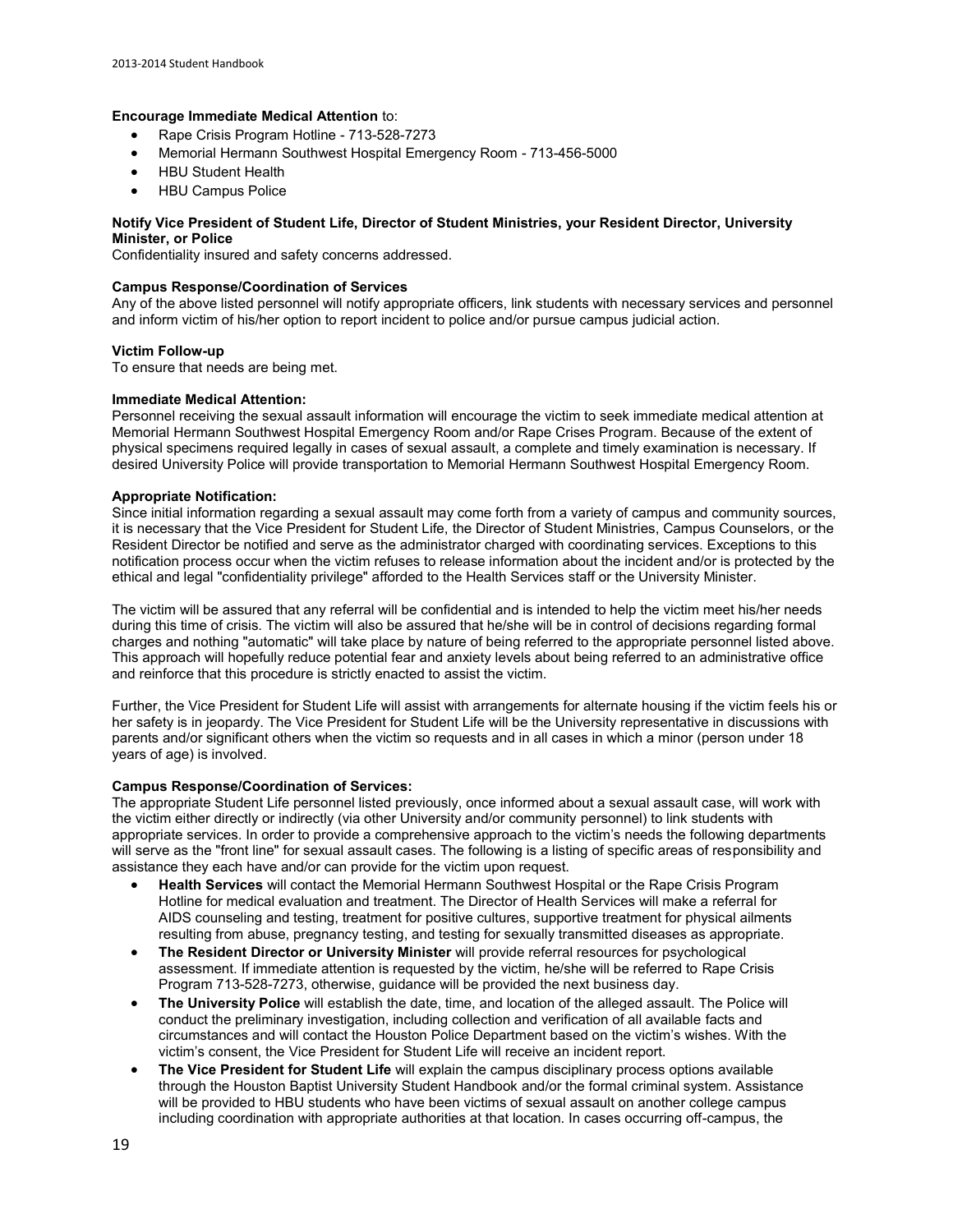**Encourage Immediate Medical Attention** to:

- Rape Crisis Program Hotline - 713-528-7273
- Memorial Hermann Southwest Hospital Emergency Room - 713-456-5000
- HBU Student Health
- HBU Campus Police

**Notify Vice President of Student Life, Director of Student Ministries, your Resident Director, University Minister, or Police**

Confidentiality insured and safety concerns addressed.

**Campus Response/Coordination of Services**

Any of the above listed personnel will notify appropriate officers, link students with necessary services and personnel and inform victim of his/her option to report incident to police and/or pursue campus judicial action.

**Victim Follow-up**

To ensure that needs are being met.

**Immediate Medical Attention:**

Personnel receiving the sexual assault information will encourage the victim to seek immediate medical attention at Memorial Hermann Southwest Hospital Emergency Room and/or Rape Crises Program. Because of the extent of physical specimens required legally in cases of sexual assault, a complete and timely examination is necessary. If desired University Police will provide transportation to Memorial Hermann Southwest Hospital Emergency Room.

**Appropriate Notification:**

Since initial information regarding a sexual assault may come forth from a variety of campus and community sources, it is necessary that the Vice President for Student Life, the Director of Student Ministries, Campus Counselors, or the Resident Director be notified and serve as the administrator charged with coordinating services. Exceptions to this notification process occur when the victim refuses to release information about the incident and/or is protected by the ethical and legal "confidentiality privilege" afforded to the Health Services staff or the University Minister.

The victim will be assured that any referral will be confidential and is intended to help the victim meet his/her needs during this time of crisis. The victim will also be assured that he/she will be in control of decisions regarding formal charges and nothing "automatic" will take place by nature of being referred to the appropriate personnel listed above. This approach will hopefully reduce potential fear and anxiety levels about being referred to an administrative office and reinforce that this procedure is strictly enacted to assist the victim.

Further, the Vice President for Student Life will assist with arrangements for alternate housing if the victim feels his or her safety is in jeopardy. The Vice President for Student Life will be the University representative in discussions with parents and/or significant others when the victim so requests and in all cases in which a minor (person under 18 years of age) is involved.

**Campus Response/Coordination of Services:**

The appropriate Student Life personnel listed previously, once informed about a sexual assault case, will work with the victim either directly or indirectly (via other University and/or community personnel) to link students with appropriate services. In order to provide a comprehensive approach to the victim's needs the following departments will serve as the "front line" for sexual assault cases. The following is a listing of specific areas of responsibility and assistance they each have and/or can provide for the victim upon request.

- **Health Services** will contact the Memorial Hermann Southwest Hospital or the Rape Crisis Program Hotline for medical evaluation and treatment. The Director of Health Services will make a referral for AIDS counseling and testing, treatment for positive cultures, supportive treatment for physical ailments resulting from abuse, pregnancy testing, and testing for sexually transmitted diseases as appropriate.
- **The Resident Director or University Minister** will provide referral resources for psychological assessment. If immediate attention is requested by the victim, he/she will be referred to Rape Crisis Program 713-528-7273, otherwise, guidance will be provided the next business day.
- **The University Police** will establish the date, time, and location of the alleged assault. The Police will conduct the preliminary investigation, including collection and verification of all available facts and circumstances and will contact the Houston Police Department based on the victim's wishes. With the victim's consent, the Vice President for Student Life will receive an incident report.
- **The Vice President for Student Life** will explain the campus disciplinary process options available through the Houston Baptist University Student Handbook and/or the formal criminal system. Assistance will be provided to HBU students who have been victims of sexual assault on another college campus including coordination with appropriate authorities at that location. In cases occurring off-campus, the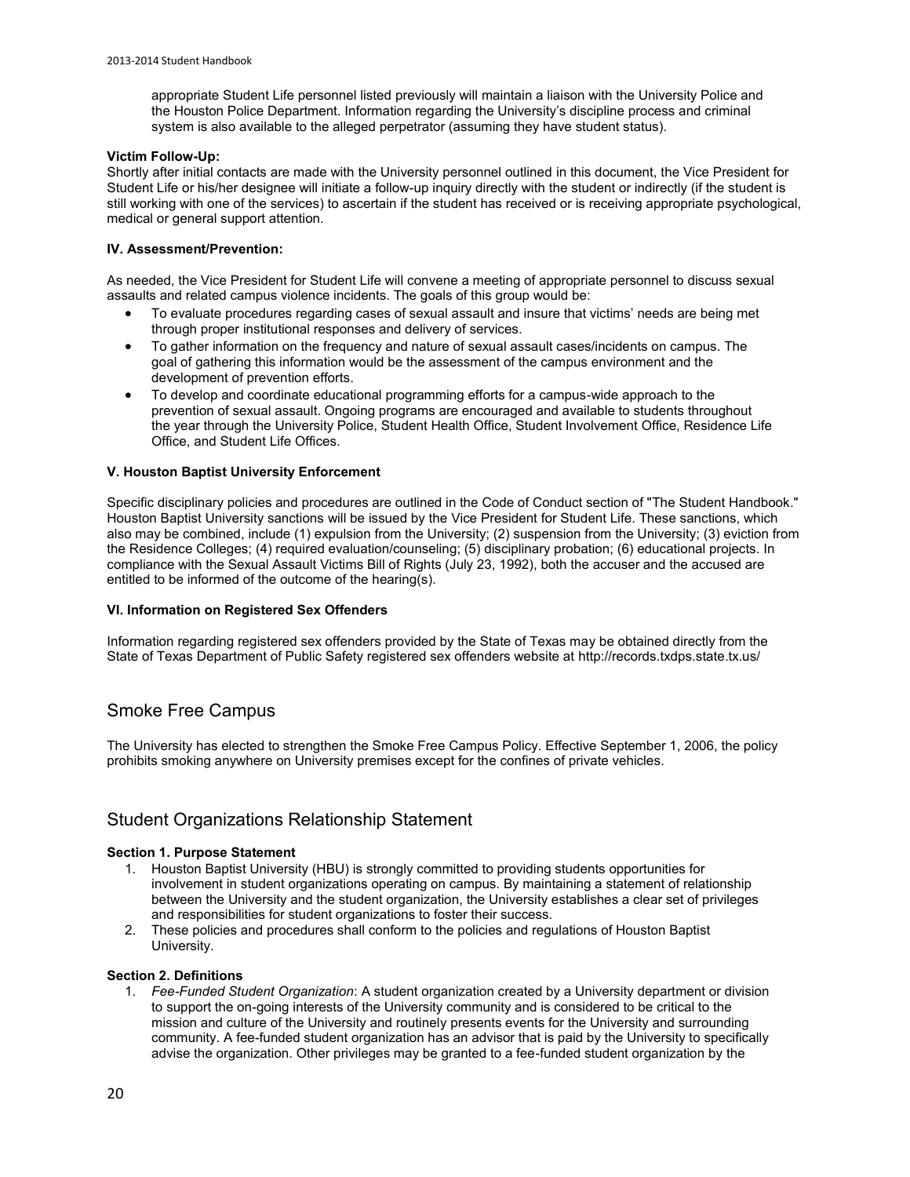appropriate Student Life personnel listed previously will maintain a liaison with the University Police and the Houston Police Department. Information regarding the University's discipline process and criminal system is also available to the alleged perpetrator (assuming they have student status).

**Victim Follow-Up:**
Shortly after initial contacts are made with the University personnel outlined in this document, the Vice President for Student Life or his/her designee will initiate a follow-up inquiry directly with the student or indirectly (if the student is still working with one of the services) to ascertain if the student has received or is receiving appropriate psychological, medical or general support attention.

**IV. Assessment/Prevention:**

As needed, the Vice President for Student Life will convene a meeting of appropriate personnel to discuss sexual assaults and related campus violence incidents. The goals of this group would be:

- To evaluate procedures regarding cases of sexual assault and insure that victims' needs are being met through proper institutional responses and delivery of services.
- To gather information on the frequency and nature of sexual assault cases/incidents on campus. The goal of gathering this information would be the assessment of the campus environment and the development of prevention efforts.
- To develop and coordinate educational programming efforts for a campus-wide approach to the prevention of sexual assault. Ongoing programs are encouraged and available to students throughout the year through the University Police, Student Health Office, Student Involvement Office, Residence Life Office, and Student Life Offices.

**V. Houston Baptist University Enforcement**

Specific disciplinary policies and procedures are outlined in the Code of Conduct section of "The Student Handbook." Houston Baptist University sanctions will be issued by the Vice President for Student Life. These sanctions, which also may be combined, include (1) expulsion from the University; (2) suspension from the University; (3) eviction from the Residence Colleges; (4) required evaluation/counseling; (5) disciplinary probation; (6) educational projects. In compliance with the Sexual Assault Victims Bill of Rights (July 23, 1992), both the accuser and the accused are entitled to be informed of the outcome of the hearing(s).

**VI. Information on Registered Sex Offenders**

Information regarding registered sex offenders provided by the State of Texas may be obtained directly from the State of Texas Department of Public Safety registered sex offenders website at http://records.txdps.state.tx.us/

## Smoke Free Campus

The University has elected to strengthen the Smoke Free Campus Policy. Effective September 1, 2006, the policy prohibits smoking anywhere on University premises except for the confines of private vehicles.

## Student Organizations Relationship Statement

**Section 1. Purpose Statement**

1. Houston Baptist University (HBU) is strongly committed to providing students opportunities for involvement in student organizations operating on campus. By maintaining a statement of relationship between the University and the student organization, the University establishes a clear set of privileges and responsibilities for student organizations to foster their success.
2. These policies and procedures shall conform to the policies and regulations of Houston Baptist University.

**Section 2. Definitions**

1. *Fee-Funded Student Organization*: A student organization created by a University department or division to support the on-going interests of the University community and is considered to be critical to the mission and culture of the University and routinely presents events for the University and surrounding community. A fee-funded student organization has an advisor that is paid by the University to specifically advise the organization. Other privileges may be granted to a fee-funded student organization by the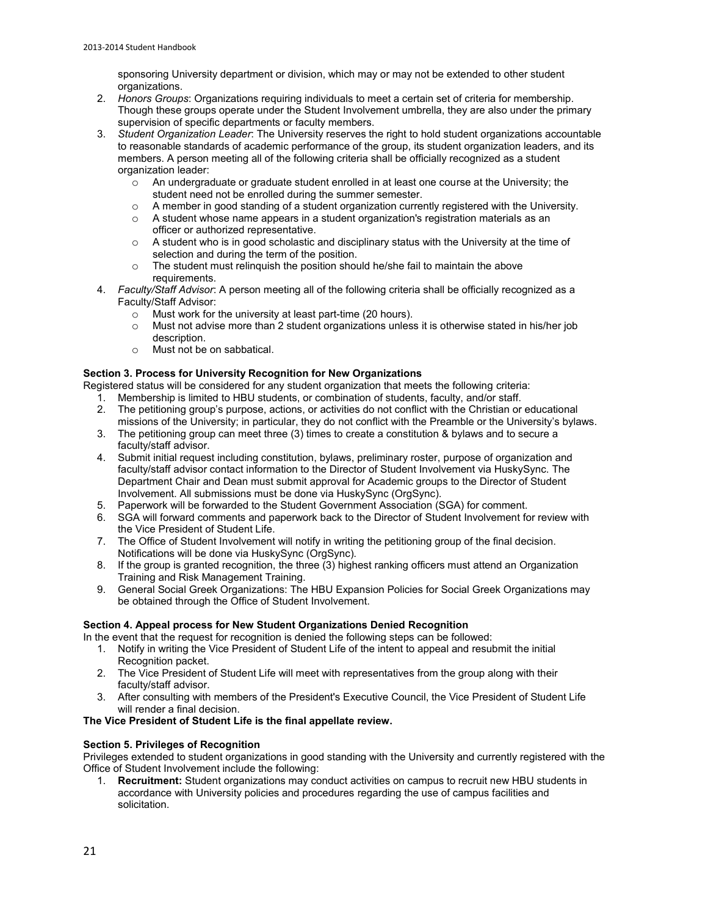sponsoring University department or division, which may or may not be extended to other student organizations.

2. *Honors Groups*: Organizations requiring individuals to meet a certain set of criteria for membership. Though these groups operate under the Student Involvement umbrella, they are also under the primary supervision of specific departments or faculty members.
3. *Student Organization Leader*: The University reserves the right to hold student organizations accountable to reasonable standards of academic performance of the group, its student organization leaders, and its members. A person meeting all of the following criteria shall be officially recognized as a student organization leader:
   - An undergraduate or graduate student enrolled in at least one course at the University; the student need not be enrolled during the summer semester.
   - A member in good standing of a student organization currently registered with the University.
   - A student whose name appears in a student organization's registration materials as an officer or authorized representative.
   - A student who is in good scholastic and disciplinary status with the University at the time of selection and during the term of the position.
   - The student must relinquish the position should he/she fail to maintain the above requirements.
4. *Faculty/Staff Advisor*: A person meeting all of the following criteria shall be officially recognized as a Faculty/Staff Advisor:
   - Must work for the university at least part-time (20 hours).
   - Must not advise more than 2 student organizations unless it is otherwise stated in his/her job description.
   - Must not be on sabbatical.

**Section 3. Process for University Recognition for New Organizations**

Registered status will be considered for any student organization that meets the following criteria:

1. Membership is limited to HBU students, or combination of students, faculty, and/or staff.
2. The petitioning group's purpose, actions, or activities do not conflict with the Christian or educational missions of the University; in particular, they do not conflict with the Preamble or the University's bylaws.
3. The petitioning group can meet three (3) times to create a constitution & bylaws and to secure a faculty/staff advisor.
4. Submit initial request including constitution, bylaws, preliminary roster, purpose of organization and faculty/staff advisor contact information to the Director of Student Involvement via HuskySync. The Department Chair and Dean must submit approval for Academic groups to the Director of Student Involvement. All submissions must be done via HuskySync (OrgSync).
5. Paperwork will be forwarded to the Student Government Association (SGA) for comment.
6. SGA will forward comments and paperwork back to the Director of Student Involvement for review with the Vice President of Student Life.
7. The Office of Student Involvement will notify in writing the petitioning group of the final decision. Notifications will be done via HuskySync (OrgSync).
8. If the group is granted recognition, the three (3) highest ranking officers must attend an Organization Training and Risk Management Training.
9. General Social Greek Organizations: The HBU Expansion Policies for Social Greek Organizations may be obtained through the Office of Student Involvement.

**Section 4. Appeal process for New Student Organizations Denied Recognition**

In the event that the request for recognition is denied the following steps can be followed:

1. Notify in writing the Vice President of Student Life of the intent to appeal and resubmit the initial Recognition packet.
2. The Vice President of Student Life will meet with representatives from the group along with their faculty/staff advisor.
3. After consulting with members of the President's Executive Council, the Vice President of Student Life will render a final decision.

**The Vice President of Student Life is the final appellate review.**

**Section 5. Privileges of Recognition**

Privileges extended to student organizations in good standing with the University and currently registered with the Office of Student Involvement include the following:

1. **Recruitment:** Student organizations may conduct activities on campus to recruit new HBU students in accordance with University policies and procedures regarding the use of campus facilities and solicitation.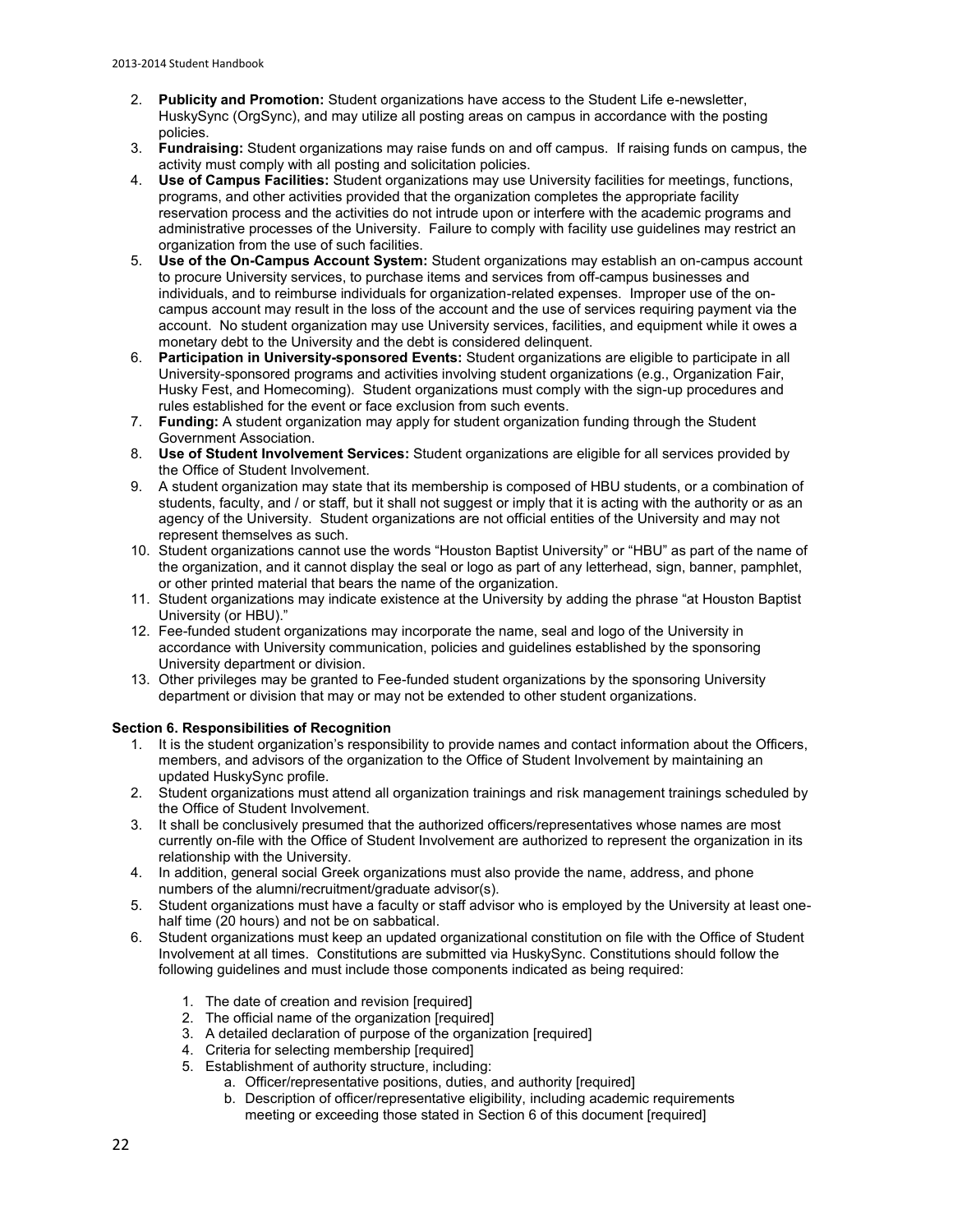2. **Publicity and Promotion:** Student organizations have access to the Student Life e-newsletter, HuskySync (OrgSync), and may utilize all posting areas on campus in accordance with the posting policies.
3. **Fundraising:** Student organizations may raise funds on and off campus. If raising funds on campus, the activity must comply with all posting and solicitation policies.
4. **Use of Campus Facilities:** Student organizations may use University facilities for meetings, functions, programs, and other activities provided that the organization completes the appropriate facility reservation process and the activities do not intrude upon or interfere with the academic programs and administrative processes of the University. Failure to comply with facility use guidelines may restrict an organization from the use of such facilities.
5. **Use of the On-Campus Account System:** Student organizations may establish an on-campus account to procure University services, to purchase items and services from off-campus businesses and individuals, and to reimburse individuals for organization-related expenses. Improper use of the on-campus account may result in the loss of the account and the use of services requiring payment via the account. No student organization may use University services, facilities, and equipment while it owes a monetary debt to the University and the debt is considered delinquent.
6. **Participation in University-sponsored Events:** Student organizations are eligible to participate in all University-sponsored programs and activities involving student organizations (e.g., Organization Fair, Husky Fest, and Homecoming). Student organizations must comply with the sign-up procedures and rules established for the event or face exclusion from such events.
7. **Funding:** A student organization may apply for student organization funding through the Student Government Association.
8. **Use of Student Involvement Services:** Student organizations are eligible for all services provided by the Office of Student Involvement.
9. A student organization may state that its membership is composed of HBU students, or a combination of students, faculty, and / or staff, but it shall not suggest or imply that it is acting with the authority or as an agency of the University. Student organizations are not official entities of the University and may not represent themselves as such.
10. Student organizations cannot use the words "Houston Baptist University" or "HBU" as part of the name of the organization, and it cannot display the seal or logo as part of any letterhead, sign, banner, pamphlet, or other printed material that bears the name of the organization.
11. Student organizations may indicate existence at the University by adding the phrase "at Houston Baptist University (or HBU)."
12. Fee-funded student organizations may incorporate the name, seal and logo of the University in accordance with University communication, policies and guidelines established by the sponsoring University department or division.
13. Other privileges may be granted to Fee-funded student organizations by the sponsoring University department or division that may or may not be extended to other student organizations.

**Section 6. Responsibilities of Recognition**

1. It is the student organization's responsibility to provide names and contact information about the Officers, members, and advisors of the organization to the Office of Student Involvement by maintaining an updated HuskySync profile.
2. Student organizations must attend all organization trainings and risk management trainings scheduled by the Office of Student Involvement.
3. It shall be conclusively presumed that the authorized officers/representatives whose names are most currently on-file with the Office of Student Involvement are authorized to represent the organization in its relationship with the University.
4. In addition, general social Greek organizations must also provide the name, address, and phone numbers of the alumni/recruitment/graduate advisor(s).
5. Student organizations must have a faculty or staff advisor who is employed by the University at least one-half time (20 hours) and not be on sabbatical.
6. Student organizations must keep an updated organizational constitution on file with the Office of Student Involvement at all times. Constitutions are submitted via HuskySync. Constitutions should follow the following guidelines and must include those components indicated as being required:
    1. The date of creation and revision [required]
    2. The official name of the organization [required]
    3. A detailed declaration of purpose of the organization [required]
    4. Criteria for selecting membership [required]
    5. Establishment of authority structure, including:
        a. Officer/representative positions, duties, and authority [required]
        b. Description of officer/representative eligibility, including academic requirements meeting or exceeding those stated in Section 6 of this document [required]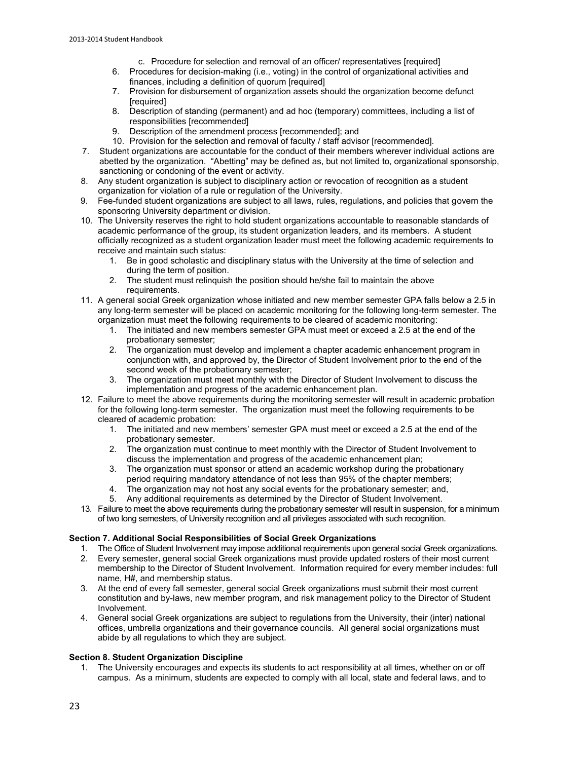c. Procedure for selection and removal of an officer/ representatives [required]
6. Procedures for decision-making (i.e., voting) in the control of organizational activities and finances, including a definition of quorum [required]
7. Provision for disbursement of organization assets should the organization become defunct [required]
8. Description of standing (permanent) and ad hoc (temporary) committees, including a list of responsibilities [recommended]
9. Description of the amendment process [recommended]; and
10. Provision for the selection and removal of faculty / staff advisor [recommended].

7. Student organizations are accountable for the conduct of their members wherever individual actions are abetted by the organization. "Abetting" may be defined as, but not limited to, organizational sponsorship, sanctioning or condoning of the event or activity.
8. Any student organization is subject to disciplinary action or revocation of recognition as a student organization for violation of a rule or regulation of the University.
9. Fee-funded student organizations are subject to all laws, rules, regulations, and policies that govern the sponsoring University department or division.
10. The University reserves the right to hold student organizations accountable to reasonable standards of academic performance of the group, its student organization leaders, and its members. A student officially recognized as a student organization leader must meet the following academic requirements to receive and maintain such status:
    1. Be in good scholastic and disciplinary status with the University at the time of selection and during the term of position.
    2. The student must relinquish the position should he/she fail to maintain the above requirements.
11. A general social Greek organization whose initiated and new member semester GPA falls below a 2.5 in any long-term semester will be placed on academic monitoring for the following long-term semester. The organization must meet the following requirements to be cleared of academic monitoring:
    1. The initiated and new members semester GPA must meet or exceed a 2.5 at the end of the probationary semester;
    2. The organization must develop and implement a chapter academic enhancement program in conjunction with, and approved by, the Director of Student Involvement prior to the end of the second week of the probationary semester;
    3. The organization must meet monthly with the Director of Student Involvement to discuss the implementation and progress of the academic enhancement plan.
12. Failure to meet the above requirements during the monitoring semester will result in academic probation for the following long-term semester. The organization must meet the following requirements to be cleared of academic probation:
    1. The initiated and new members' semester GPA must meet or exceed a 2.5 at the end of the probationary semester.
    2. The organization must continue to meet monthly with the Director of Student Involvement to discuss the implementation and progress of the academic enhancement plan;
    3. The organization must sponsor or attend an academic workshop during the probationary period requiring mandatory attendance of not less than 95% of the chapter members;
    4. The organization may not host any social events for the probationary semester; and,
    5. Any additional requirements as determined by the Director of Student Involvement.
13. Failure to meet the above requirements during the probationary semester will result in suspension, for a minimum of two long semesters, of University recognition and all privileges associated with such recognition.

**Section 7. Additional Social Responsibilities of Social Greek Organizations**

1. The Office of Student Involvement may impose additional requirements upon general social Greek organizations.
2. Every semester, general social Greek organizations must provide updated rosters of their most current membership to the Director of Student Involvement. Information required for every member includes: full name, H#, and membership status.
3. At the end of every fall semester, general social Greek organizations must submit their most current constitution and by-laws, new member program, and risk management policy to the Director of Student Involvement.
4. General social Greek organizations are subject to regulations from the University, their (inter) national offices, umbrella organizations and their governance councils. All general social organizations must abide by all regulations to which they are subject.

**Section 8. Student Organization Discipline**

1. The University encourages and expects its students to act responsibility at all times, whether on or off campus. As a minimum, students are expected to comply with all local, state and federal laws, and to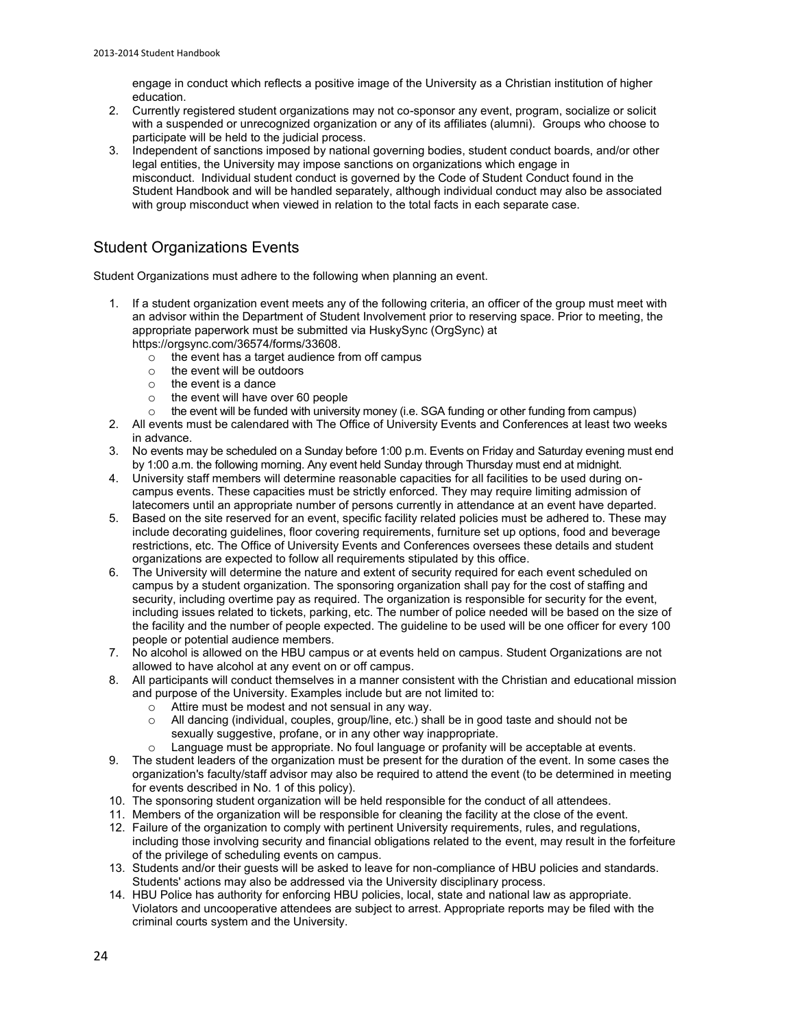engage in conduct which reflects a positive image of the University as a Christian institution of higher education.

2. Currently registered student organizations may not co-sponsor any event, program, socialize or solicit with a suspended or unrecognized organization or any of its affiliates (alumni). Groups who choose to participate will be held to the judicial process.
3. Independent of sanctions imposed by national governing bodies, student conduct boards, and/or other legal entities, the University may impose sanctions on organizations which engage in misconduct. Individual student conduct is governed by the Code of Student Conduct found in the Student Handbook and will be handled separately, although individual conduct may also be associated with group misconduct when viewed in relation to the total facts in each separate case.

## Student Organizations Events

Student Organizations must adhere to the following when planning an event.

1. If a student organization event meets any of the following criteria, an officer of the group must meet with an advisor within the Department of Student Involvement prior to reserving space. Prior to meeting, the appropriate paperwork must be submitted via HuskySync (OrgSync) at https://orgsync.com/36574/forms/33608.
   - the event has a target audience from off campus
   - the event will be outdoors
   - the event is a dance
   - the event will have over 60 people
   - the event will be funded with university money (i.e. SGA funding or other funding from campus)
2. All events must be calendared with The Office of University Events and Conferences at least two weeks in advance.
3. No events may be scheduled on a Sunday before 1:00 p.m. Events on Friday and Saturday evening must end by 1:00 a.m. the following morning. Any event held Sunday through Thursday must end at midnight.
4. University staff members will determine reasonable capacities for all facilities to be used during on-campus events. These capacities must be strictly enforced. They may require limiting admission of latecomers until an appropriate number of persons currently in attendance at an event have departed.
5. Based on the site reserved for an event, specific facility related policies must be adhered to. These may include decorating guidelines, floor covering requirements, furniture set up options, food and beverage restrictions, etc. The Office of University Events and Conferences oversees these details and student organizations are expected to follow all requirements stipulated by this office.
6. The University will determine the nature and extent of security required for each event scheduled on campus by a student organization. The sponsoring organization shall pay for the cost of staffing and security, including overtime pay as required. The organization is responsible for security for the event, including issues related to tickets, parking, etc. The number of police needed will be based on the size of the facility and the number of people expected. The guideline to be used will be one officer for every 100 people or potential audience members.
7. No alcohol is allowed on the HBU campus or at events held on campus. Student Organizations are not allowed to have alcohol at any event on or off campus.
8. All participants will conduct themselves in a manner consistent with the Christian and educational mission and purpose of the University. Examples include but are not limited to:
   - Attire must be modest and not sensual in any way.
   - All dancing (individual, couples, group/line, etc.) shall be in good taste and should not be sexually suggestive, profane, or in any other way inappropriate.
   - Language must be appropriate. No foul language or profanity will be acceptable at events.
9. The student leaders of the organization must be present for the duration of the event. In some cases the organization's faculty/staff advisor may also be required to attend the event (to be determined in meeting for events described in No. 1 of this policy).
10. The sponsoring student organization will be held responsible for the conduct of all attendees.
11. Members of the organization will be responsible for cleaning the facility at the close of the event.
12. Failure of the organization to comply with pertinent University requirements, rules, and regulations, including those involving security and financial obligations related to the event, may result in the forfeiture of the privilege of scheduling events on campus.
13. Students and/or their guests will be asked to leave for non-compliance of HBU policies and standards. Students' actions may also be addressed via the University disciplinary process.
14. HBU Police has authority for enforcing HBU policies, local, state and national law as appropriate. Violators and uncooperative attendees are subject to arrest. Appropriate reports may be filed with the criminal courts system and the University.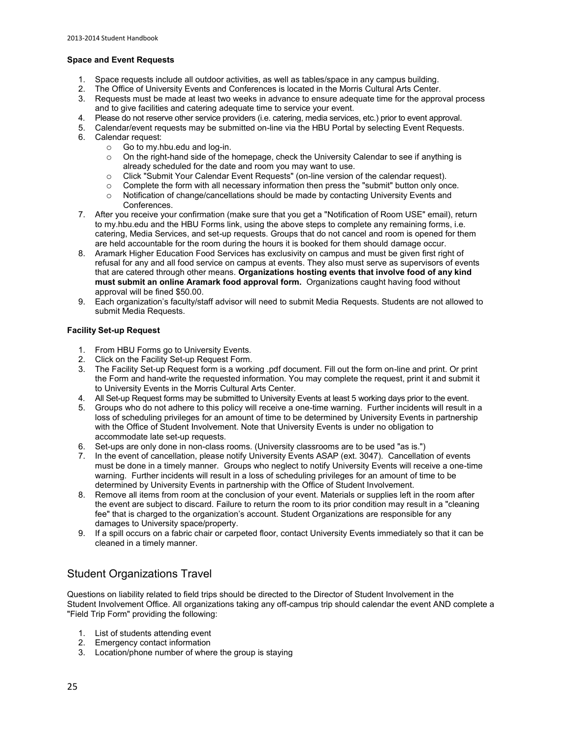### Space and Event Requests

1. Space requests include all outdoor activities, as well as tables/space in any campus building.
2. The Office of University Events and Conferences is located in the Morris Cultural Arts Center.
3. Requests must be made at least two weeks in advance to ensure adequate time for the approval process and to give facilities and catering adequate time to service your event.
4. Please do not reserve other service providers (i.e. catering, media services, etc.) prior to event approval.
5. Calendar/event requests may be submitted on-line via the HBU Portal by selecting Event Requests.
6. Calendar request:
   - Go to my.hbu.edu and log-in.
   - On the right-hand side of the homepage, check the University Calendar to see if anything is already scheduled for the date and room you may want to use.
   - Click "Submit Your Calendar Event Requests" (on-line version of the calendar request).
   - Complete the form with all necessary information then press the "submit" button only once.
   - Notification of change/cancellations should be made by contacting University Events and Conferences.
7. After you receive your confirmation (make sure that you get a "Notification of Room USE" email), return to my.hbu.edu and the HBU Forms link, using the above steps to complete any remaining forms, i.e. catering, Media Services, and set-up requests. Groups that do not cancel and room is opened for them are held accountable for the room during the hours it is booked for them should damage occur.
8. Aramark Higher Education Food Services has exclusivity on campus and must be given first right of refusal for any and all food service on campus at events. They also must serve as supervisors of events that are catered through other means. **Organizations hosting events that involve food of any kind must submit an online Aramark food approval form.** Organizations caught having food without approval will be fined $50.00.
9. Each organization's faculty/staff advisor will need to submit Media Requests. Students are not allowed to submit Media Requests.

### Facility Set-up Request

1. From HBU Forms go to University Events.
2. Click on the Facility Set-up Request Form.
3. The Facility Set-up Request form is a working .pdf document. Fill out the form on-line and print. Or print the Form and hand-write the requested information. You may complete the request, print it and submit it to University Events in the Morris Cultural Arts Center.
4. All Set-up Request forms may be submitted to University Events at least 5 working days prior to the event.
5. Groups who do not adhere to this policy will receive a one-time warning. Further incidents will result in a loss of scheduling privileges for an amount of time to be determined by University Events in partnership with the Office of Student Involvement. Note that University Events is under no obligation to accommodate late set-up requests.
6. Set-ups are only done in non-class rooms. (University classrooms are to be used "as is.")
7. In the event of cancellation, please notify University Events ASAP (ext. 3047). Cancellation of events must be done in a timely manner. Groups who neglect to notify University Events will receive a one-time warning. Further incidents will result in a loss of scheduling privileges for an amount of time to be determined by University Events in partnership with the Office of Student Involvement.
8. Remove all items from room at the conclusion of your event. Materials or supplies left in the room after the event are subject to discard. Failure to return the room to its prior condition may result in a "cleaning fee" that is charged to the organization's account. Student Organizations are responsible for any damages to University space/property.
9. If a spill occurs on a fabric chair or carpeted floor, contact University Events immediately so that it can be cleaned in a timely manner.

## Student Organizations Travel

Questions on liability related to field trips should be directed to the Director of Student Involvement in the Student Involvement Office. All organizations taking any off-campus trip should calendar the event AND complete a "Field Trip Form" providing the following:

1. List of students attending event
2. Emergency contact information
3. Location/phone number of where the group is staying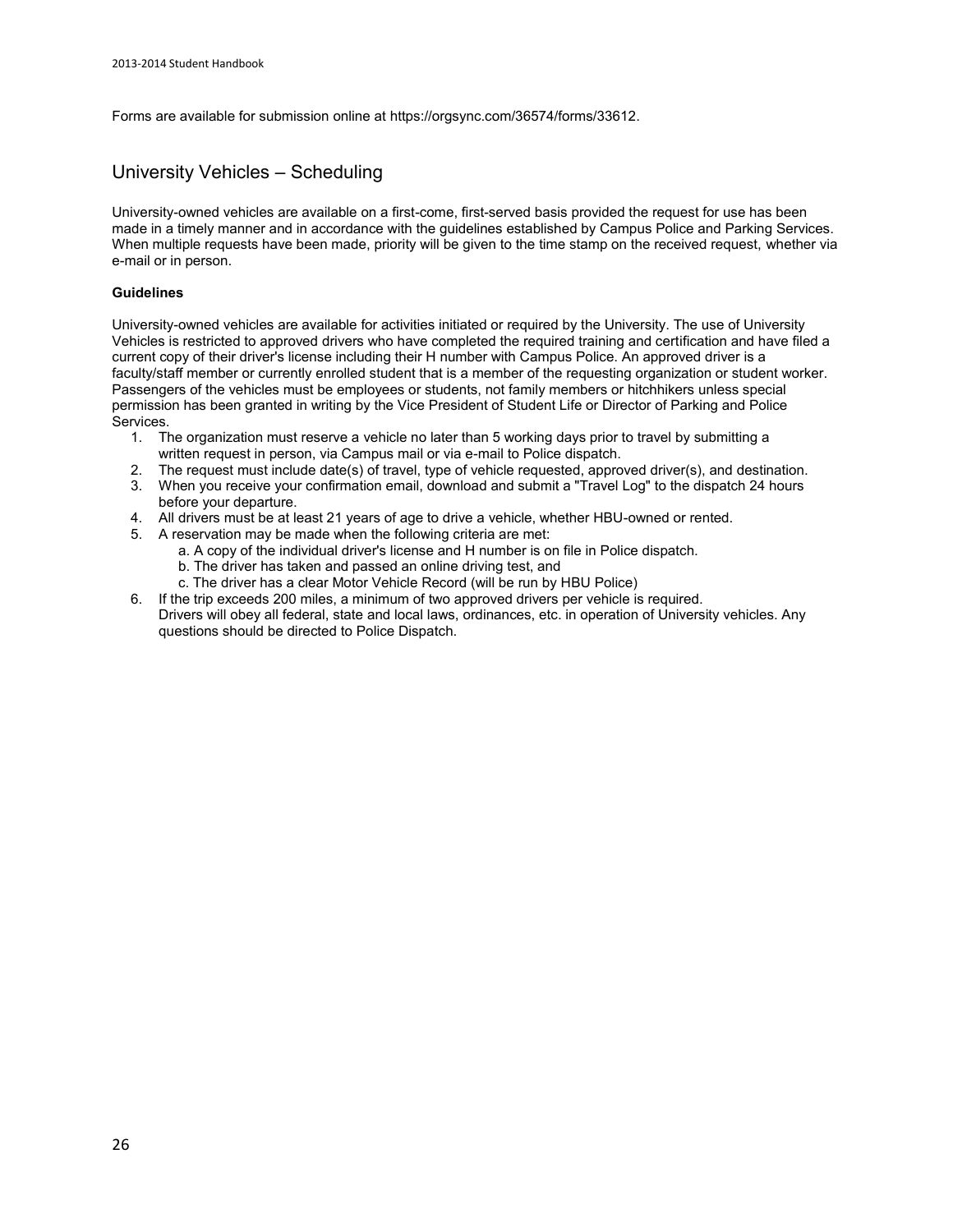Forms are available for submission online at https://orgsync.com/36574/forms/33612.

## University Vehicles – Scheduling

University-owned vehicles are available on a first-come, first-served basis provided the request for use has been made in a timely manner and in accordance with the guidelines established by Campus Police and Parking Services. When multiple requests have been made, priority will be given to the time stamp on the received request, whether via e-mail or in person.

**Guidelines**

University-owned vehicles are available for activities initiated or required by the University. The use of University Vehicles is restricted to approved drivers who have completed the required training and certification and have filed a current copy of their driver's license including their H number with Campus Police. An approved driver is a faculty/staff member or currently enrolled student that is a member of the requesting organization or student worker. Passengers of the vehicles must be employees or students, not family members or hitchhikers unless special permission has been granted in writing by the Vice President of Student Life or Director of Parking and Police Services.

1. The organization must reserve a vehicle no later than 5 working days prior to travel by submitting a written request in person, via Campus mail or via e-mail to Police dispatch.
2. The request must include date(s) of travel, type of vehicle requested, approved driver(s), and destination.
3. When you receive your confirmation email, download and submit a "Travel Log" to the dispatch 24 hours before your departure.
4. All drivers must be at least 21 years of age to drive a vehicle, whether HBU-owned or rented.
5. A reservation may be made when the following criteria are met:
   a. A copy of the individual driver's license and H number is on file in Police dispatch.
   b. The driver has taken and passed an online driving test, and
   c. The driver has a clear Motor Vehicle Record (will be run by HBU Police)
6. If the trip exceeds 200 miles, a minimum of two approved drivers per vehicle is required.
   Drivers will obey all federal, state and local laws, ordinances, etc. in operation of University vehicles. Any questions should be directed to Police Dispatch.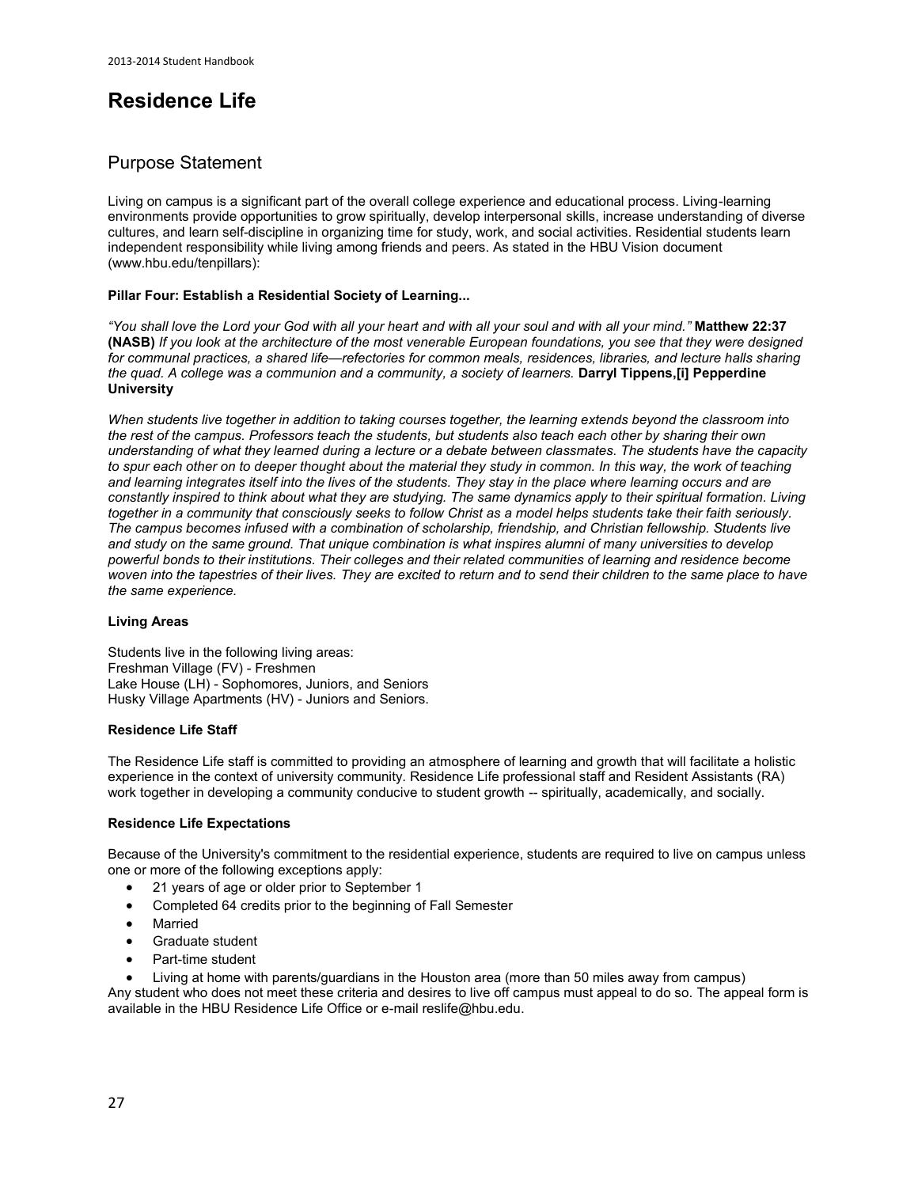# Residence Life

## Purpose Statement

Living on campus is a significant part of the overall college experience and educational process. Living-learning environments provide opportunities to grow spiritually, develop interpersonal skills, increase understanding of diverse cultures, and learn self-discipline in organizing time for study, work, and social activities. Residential students learn independent responsibility while living among friends and peers. As stated in the HBU Vision document (www.hbu.edu/tenpillars):

**Pillar Four: Establish a Residential Society of Learning...**

*"You shall love the Lord your God with all your heart and with all your soul and with all your mind."* **Matthew 22:37 (NASB)** *If you look at the architecture of the most venerable European foundations, you see that they were designed for communal practices, a shared life—refectories for common meals, residences, libraries, and lecture halls sharing the quad. A college was a communion and a community, a society of learners.* **Darryl Tippens,[i] Pepperdine University**

*When students live together in addition to taking courses together, the learning extends beyond the classroom into the rest of the campus. Professors teach the students, but students also teach each other by sharing their own understanding of what they learned during a lecture or a debate between classmates. The students have the capacity to spur each other on to deeper thought about the material they study in common. In this way, the work of teaching and learning integrates itself into the lives of the students. They stay in the place where learning occurs and are constantly inspired to think about what they are studying. The same dynamics apply to their spiritual formation. Living together in a community that consciously seeks to follow Christ as a model helps students take their faith seriously. The campus becomes infused with a combination of scholarship, friendship, and Christian fellowship. Students live and study on the same ground. That unique combination is what inspires alumni of many universities to develop powerful bonds to their institutions. Their colleges and their related communities of learning and residence become woven into the tapestries of their lives. They are excited to return and to send their children to the same place to have the same experience.*

**Living Areas**

Students live in the following living areas:
Freshman Village (FV) - Freshmen
Lake House (LH) - Sophomores, Juniors, and Seniors
Husky Village Apartments (HV) - Juniors and Seniors.

**Residence Life Staff**

The Residence Life staff is committed to providing an atmosphere of learning and growth that will facilitate a holistic experience in the context of university community. Residence Life professional staff and Resident Assistants (RA) work together in developing a community conducive to student growth -- spiritually, academically, and socially.

**Residence Life Expectations**

Because of the University's commitment to the residential experience, students are required to live on campus unless one or more of the following exceptions apply:

- 21 years of age or older prior to September 1
- Completed 64 credits prior to the beginning of Fall Semester
- Married
- Graduate student
- Part-time student
- Living at home with parents/guardians in the Houston area (more than 50 miles away from campus)

Any student who does not meet these criteria and desires to live off campus must appeal to do so. The appeal form is available in the HBU Residence Life Office or e-mail reslife@hbu.edu.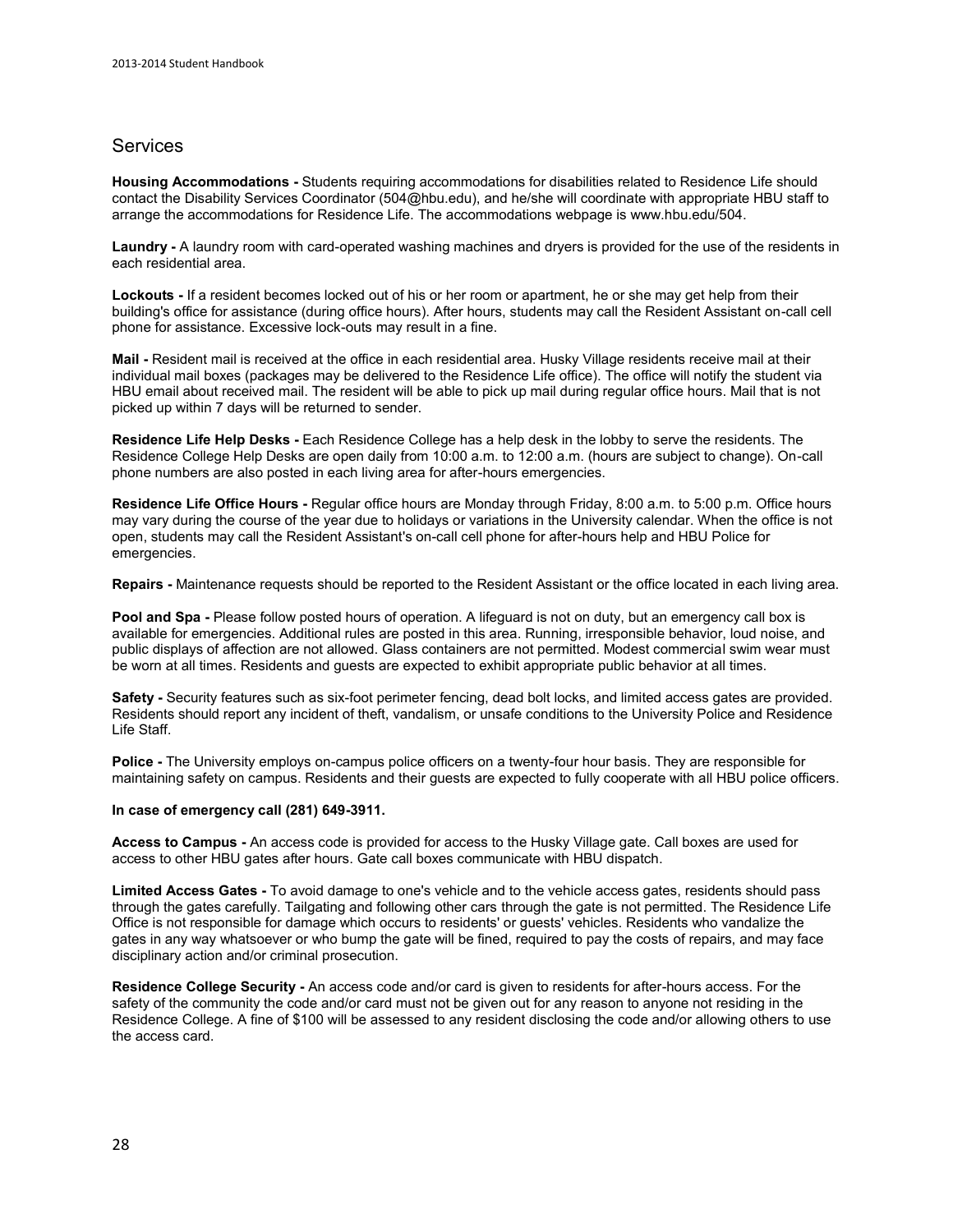## Services

**Housing Accommodations -** Students requiring accommodations for disabilities related to Residence Life should contact the Disability Services Coordinator (504@hbu.edu), and he/she will coordinate with appropriate HBU staff to arrange the accommodations for Residence Life. The accommodations webpage is www.hbu.edu/504.

**Laundry -** A laundry room with card-operated washing machines and dryers is provided for the use of the residents in each residential area.

**Lockouts -** If a resident becomes locked out of his or her room or apartment, he or she may get help from their building's office for assistance (during office hours). After hours, students may call the Resident Assistant on-call cell phone for assistance. Excessive lock-outs may result in a fine.

**Mail -** Resident mail is received at the office in each residential area. Husky Village residents receive mail at their individual mail boxes (packages may be delivered to the Residence Life office). The office will notify the student via HBU email about received mail. The resident will be able to pick up mail during regular office hours. Mail that is not picked up within 7 days will be returned to sender.

**Residence Life Help Desks -** Each Residence College has a help desk in the lobby to serve the residents. The Residence College Help Desks are open daily from 10:00 a.m. to 12:00 a.m. (hours are subject to change). On-call phone numbers are also posted in each living area for after-hours emergencies.

**Residence Life Office Hours -** Regular office hours are Monday through Friday, 8:00 a.m. to 5:00 p.m. Office hours may vary during the course of the year due to holidays or variations in the University calendar. When the office is not open, students may call the Resident Assistant's on-call cell phone for after-hours help and HBU Police for emergencies.

**Repairs -** Maintenance requests should be reported to the Resident Assistant or the office located in each living area.

**Pool and Spa -** Please follow posted hours of operation. A lifeguard is not on duty, but an emergency call box is available for emergencies. Additional rules are posted in this area. Running, irresponsible behavior, loud noise, and public displays of affection are not allowed. Glass containers are not permitted. Modest commercial swim wear must be worn at all times. Residents and guests are expected to exhibit appropriate public behavior at all times.

**Safety -** Security features such as six-foot perimeter fencing, dead bolt locks, and limited access gates are provided. Residents should report any incident of theft, vandalism, or unsafe conditions to the University Police and Residence Life Staff.

**Police -** The University employs on-campus police officers on a twenty-four hour basis. They are responsible for maintaining safety on campus. Residents and their guests are expected to fully cooperate with all HBU police officers.

**In case of emergency call (281) 649-3911.**

**Access to Campus -** An access code is provided for access to the Husky Village gate. Call boxes are used for access to other HBU gates after hours. Gate call boxes communicate with HBU dispatch.

**Limited Access Gates -** To avoid damage to one's vehicle and to the vehicle access gates, residents should pass through the gates carefully. Tailgating and following other cars through the gate is not permitted. The Residence Life Office is not responsible for damage which occurs to residents' or guests' vehicles. Residents who vandalize the gates in any way whatsoever or who bump the gate will be fined, required to pay the costs of repairs, and may face disciplinary action and/or criminal prosecution.

**Residence College Security -** An access code and/or card is given to residents for after-hours access. For the safety of the community the code and/or card must not be given out for any reason to anyone not residing in the Residence College. A fine of $100 will be assessed to any resident disclosing the code and/or allowing others to use the access card.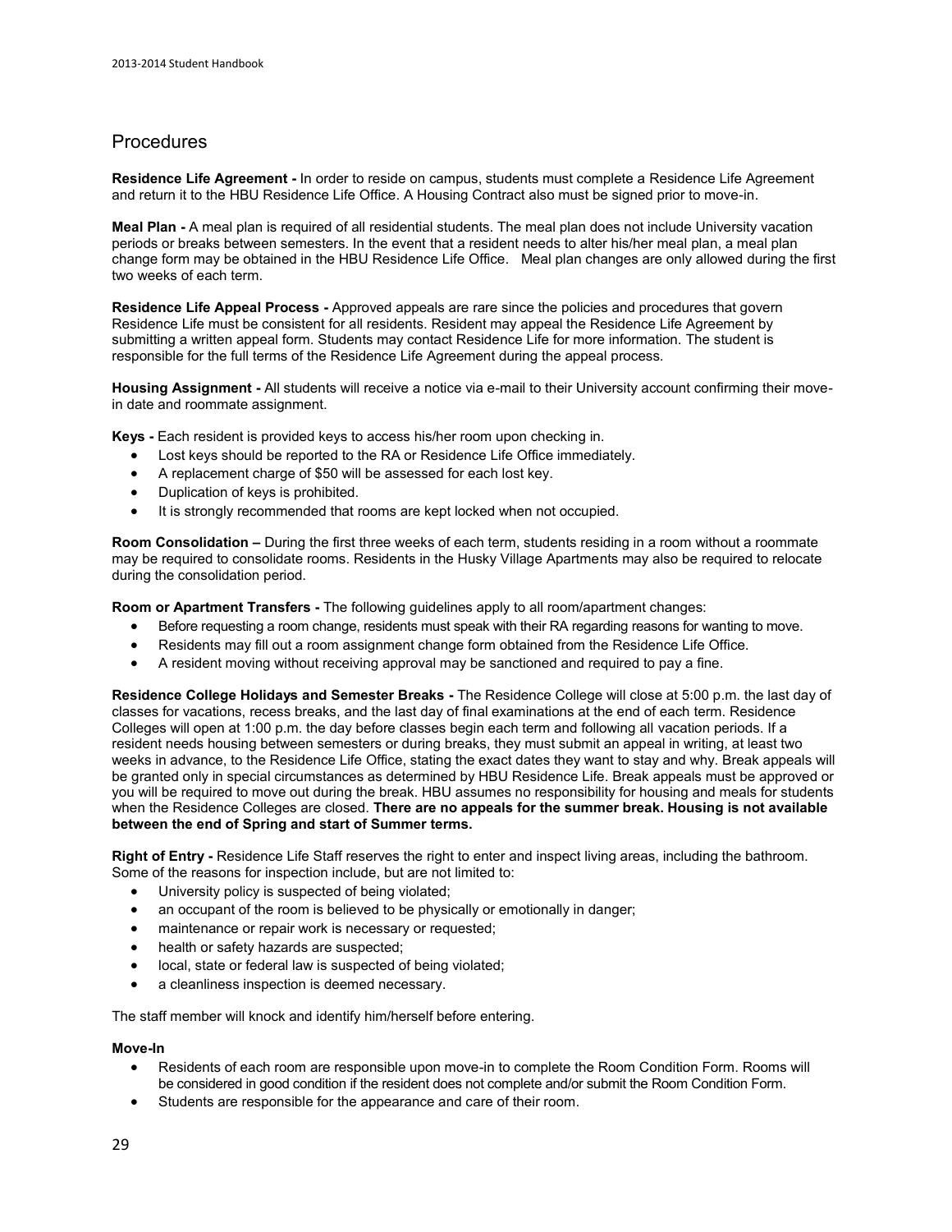## Procedures

**Residence Life Agreement -** In order to reside on campus, students must complete a Residence Life Agreement and return it to the HBU Residence Life Office. A Housing Contract also must be signed prior to move-in.

**Meal Plan -** A meal plan is required of all residential students. The meal plan does not include University vacation periods or breaks between semesters. In the event that a resident needs to alter his/her meal plan, a meal plan change form may be obtained in the HBU Residence Life Office. Meal plan changes are only allowed during the first two weeks of each term.

**Residence Life Appeal Process -** Approved appeals are rare since the policies and procedures that govern Residence Life must be consistent for all residents. Resident may appeal the Residence Life Agreement by submitting a written appeal form. Students may contact Residence Life for more information. The student is responsible for the full terms of the Residence Life Agreement during the appeal process.

**Housing Assignment -** All students will receive a notice via e-mail to their University account confirming their move-in date and roommate assignment.

**Keys -** Each resident is provided keys to access his/her room upon checking in.

- Lost keys should be reported to the RA or Residence Life Office immediately.
- A replacement charge of $50 will be assessed for each lost key.
- Duplication of keys is prohibited.
- It is strongly recommended that rooms are kept locked when not occupied.

**Room Consolidation –** During the first three weeks of each term, students residing in a room without a roommate may be required to consolidate rooms. Residents in the Husky Village Apartments may also be required to relocate during the consolidation period.

**Room or Apartment Transfers -** The following guidelines apply to all room/apartment changes:

- Before requesting a room change, residents must speak with their RA regarding reasons for wanting to move.
- Residents may fill out a room assignment change form obtained from the Residence Life Office.
- A resident moving without receiving approval may be sanctioned and required to pay a fine.

**Residence College Holidays and Semester Breaks -** The Residence College will close at 5:00 p.m. the last day of classes for vacations, recess breaks, and the last day of final examinations at the end of each term. Residence Colleges will open at 1:00 p.m. the day before classes begin each term and following all vacation periods. If a resident needs housing between semesters or during breaks, they must submit an appeal in writing, at least two weeks in advance, to the Residence Life Office, stating the exact dates they want to stay and why. Break appeals will be granted only in special circumstances as determined by HBU Residence Life. Break appeals must be approved or you will be required to move out during the break. HBU assumes no responsibility for housing and meals for students when the Residence Colleges are closed. **There are no appeals for the summer break. Housing is not available between the end of Spring and start of Summer terms.**

**Right of Entry -** Residence Life Staff reserves the right to enter and inspect living areas, including the bathroom. Some of the reasons for inspection include, but are not limited to:

- University policy is suspected of being violated;
- an occupant of the room is believed to be physically or emotionally in danger;
- maintenance or repair work is necessary or requested;
- health or safety hazards are suspected;
- local, state or federal law is suspected of being violated;
- a cleanliness inspection is deemed necessary.

The staff member will knock and identify him/herself before entering.

**Move-In**

- Residents of each room are responsible upon move-in to complete the Room Condition Form. Rooms will be considered in good condition if the resident does not complete and/or submit the Room Condition Form.
- Students are responsible for the appearance and care of their room.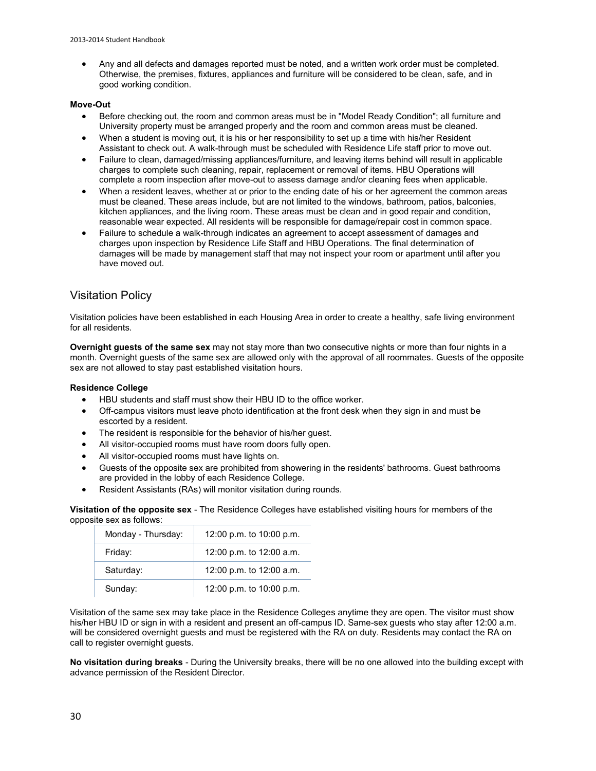- Any and all defects and damages reported must be noted, and a written work order must be completed. Otherwise, the premises, fixtures, appliances and furniture will be considered to be clean, safe, and in good working condition.

**Move-Out**

- Before checking out, the room and common areas must be in "Model Ready Condition"; all furniture and University property must be arranged properly and the room and common areas must be cleaned.
- When a student is moving out, it is his or her responsibility to set up a time with his/her Resident Assistant to check out. A walk-through must be scheduled with Residence Life staff prior to move out.
- Failure to clean, damaged/missing appliances/furniture, and leaving items behind will result in applicable charges to complete such cleaning, repair, replacement or removal of items. HBU Operations will complete a room inspection after move-out to assess damage and/or cleaning fees when applicable.
- When a resident leaves, whether at or prior to the ending date of his or her agreement the common areas must be cleaned. These areas include, but are not limited to the windows, bathroom, patios, balconies, kitchen appliances, and the living room. These areas must be clean and in good repair and condition, reasonable wear expected. All residents will be responsible for damage/repair cost in common space.
- Failure to schedule a walk-through indicates an agreement to accept assessment of damages and charges upon inspection by Residence Life Staff and HBU Operations. The final determination of damages will be made by management staff that may not inspect your room or apartment until after you have moved out.

## Visitation Policy

Visitation policies have been established in each Housing Area in order to create a healthy, safe living environment for all residents.

**Overnight guests of the same sex** may not stay more than two consecutive nights or more than four nights in a month. Overnight guests of the same sex are allowed only with the approval of all roommates. Guests of the opposite sex are not allowed to stay past established visitation hours.

**Residence College**

- HBU students and staff must show their HBU ID to the office worker.
- Off-campus visitors must leave photo identification at the front desk when they sign in and must be escorted by a resident.
- The resident is responsible for the behavior of his/her guest.
- All visitor-occupied rooms must have room doors fully open.
- All visitor-occupied rooms must have lights on.
- Guests of the opposite sex are prohibited from showering in the residents' bathrooms. Guest bathrooms are provided in the lobby of each Residence College.
- Resident Assistants (RAs) will monitor visitation during rounds.

**Visitation of the opposite sex** - The Residence Colleges have established visiting hours for members of the opposite sex as follows:

| Day | Hours |
|---|---|
| Monday - Thursday: | 12:00 p.m. to 10:00 p.m. |
| Friday: | 12:00 p.m. to 12:00 a.m. |
| Saturday: | 12:00 p.m. to 12:00 a.m. |
| Sunday: | 12:00 p.m. to 10:00 p.m. |

Visitation of the same sex may take place in the Residence Colleges anytime they are open. The visitor must show his/her HBU ID or sign in with a resident and present an off-campus ID. Same-sex guests who stay after 12:00 a.m. will be considered overnight guests and must be registered with the RA on duty. Residents may contact the RA on call to register overnight guests.

**No visitation during breaks** - During the University breaks, there will be no one allowed into the building except with advance permission of the Resident Director.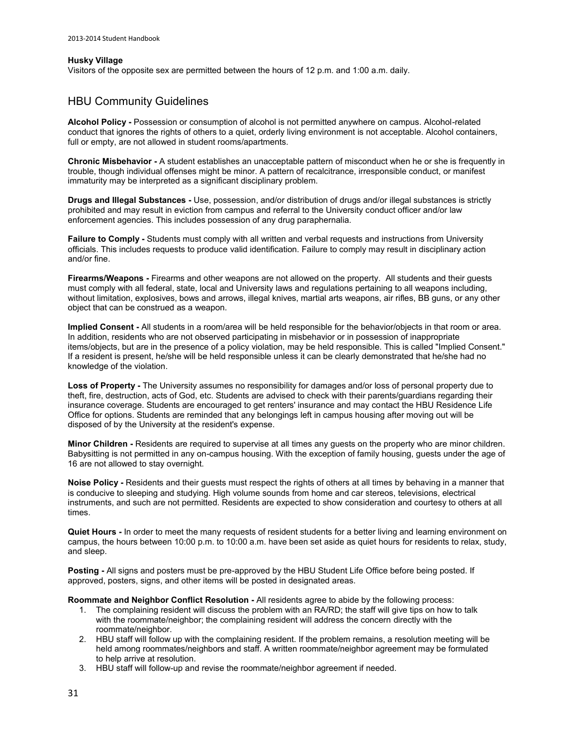**Husky Village**

Visitors of the opposite sex are permitted between the hours of 12 p.m. and 1:00 a.m. daily.

## HBU Community Guidelines

**Alcohol Policy -** Possession or consumption of alcohol is not permitted anywhere on campus. Alcohol-related conduct that ignores the rights of others to a quiet, orderly living environment is not acceptable. Alcohol containers, full or empty, are not allowed in student rooms/apartments.

**Chronic Misbehavior -** A student establishes an unacceptable pattern of misconduct when he or she is frequently in trouble, though individual offenses might be minor. A pattern of recalcitrance, irresponsible conduct, or manifest immaturity may be interpreted as a significant disciplinary problem.

**Drugs and Illegal Substances -** Use, possession, and/or distribution of drugs and/or illegal substances is strictly prohibited and may result in eviction from campus and referral to the University conduct officer and/or law enforcement agencies. This includes possession of any drug paraphernalia.

**Failure to Comply -** Students must comply with all written and verbal requests and instructions from University officials. This includes requests to produce valid identification. Failure to comply may result in disciplinary action and/or fine.

**Firearms/Weapons -** Firearms and other weapons are not allowed on the property. All students and their guests must comply with all federal, state, local and University laws and regulations pertaining to all weapons including, without limitation, explosives, bows and arrows, illegal knives, martial arts weapons, air rifles, BB guns, or any other object that can be construed as a weapon.

**Implied Consent -** All students in a room/area will be held responsible for the behavior/objects in that room or area. In addition, residents who are not observed participating in misbehavior or in possession of inappropriate items/objects, but are in the presence of a policy violation, may be held responsible. This is called "Implied Consent." If a resident is present, he/she will be held responsible unless it can be clearly demonstrated that he/she had no knowledge of the violation.

**Loss of Property -** The University assumes no responsibility for damages and/or loss of personal property due to theft, fire, destruction, acts of God, etc. Students are advised to check with their parents/guardians regarding their insurance coverage. Students are encouraged to get renters' insurance and may contact the HBU Residence Life Office for options. Students are reminded that any belongings left in campus housing after moving out will be disposed of by the University at the resident's expense.

**Minor Children -** Residents are required to supervise at all times any guests on the property who are minor children. Babysitting is not permitted in any on-campus housing. With the exception of family housing, guests under the age of 16 are not allowed to stay overnight.

**Noise Policy -** Residents and their guests must respect the rights of others at all times by behaving in a manner that is conducive to sleeping and studying. High volume sounds from home and car stereos, televisions, electrical instruments, and such are not permitted. Residents are expected to show consideration and courtesy to others at all times.

**Quiet Hours -** In order to meet the many requests of resident students for a better living and learning environment on campus, the hours between 10:00 p.m. to 10:00 a.m. have been set aside as quiet hours for residents to relax, study, and sleep.

**Posting -** All signs and posters must be pre-approved by the HBU Student Life Office before being posted. If approved, posters, signs, and other items will be posted in designated areas.

**Roommate and Neighbor Conflict Resolution -** All residents agree to abide by the following process:

1. The complaining resident will discuss the problem with an RA/RD; the staff will give tips on how to talk with the roommate/neighbor; the complaining resident will address the concern directly with the roommate/neighbor.
2. HBU staff will follow up with the complaining resident. If the problem remains, a resolution meeting will be held among roommates/neighbors and staff. A written roommate/neighbor agreement may be formulated to help arrive at resolution.
3. HBU staff will follow-up and revise the roommate/neighbor agreement if needed.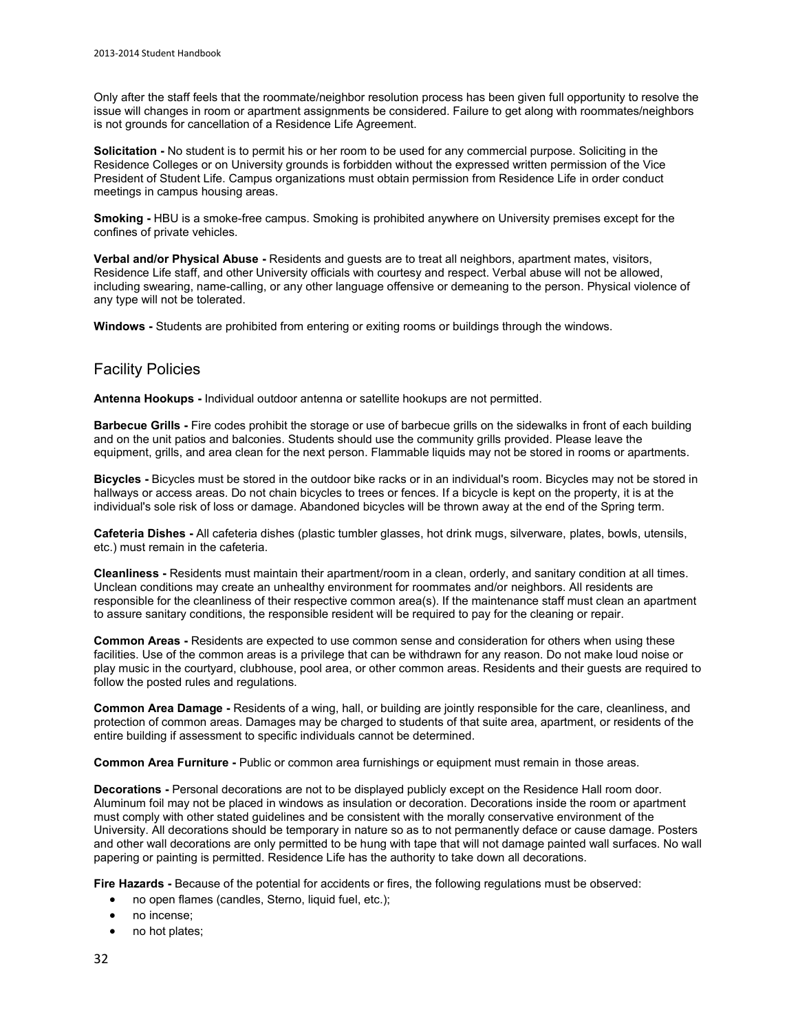Only after the staff feels that the roommate/neighbor resolution process has been given full opportunity to resolve the issue will changes in room or apartment assignments be considered. Failure to get along with roommates/neighbors is not grounds for cancellation of a Residence Life Agreement.

**Solicitation -** No student is to permit his or her room to be used for any commercial purpose. Soliciting in the Residence Colleges or on University grounds is forbidden without the expressed written permission of the Vice President of Student Life. Campus organizations must obtain permission from Residence Life in order conduct meetings in campus housing areas.

**Smoking -** HBU is a smoke-free campus. Smoking is prohibited anywhere on University premises except for the confines of private vehicles.

**Verbal and/or Physical Abuse -** Residents and guests are to treat all neighbors, apartment mates, visitors, Residence Life staff, and other University officials with courtesy and respect. Verbal abuse will not be allowed, including swearing, name-calling, or any other language offensive or demeaning to the person. Physical violence of any type will not be tolerated.

**Windows -** Students are prohibited from entering or exiting rooms or buildings through the windows.

## Facility Policies

**Antenna Hookups -** Individual outdoor antenna or satellite hookups are not permitted.

**Barbecue Grills -** Fire codes prohibit the storage or use of barbecue grills on the sidewalks in front of each building and on the unit patios and balconies. Students should use the community grills provided. Please leave the equipment, grills, and area clean for the next person. Flammable liquids may not be stored in rooms or apartments.

**Bicycles -** Bicycles must be stored in the outdoor bike racks or in an individual's room. Bicycles may not be stored in hallways or access areas. Do not chain bicycles to trees or fences. If a bicycle is kept on the property, it is at the individual's sole risk of loss or damage. Abandoned bicycles will be thrown away at the end of the Spring term.

**Cafeteria Dishes -** All cafeteria dishes (plastic tumbler glasses, hot drink mugs, silverware, plates, bowls, utensils, etc.) must remain in the cafeteria.

**Cleanliness -** Residents must maintain their apartment/room in a clean, orderly, and sanitary condition at all times. Unclean conditions may create an unhealthy environment for roommates and/or neighbors. All residents are responsible for the cleanliness of their respective common area(s). If the maintenance staff must clean an apartment to assure sanitary conditions, the responsible resident will be required to pay for the cleaning or repair.

**Common Areas -** Residents are expected to use common sense and consideration for others when using these facilities. Use of the common areas is a privilege that can be withdrawn for any reason. Do not make loud noise or play music in the courtyard, clubhouse, pool area, or other common areas. Residents and their guests are required to follow the posted rules and regulations.

**Common Area Damage -** Residents of a wing, hall, or building are jointly responsible for the care, cleanliness, and protection of common areas. Damages may be charged to students of that suite area, apartment, or residents of the entire building if assessment to specific individuals cannot be determined.

**Common Area Furniture -** Public or common area furnishings or equipment must remain in those areas.

**Decorations -** Personal decorations are not to be displayed publicly except on the Residence Hall room door. Aluminum foil may not be placed in windows as insulation or decoration. Decorations inside the room or apartment must comply with other stated guidelines and be consistent with the morally conservative environment of the University. All decorations should be temporary in nature so as to not permanently deface or cause damage. Posters and other wall decorations are only permitted to be hung with tape that will not damage painted wall surfaces. No wall papering or painting is permitted. Residence Life has the authority to take down all decorations.

**Fire Hazards -** Because of the potential for accidents or fires, the following regulations must be observed:

- no open flames (candles, Sterno, liquid fuel, etc.);
- no incense;
- no hot plates;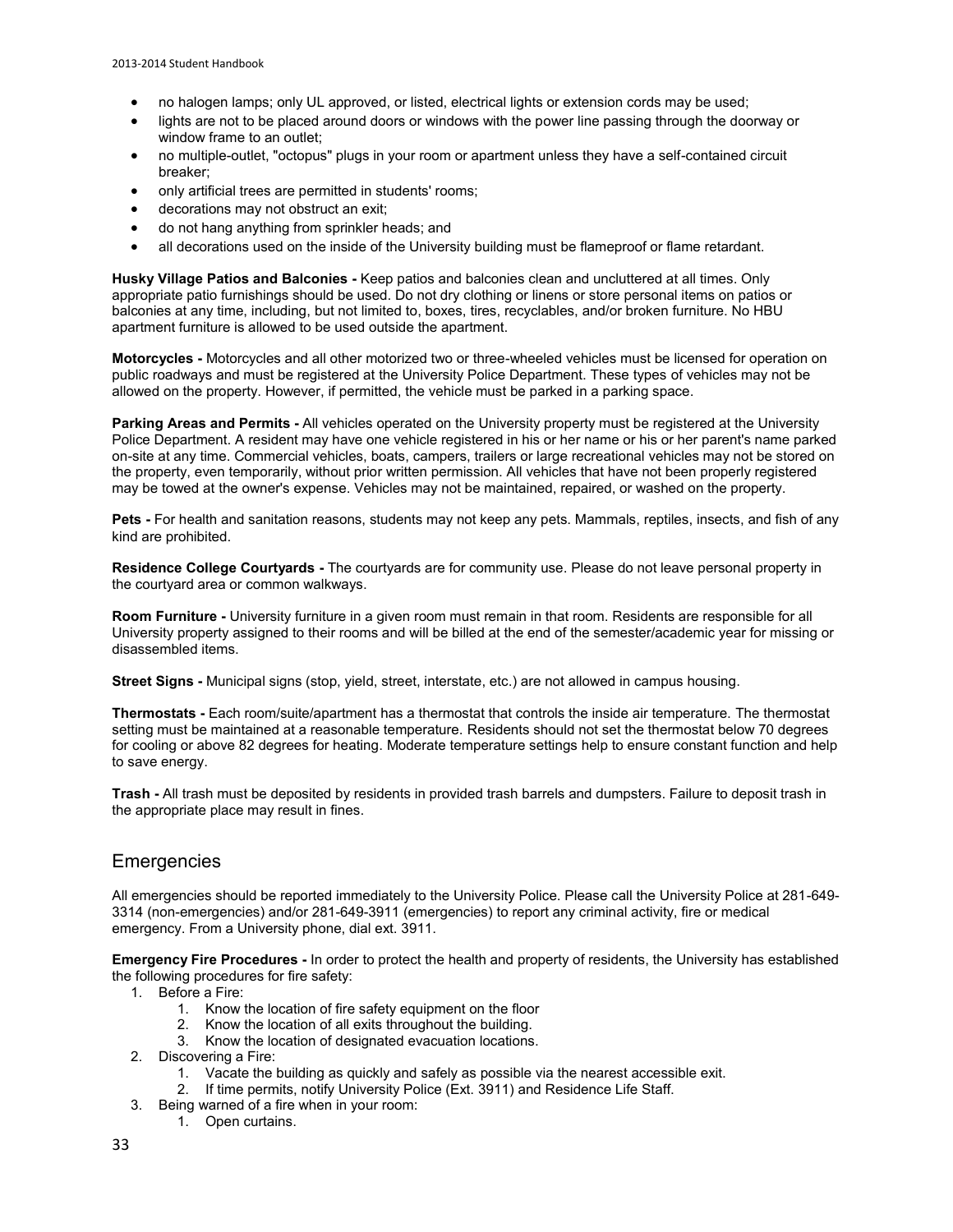- no halogen lamps; only UL approved, or listed, electrical lights or extension cords may be used;
- lights are not to be placed around doors or windows with the power line passing through the doorway or window frame to an outlet;
- no multiple-outlet, "octopus" plugs in your room or apartment unless they have a self-contained circuit breaker;
- only artificial trees are permitted in students' rooms;
- decorations may not obstruct an exit;
- do not hang anything from sprinkler heads; and
- all decorations used on the inside of the University building must be flameproof or flame retardant.

**Husky Village Patios and Balconies -** Keep patios and balconies clean and uncluttered at all times. Only appropriate patio furnishings should be used. Do not dry clothing or linens or store personal items on patios or balconies at any time, including, but not limited to, boxes, tires, recyclables, and/or broken furniture. No HBU apartment furniture is allowed to be used outside the apartment.

**Motorcycles -** Motorcycles and all other motorized two or three-wheeled vehicles must be licensed for operation on public roadways and must be registered at the University Police Department. These types of vehicles may not be allowed on the property. However, if permitted, the vehicle must be parked in a parking space.

**Parking Areas and Permits -** All vehicles operated on the University property must be registered at the University Police Department. A resident may have one vehicle registered in his or her name or his or her parent's name parked on-site at any time. Commercial vehicles, boats, campers, trailers or large recreational vehicles may not be stored on the property, even temporarily, without prior written permission. All vehicles that have not been properly registered may be towed at the owner's expense. Vehicles may not be maintained, repaired, or washed on the property.

**Pets -** For health and sanitation reasons, students may not keep any pets. Mammals, reptiles, insects, and fish of any kind are prohibited.

**Residence College Courtyards -** The courtyards are for community use. Please do not leave personal property in the courtyard area or common walkways.

**Room Furniture -** University furniture in a given room must remain in that room. Residents are responsible for all University property assigned to their rooms and will be billed at the end of the semester/academic year for missing or disassembled items.

**Street Signs -** Municipal signs (stop, yield, street, interstate, etc.) are not allowed in campus housing.

**Thermostats -** Each room/suite/apartment has a thermostat that controls the inside air temperature. The thermostat setting must be maintained at a reasonable temperature. Residents should not set the thermostat below 70 degrees for cooling or above 82 degrees for heating. Moderate temperature settings help to ensure constant function and help to save energy.

**Trash -** All trash must be deposited by residents in provided trash barrels and dumpsters. Failure to deposit trash in the appropriate place may result in fines.

## Emergencies

All emergencies should be reported immediately to the University Police. Please call the University Police at 281-649-3314 (non-emergencies) and/or 281-649-3911 (emergencies) to report any criminal activity, fire or medical emergency. From a University phone, dial ext. 3911.

**Emergency Fire Procedures -** In order to protect the health and property of residents, the University has established the following procedures for fire safety:

1. Before a Fire:
    1. Know the location of fire safety equipment on the floor
    2. Know the location of all exits throughout the building.
    3. Know the location of designated evacuation locations.
2. Discovering a Fire:
    1. Vacate the building as quickly and safely as possible via the nearest accessible exit.
    2. If time permits, notify University Police (Ext. 3911) and Residence Life Staff.
3. Being warned of a fire when in your room:
    1. Open curtains.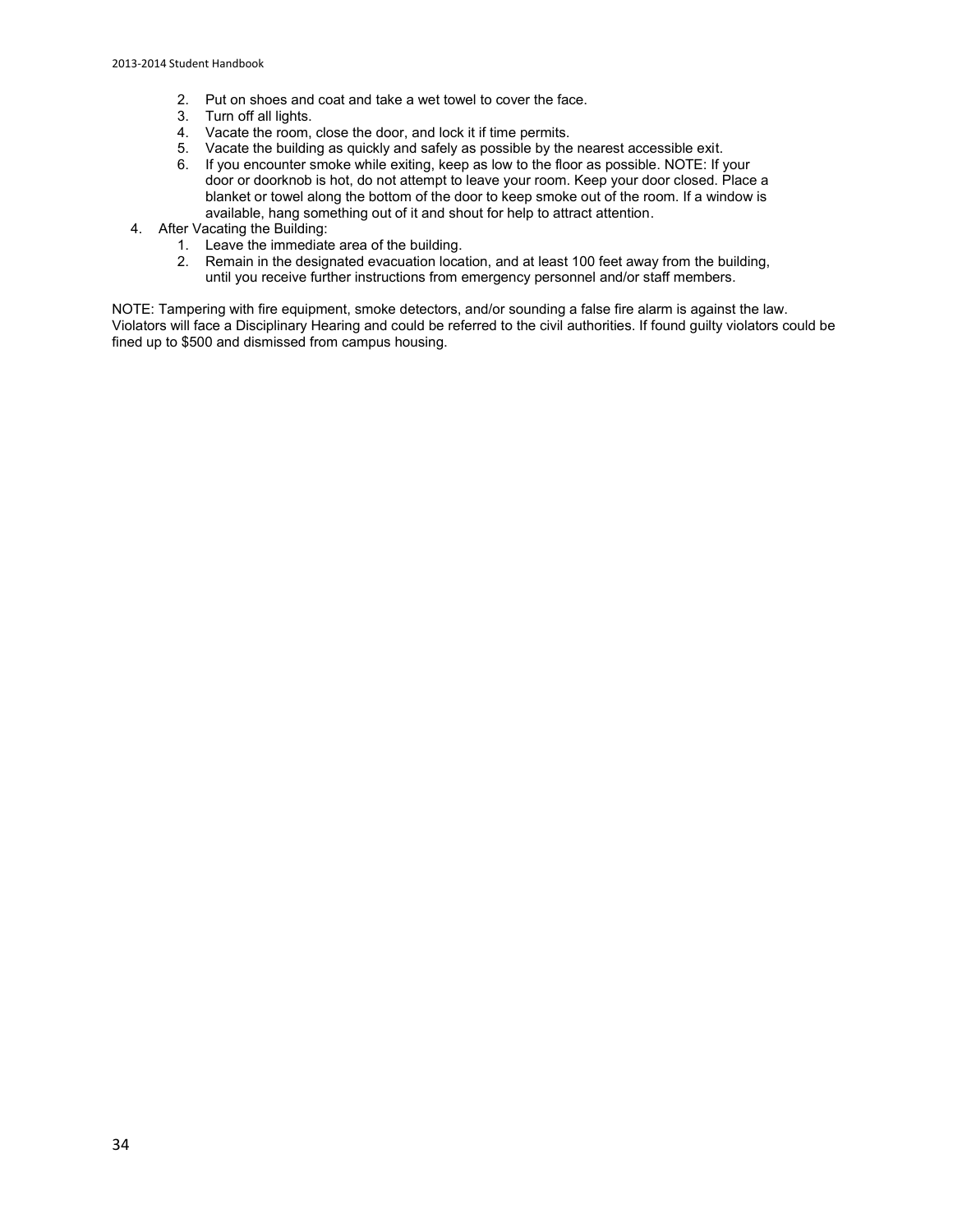2. Put on shoes and coat and take a wet towel to cover the face.
3. Turn off all lights.
4. Vacate the room, close the door, and lock it if time permits.
5. Vacate the building as quickly and safely as possible by the nearest accessible exit.
6. If you encounter smoke while exiting, keep as low to the floor as possible. NOTE: If your door or doorknob is hot, do not attempt to leave your room. Keep your door closed. Place a blanket or towel along the bottom of the door to keep smoke out of the room. If a window is available, hang something out of it and shout for help to attract attention.

4. After Vacating the Building:
    1. Leave the immediate area of the building.
    2. Remain in the designated evacuation location, and at least 100 feet away from the building, until you receive further instructions from emergency personnel and/or staff members.

NOTE: Tampering with fire equipment, smoke detectors, and/or sounding a false fire alarm is against the law. Violators will face a Disciplinary Hearing and could be referred to the civil authorities. If found guilty violators could be fined up to $500 and dismissed from campus housing.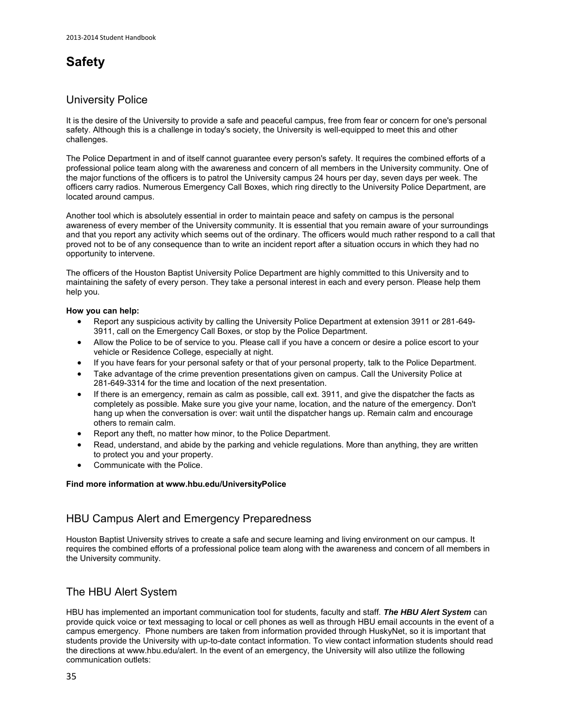# Safety

## University Police

It is the desire of the University to provide a safe and peaceful campus, free from fear or concern for one's personal safety. Although this is a challenge in today's society, the University is well-equipped to meet this and other challenges.

The Police Department in and of itself cannot guarantee every person's safety. It requires the combined efforts of a professional police team along with the awareness and concern of all members in the University community. One of the major functions of the officers is to patrol the University campus 24 hours per day, seven days per week. The officers carry radios. Numerous Emergency Call Boxes, which ring directly to the University Police Department, are located around campus.

Another tool which is absolutely essential in order to maintain peace and safety on campus is the personal awareness of every member of the University community. It is essential that you remain aware of your surroundings and that you report any activity which seems out of the ordinary. The officers would much rather respond to a call that proved not to be of any consequence than to write an incident report after a situation occurs in which they had no opportunity to intervene.

The officers of the Houston Baptist University Police Department are highly committed to this University and to maintaining the safety of every person. They take a personal interest in each and every person. Please help them help you.

**How you can help:**

- Report any suspicious activity by calling the University Police Department at extension 3911 or 281-649-3911, call on the Emergency Call Boxes, or stop by the Police Department.
- Allow the Police to be of service to you. Please call if you have a concern or desire a police escort to your vehicle or Residence College, especially at night.
- If you have fears for your personal safety or that of your personal property, talk to the Police Department.
- Take advantage of the crime prevention presentations given on campus. Call the University Police at 281-649-3314 for the time and location of the next presentation.
- If there is an emergency, remain as calm as possible, call ext. 3911, and give the dispatcher the facts as completely as possible. Make sure you give your name, location, and the nature of the emergency. Don't hang up when the conversation is over: wait until the dispatcher hangs up. Remain calm and encourage others to remain calm.
- Report any theft, no matter how minor, to the Police Department.
- Read, understand, and abide by the parking and vehicle regulations. More than anything, they are written to protect you and your property.
- Communicate with the Police.

**Find more information at www.hbu.edu/UniversityPolice**

## HBU Campus Alert and Emergency Preparedness

Houston Baptist University strives to create a safe and secure learning and living environment on our campus. It requires the combined efforts of a professional police team along with the awareness and concern of all members in the University community.

## The HBU Alert System

HBU has implemented an important communication tool for students, faculty and staff. ***The HBU Alert System*** can provide quick voice or text messaging to local or cell phones as well as through HBU email accounts in the event of a campus emergency. Phone numbers are taken from information provided through HuskyNet, so it is important that students provide the University with up-to-date contact information. To view contact information students should read the directions at www.hbu.edu/alert. In the event of an emergency, the University will also utilize the following communication outlets: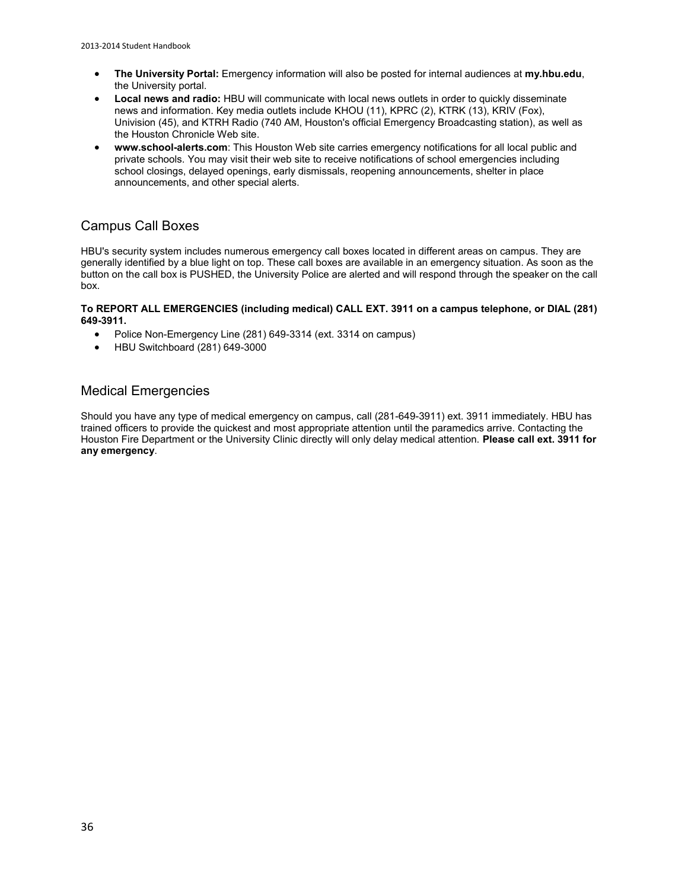- **The University Portal:** Emergency information will also be posted for internal audiences at **my.hbu.edu**, the University portal.
- **Local news and radio:** HBU will communicate with local news outlets in order to quickly disseminate news and information. Key media outlets include KHOU (11), KPRC (2), KTRK (13), KRIV (Fox), Univision (45), and KTRH Radio (740 AM, Houston's official Emergency Broadcasting station), as well as the Houston Chronicle Web site.
- **www.school-alerts.com**: This Houston Web site carries emergency notifications for all local public and private schools. You may visit their web site to receive notifications of school emergencies including school closings, delayed openings, early dismissals, reopening announcements, shelter in place announcements, and other special alerts.

## Campus Call Boxes

HBU's security system includes numerous emergency call boxes located in different areas on campus. They are generally identified by a blue light on top. These call boxes are available in an emergency situation. As soon as the button on the call box is PUSHED, the University Police are alerted and will respond through the speaker on the call box.

**To REPORT ALL EMERGENCIES (including medical) CALL EXT. 3911 on a campus telephone, or DIAL (281) 649-3911.**

- Police Non-Emergency Line (281) 649-3314 (ext. 3314 on campus)
- HBU Switchboard (281) 649-3000

## Medical Emergencies

Should you have any type of medical emergency on campus, call (281-649-3911) ext. 3911 immediately. HBU has trained officers to provide the quickest and most appropriate attention until the paramedics arrive. Contacting the Houston Fire Department or the University Clinic directly will only delay medical attention. **Please call ext. 3911 for any emergency**.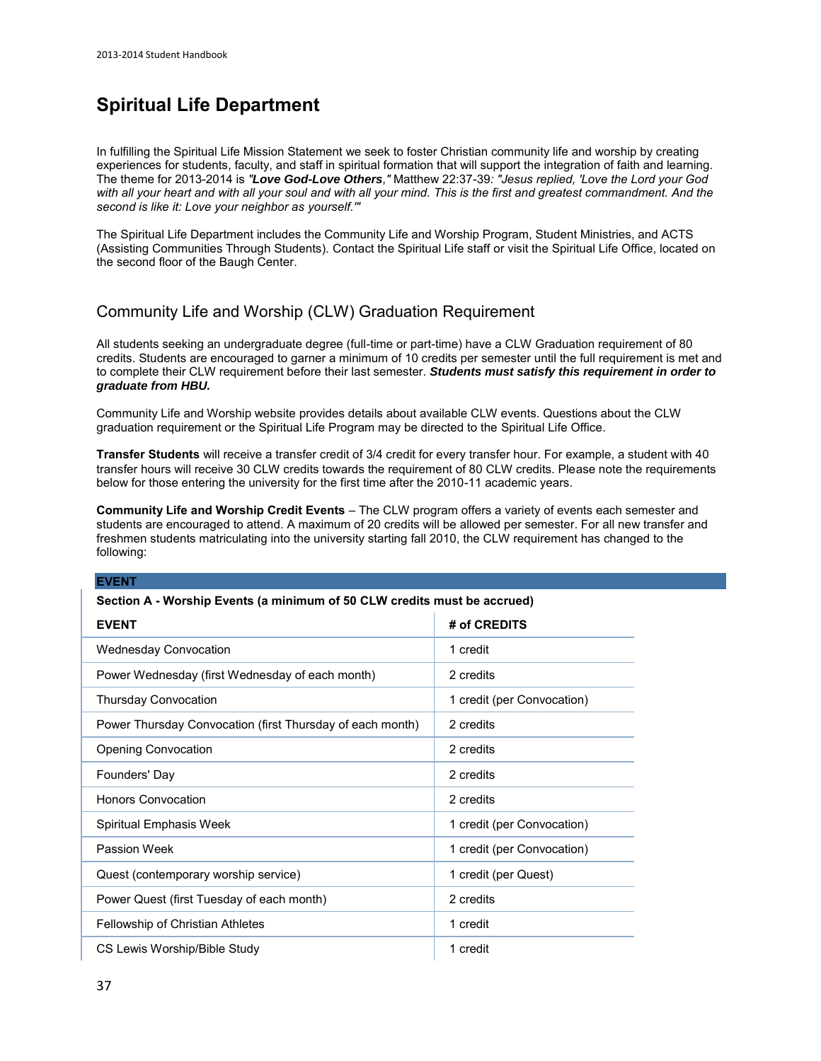# Spiritual Life Department

In fulfilling the Spiritual Life Mission Statement we seek to foster Christian community life and worship by creating experiences for students, faculty, and staff in spiritual formation that will support the integration of faith and learning. The theme for 2013-2014 is ***"Love God-Love Others,"*** Matthew 22:37-39*: "Jesus replied, 'Love the Lord your God with all your heart and with all your soul and with all your mind. This is the first and greatest commandment. And the second is like it: Love your neighbor as yourself.'"*

The Spiritual Life Department includes the Community Life and Worship Program, Student Ministries, and ACTS (Assisting Communities Through Students). Contact the Spiritual Life staff or visit the Spiritual Life Office, located on the second floor of the Baugh Center.

## Community Life and Worship (CLW) Graduation Requirement

All students seeking an undergraduate degree (full-time or part-time) have a CLW Graduation requirement of 80 credits. Students are encouraged to garner a minimum of 10 credits per semester until the full requirement is met and to complete their CLW requirement before their last semester. ***Students must satisfy this requirement in order to graduate from HBU.***

Community Life and Worship website provides details about available CLW events. Questions about the CLW graduation requirement or the Spiritual Life Program may be directed to the Spiritual Life Office.

**Transfer Students** will receive a transfer credit of 3/4 credit for every transfer hour. For example, a student with 40 transfer hours will receive 30 CLW credits towards the requirement of 80 CLW credits. Please note the requirements below for those entering the university for the first time after the 2010-11 academic years.

**Community Life and Worship Credit Events** – The CLW program offers a variety of events each semester and students are encouraged to attend. A maximum of 20 credits will be allowed per semester. For all new transfer and freshmen students matriculating into the university starting fall 2010, the CLW requirement has changed to the following:

**EVENT**

**Section A - Worship Events (a minimum of 50 CLW credits must be accrued)**

| EVENT | # of CREDITS |
| --- | --- |
| Wednesday Convocation | 1 credit |
| Power Wednesday (first Wednesday of each month) | 2 credits |
| Thursday Convocation | 1 credit (per Convocation) |
| Power Thursday Convocation (first Thursday of each month) | 2 credits |
| Opening Convocation | 2 credits |
| Founders' Day | 2 credits |
| Honors Convocation | 2 credits |
| Spiritual Emphasis Week | 1 credit (per Convocation) |
| Passion Week | 1 credit (per Convocation) |
| Quest (contemporary worship service) | 1 credit (per Quest) |
| Power Quest (first Tuesday of each month) | 2 credits |
| Fellowship of Christian Athletes | 1 credit |
| CS Lewis Worship/Bible Study | 1 credit |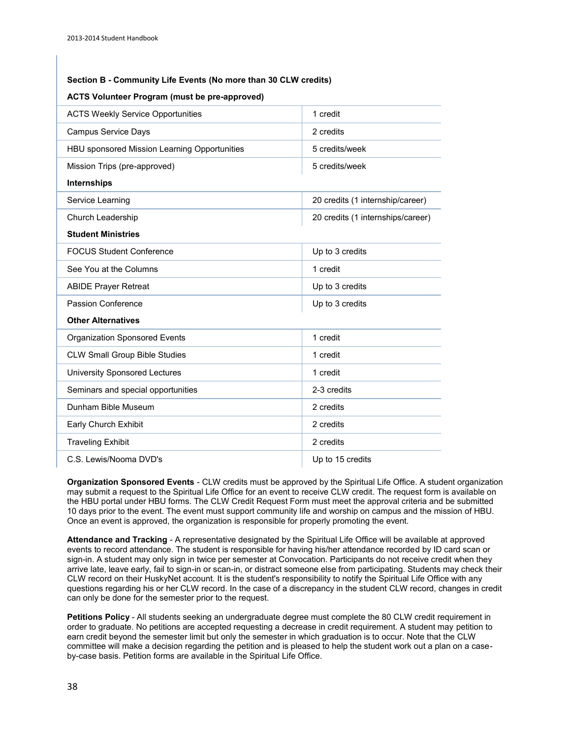**Section B - Community Life Events (No more than 30 CLW credits)**

| **ACTS Volunteer Program (must be pre-approved)** | |
|---|---|
| ACTS Weekly Service Opportunities | 1 credit |
| Campus Service Days | 2 credits |
| HBU sponsored Mission Learning Opportunities | 5 credits/week |
| Mission Trips (pre-approved) | 5 credits/week |
| **Internships** | |
| Service Learning | 20 credits (1 internship/career) |
| Church Leadership | 20 credits (1 internships/career) |
| **Student Ministries** | |
| FOCUS Student Conference | Up to 3 credits |
| See You at the Columns | 1 credit |
| ABIDE Prayer Retreat | Up to 3 credits |
| Passion Conference | Up to 3 credits |
| **Other Alternatives** | |
| Organization Sponsored Events | 1 credit |
| CLW Small Group Bible Studies | 1 credit |
| University Sponsored Lectures | 1 credit |
| Seminars and special opportunities | 2-3 credits |
| Dunham Bible Museum | 2 credits |
| Early Church Exhibit | 2 credits |
| Traveling Exhibit | 2 credits |
| C.S. Lewis/Nooma DVD's | Up to 15 credits |

**Organization Sponsored Events** - CLW credits must be approved by the Spiritual Life Office. A student organization may submit a request to the Spiritual Life Office for an event to receive CLW credit. The request form is available on the HBU portal under HBU forms. The CLW Credit Request Form must meet the approval criteria and be submitted 10 days prior to the event. The event must support community life and worship on campus and the mission of HBU. Once an event is approved, the organization is responsible for properly promoting the event.

**Attendance and Tracking** - A representative designated by the Spiritual Life Office will be available at approved events to record attendance. The student is responsible for having his/her attendance recorded by ID card scan or sign-in. A student may only sign in twice per semester at Convocation. Participants do not receive credit when they arrive late, leave early, fail to sign-in or scan-in, or distract someone else from participating. Students may check their CLW record on their HuskyNet account. It is the student's responsibility to notify the Spiritual Life Office with any questions regarding his or her CLW record. In the case of a discrepancy in the student CLW record, changes in credit can only be done for the semester prior to the request.

**Petitions Policy** - All students seeking an undergraduate degree must complete the 80 CLW credit requirement in order to graduate. No petitions are accepted requesting a decrease in credit requirement. A student may petition to earn credit beyond the semester limit but only the semester in which graduation is to occur. Note that the CLW committee will make a decision regarding the petition and is pleased to help the student work out a plan on a case-by-case basis. Petition forms are available in the Spiritual Life Office.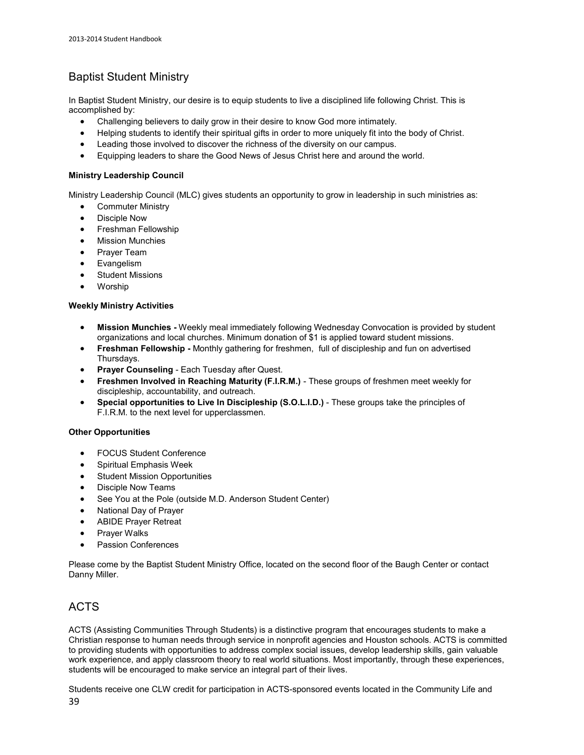## Baptist Student Ministry

In Baptist Student Ministry, our desire is to equip students to live a disciplined life following Christ. This is accomplished by:

- Challenging believers to daily grow in their desire to know God more intimately.
- Helping students to identify their spiritual gifts in order to more uniquely fit into the body of Christ.
- Leading those involved to discover the richness of the diversity on our campus.
- Equipping leaders to share the Good News of Jesus Christ here and around the world.

**Ministry Leadership Council**

Ministry Leadership Council (MLC) gives students an opportunity to grow in leadership in such ministries as:

- Commuter Ministry
- Disciple Now
- Freshman Fellowship
- Mission Munchies
- Prayer Team
- Evangelism
- Student Missions
- Worship

**Weekly Ministry Activities**

- **Mission Munchies -** Weekly meal immediately following Wednesday Convocation is provided by student organizations and local churches. Minimum donation of $1 is applied toward student missions.
- **Freshman Fellowship -** Monthly gathering for freshmen, full of discipleship and fun on advertised Thursdays.
- **Prayer Counseling** - Each Tuesday after Quest.
- **Freshmen Involved in Reaching Maturity (F.I.R.M.)** - These groups of freshmen meet weekly for discipleship, accountability, and outreach.
- **Special opportunities to Live In Discipleship (S.O.L.I.D.)** - These groups take the principles of F.I.R.M. to the next level for upperclassmen.

**Other Opportunities**

- FOCUS Student Conference
- Spiritual Emphasis Week
- Student Mission Opportunities
- Disciple Now Teams
- See You at the Pole (outside M.D. Anderson Student Center)
- National Day of Prayer
- ABIDE Prayer Retreat
- Prayer Walks
- Passion Conferences

Please come by the Baptist Student Ministry Office, located on the second floor of the Baugh Center or contact Danny Miller.

## ACTS

ACTS (Assisting Communities Through Students) is a distinctive program that encourages students to make a Christian response to human needs through service in nonprofit agencies and Houston schools. ACTS is committed to providing students with opportunities to address complex social issues, develop leadership skills, gain valuable work experience, and apply classroom theory to real world situations. Most importantly, through these experiences, students will be encouraged to make service an integral part of their lives.

Students receive one CLW credit for participation in ACTS-sponsored events located in the Community Life and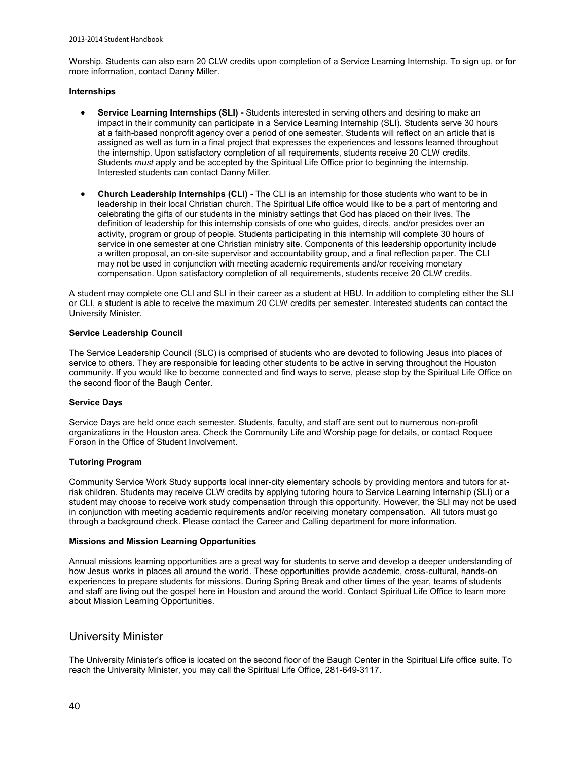Worship. Students can also earn 20 CLW credits upon completion of a Service Learning Internship. To sign up, or for more information, contact Danny Miller.

**Internships**

- **Service Learning Internships (SLI) -** Students interested in serving others and desiring to make an impact in their community can participate in a Service Learning Internship (SLI). Students serve 30 hours at a faith-based nonprofit agency over a period of one semester. Students will reflect on an article that is assigned as well as turn in a final project that expresses the experiences and lessons learned throughout the internship. Upon satisfactory completion of all requirements, students receive 20 CLW credits. Students *must* apply and be accepted by the Spiritual Life Office prior to beginning the internship. Interested students can contact Danny Miller.

- **Church Leadership Internships (CLI) -** The CLI is an internship for those students who want to be in leadership in their local Christian church. The Spiritual Life office would like to be a part of mentoring and celebrating the gifts of our students in the ministry settings that God has placed on their lives. The definition of leadership for this internship consists of one who guides, directs, and/or presides over an activity, program or group of people. Students participating in this internship will complete 30 hours of service in one semester at one Christian ministry site. Components of this leadership opportunity include a written proposal, an on-site supervisor and accountability group, and a final reflection paper. The CLI may not be used in conjunction with meeting academic requirements and/or receiving monetary compensation. Upon satisfactory completion of all requirements, students receive 20 CLW credits.

A student may complete one CLI and SLI in their career as a student at HBU. In addition to completing either the SLI or CLI, a student is able to receive the maximum 20 CLW credits per semester. Interested students can contact the University Minister.

**Service Leadership Council**

The Service Leadership Council (SLC) is comprised of students who are devoted to following Jesus into places of service to others. They are responsible for leading other students to be active in serving throughout the Houston community. If you would like to become connected and find ways to serve, please stop by the Spiritual Life Office on the second floor of the Baugh Center.

**Service Days**

Service Days are held once each semester. Students, faculty, and staff are sent out to numerous non-profit organizations in the Houston area. Check the Community Life and Worship page for details, or contact Roquee Forson in the Office of Student Involvement.

**Tutoring Program**

Community Service Work Study supports local inner-city elementary schools by providing mentors and tutors for at-risk children. Students may receive CLW credits by applying tutoring hours to Service Learning Internship (SLI) or a student may choose to receive work study compensation through this opportunity. However, the SLI may not be used in conjunction with meeting academic requirements and/or receiving monetary compensation. All tutors must go through a background check. Please contact the Career and Calling department for more information.

**Missions and Mission Learning Opportunities**

Annual missions learning opportunities are a great way for students to serve and develop a deeper understanding of how Jesus works in places all around the world. These opportunities provide academic, cross-cultural, hands-on experiences to prepare students for missions. During Spring Break and other times of the year, teams of students and staff are living out the gospel here in Houston and around the world. Contact Spiritual Life Office to learn more about Mission Learning Opportunities.

## University Minister

The University Minister's office is located on the second floor of the Baugh Center in the Spiritual Life office suite. To reach the University Minister, you may call the Spiritual Life Office, 281-649-3117.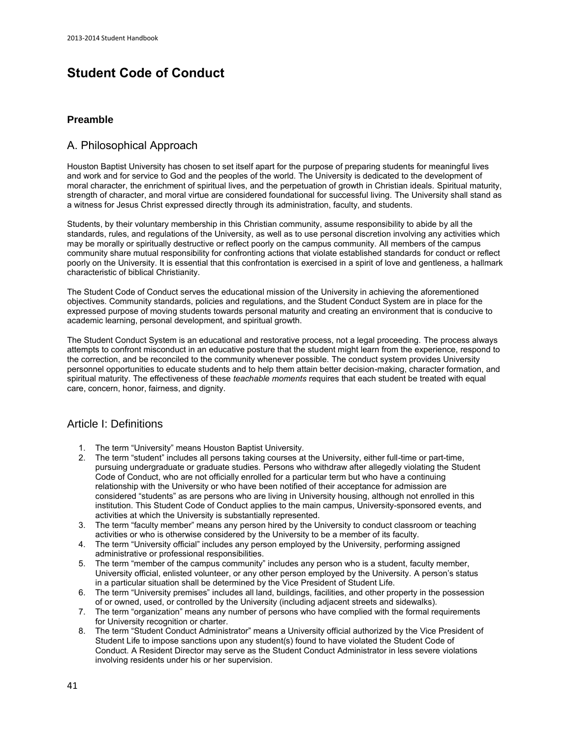# Student Code of Conduct

### Preamble

## A. Philosophical Approach

Houston Baptist University has chosen to set itself apart for the purpose of preparing students for meaningful lives and work and for service to God and the peoples of the world. The University is dedicated to the development of moral character, the enrichment of spiritual lives, and the perpetuation of growth in Christian ideals. Spiritual maturity, strength of character, and moral virtue are considered foundational for successful living. The University shall stand as a witness for Jesus Christ expressed directly through its administration, faculty, and students.

Students, by their voluntary membership in this Christian community, assume responsibility to abide by all the standards, rules, and regulations of the University, as well as to use personal discretion involving any activities which may be morally or spiritually destructive or reflect poorly on the campus community. All members of the campus community share mutual responsibility for confronting actions that violate established standards for conduct or reflect poorly on the University. It is essential that this confrontation is exercised in a spirit of love and gentleness, a hallmark characteristic of biblical Christianity.

The Student Code of Conduct serves the educational mission of the University in achieving the aforementioned objectives. Community standards, policies and regulations, and the Student Conduct System are in place for the expressed purpose of moving students towards personal maturity and creating an environment that is conducive to academic learning, personal development, and spiritual growth.

The Student Conduct System is an educational and restorative process, not a legal proceeding. The process always attempts to confront misconduct in an educative posture that the student might learn from the experience, respond to the correction, and be reconciled to the community whenever possible. The conduct system provides University personnel opportunities to educate students and to help them attain better decision-making, character formation, and spiritual maturity. The effectiveness of these *teachable moments* requires that each student be treated with equal care, concern, honor, fairness, and dignity.

## Article I: Definitions

1. The term "University" means Houston Baptist University.
2. The term "student" includes all persons taking courses at the University, either full-time or part-time, pursuing undergraduate or graduate studies. Persons who withdraw after allegedly violating the Student Code of Conduct, who are not officially enrolled for a particular term but who have a continuing relationship with the University or who have been notified of their acceptance for admission are considered "students" as are persons who are living in University housing, although not enrolled in this institution. This Student Code of Conduct applies to the main campus, University-sponsored events, and activities at which the University is substantially represented.
3. The term "faculty member" means any person hired by the University to conduct classroom or teaching activities or who is otherwise considered by the University to be a member of its faculty.
4. The term "University official" includes any person employed by the University, performing assigned administrative or professional responsibilities.
5. The term "member of the campus community" includes any person who is a student, faculty member, University official, enlisted volunteer, or any other person employed by the University. A person's status in a particular situation shall be determined by the Vice President of Student Life.
6. The term "University premises" includes all land, buildings, facilities, and other property in the possession of or owned, used, or controlled by the University (including adjacent streets and sidewalks).
7. The term "organization" means any number of persons who have complied with the formal requirements for University recognition or charter.
8. The term "Student Conduct Administrator" means a University official authorized by the Vice President of Student Life to impose sanctions upon any student(s) found to have violated the Student Code of Conduct. A Resident Director may serve as the Student Conduct Administrator in less severe violations involving residents under his or her supervision.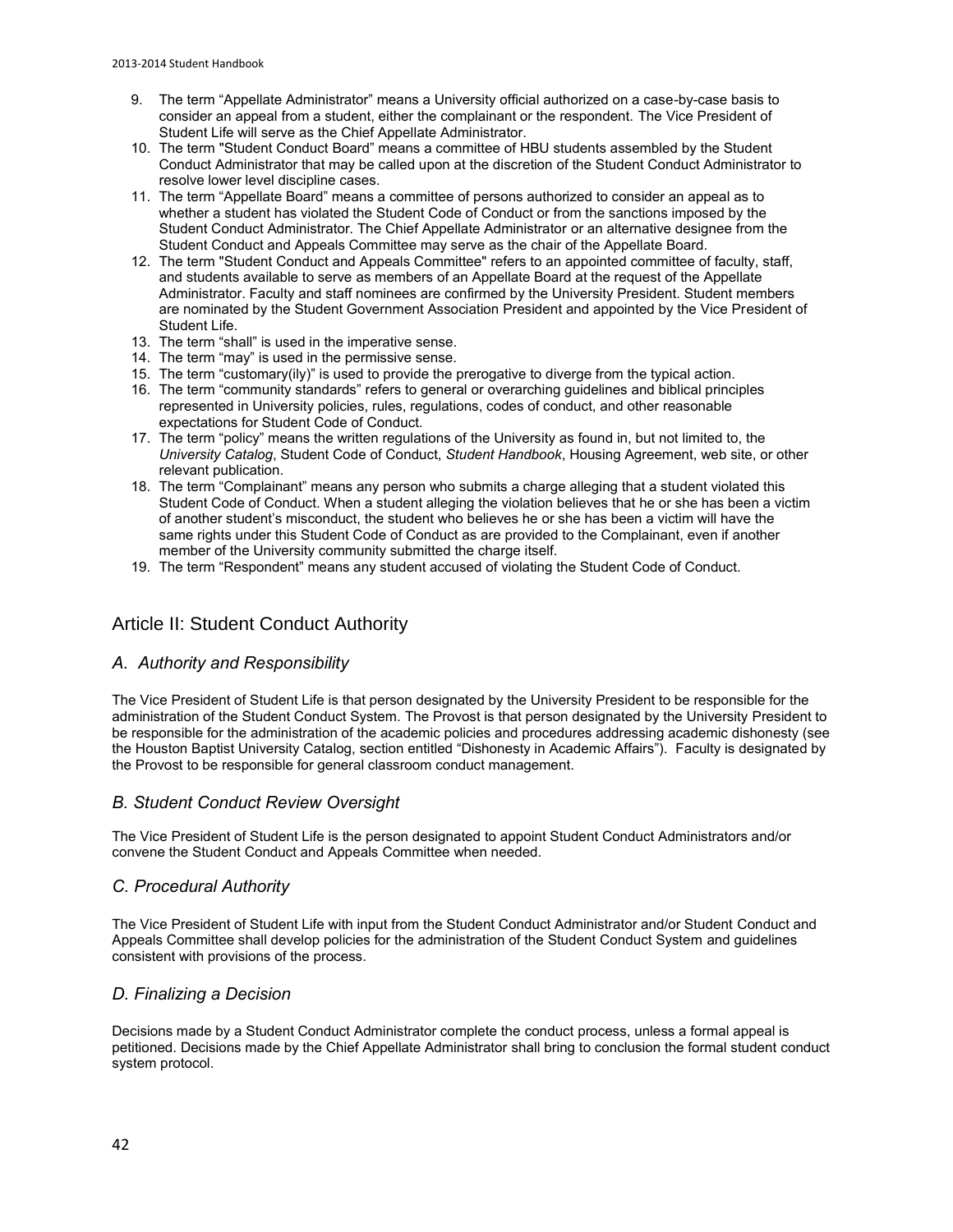9. The term “Appellate Administrator” means a University official authorized on a case-by-case basis to consider an appeal from a student, either the complainant or the respondent. The Vice President of Student Life will serve as the Chief Appellate Administrator.
10. The term "Student Conduct Board” means a committee of HBU students assembled by the Student Conduct Administrator that may be called upon at the discretion of the Student Conduct Administrator to resolve lower level discipline cases.
11. The term “Appellate Board” means a committee of persons authorized to consider an appeal as to whether a student has violated the Student Code of Conduct or from the sanctions imposed by the Student Conduct Administrator. The Chief Appellate Administrator or an alternative designee from the Student Conduct and Appeals Committee may serve as the chair of the Appellate Board.
12. The term "Student Conduct and Appeals Committee" refers to an appointed committee of faculty, staff, and students available to serve as members of an Appellate Board at the request of the Appellate Administrator. Faculty and staff nominees are confirmed by the University President. Student members are nominated by the Student Government Association President and appointed by the Vice President of Student Life.
13. The term “shall” is used in the imperative sense.
14. The term “may” is used in the permissive sense.
15. The term “customary(ily)” is used to provide the prerogative to diverge from the typical action.
16. The term “community standards” refers to general or overarching guidelines and biblical principles represented in University policies, rules, regulations, codes of conduct, and other reasonable expectations for Student Code of Conduct.
17. The term “policy” means the written regulations of the University as found in, but not limited to, the *University Catalog*, Student Code of Conduct, *Student Handbook*, Housing Agreement, web site, or other relevant publication.
18. The term “Complainant” means any person who submits a charge alleging that a student violated this Student Code of Conduct. When a student alleging the violation believes that he or she has been a victim of another student’s misconduct, the student who believes he or she has been a victim will have the same rights under this Student Code of Conduct as are provided to the Complainant, even if another member of the University community submitted the charge itself.
19. The term “Respondent” means any student accused of violating the Student Code of Conduct.

## Article II: Student Conduct Authority

### *A. Authority and Responsibility*

The Vice President of Student Life is that person designated by the University President to be responsible for the administration of the Student Conduct System. The Provost is that person designated by the University President to be responsible for the administration of the academic policies and procedures addressing academic dishonesty (see the Houston Baptist University Catalog, section entitled “Dishonesty in Academic Affairs”). Faculty is designated by the Provost to be responsible for general classroom conduct management.

### *B. Student Conduct Review Oversight*

The Vice President of Student Life is the person designated to appoint Student Conduct Administrators and/or convene the Student Conduct and Appeals Committee when needed.

### *C. Procedural Authority*

The Vice President of Student Life with input from the Student Conduct Administrator and/or Student Conduct and Appeals Committee shall develop policies for the administration of the Student Conduct System and guidelines consistent with provisions of the process.

### *D. Finalizing a Decision*

Decisions made by a Student Conduct Administrator complete the conduct process, unless a formal appeal is petitioned. Decisions made by the Chief Appellate Administrator shall bring to conclusion the formal student conduct system protocol.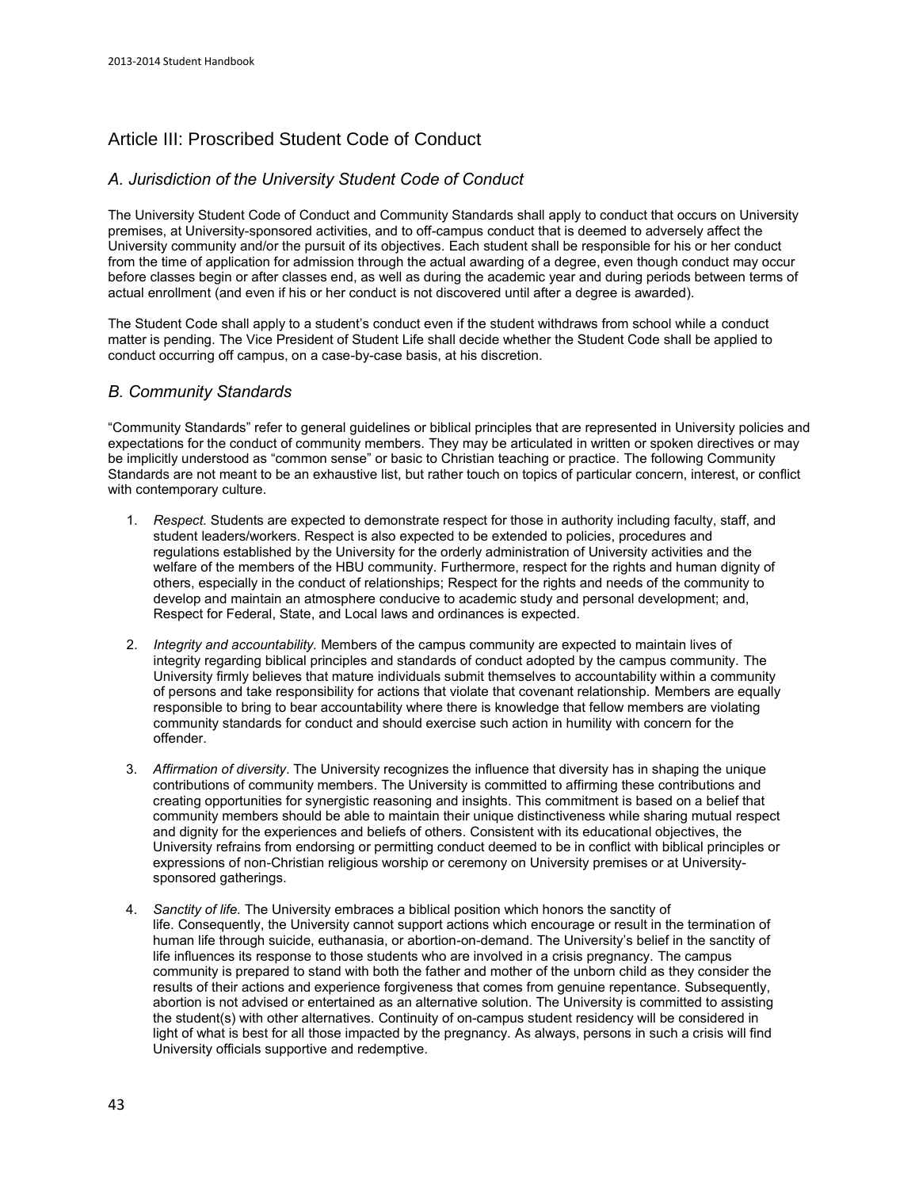## Article III: Proscribed Student Code of Conduct

### *A. Jurisdiction of the University Student Code of Conduct*

The University Student Code of Conduct and Community Standards shall apply to conduct that occurs on University premises, at University-sponsored activities, and to off-campus conduct that is deemed to adversely affect the University community and/or the pursuit of its objectives. Each student shall be responsible for his or her conduct from the time of application for admission through the actual awarding of a degree, even though conduct may occur before classes begin or after classes end, as well as during the academic year and during periods between terms of actual enrollment (and even if his or her conduct is not discovered until after a degree is awarded).

The Student Code shall apply to a student's conduct even if the student withdraws from school while a conduct matter is pending. The Vice President of Student Life shall decide whether the Student Code shall be applied to conduct occurring off campus, on a case-by-case basis, at his discretion.

### *B. Community Standards*

"Community Standards" refer to general guidelines or biblical principles that are represented in University policies and expectations for the conduct of community members. They may be articulated in written or spoken directives or may be implicitly understood as "common sense" or basic to Christian teaching or practice. The following Community Standards are not meant to be an exhaustive list, but rather touch on topics of particular concern, interest, or conflict with contemporary culture.

1. *Respect.* Students are expected to demonstrate respect for those in authority including faculty, staff, and student leaders/workers. Respect is also expected to be extended to policies, procedures and regulations established by the University for the orderly administration of University activities and the welfare of the members of the HBU community. Furthermore, respect for the rights and human dignity of others, especially in the conduct of relationships; Respect for the rights and needs of the community to develop and maintain an atmosphere conducive to academic study and personal development; and, Respect for Federal, State, and Local laws and ordinances is expected.

2. *Integrity and accountability.* Members of the campus community are expected to maintain lives of integrity regarding biblical principles and standards of conduct adopted by the campus community. The University firmly believes that mature individuals submit themselves to accountability within a community of persons and take responsibility for actions that violate that covenant relationship. Members are equally responsible to bring to bear accountability where there is knowledge that fellow members are violating community standards for conduct and should exercise such action in humility with concern for the offender.

3. *Affirmation of diversity*. The University recognizes the influence that diversity has in shaping the unique contributions of community members. The University is committed to affirming these contributions and creating opportunities for synergistic reasoning and insights. This commitment is based on a belief that community members should be able to maintain their unique distinctiveness while sharing mutual respect and dignity for the experiences and beliefs of others. Consistent with its educational objectives, the University refrains from endorsing or permitting conduct deemed to be in conflict with biblical principles or expressions of non-Christian religious worship or ceremony on University premises or at University-sponsored gatherings.

4. *Sanctity of life.* The University embraces a biblical position which honors the sanctity of life. Consequently, the University cannot support actions which encourage or result in the termination of human life through suicide, euthanasia, or abortion-on-demand. The University's belief in the sanctity of life influences its response to those students who are involved in a crisis pregnancy. The campus community is prepared to stand with both the father and mother of the unborn child as they consider the results of their actions and experience forgiveness that comes from genuine repentance. Subsequently, abortion is not advised or entertained as an alternative solution. The University is committed to assisting the student(s) with other alternatives. Continuity of on-campus student residency will be considered in light of what is best for all those impacted by the pregnancy. As always, persons in such a crisis will find University officials supportive and redemptive.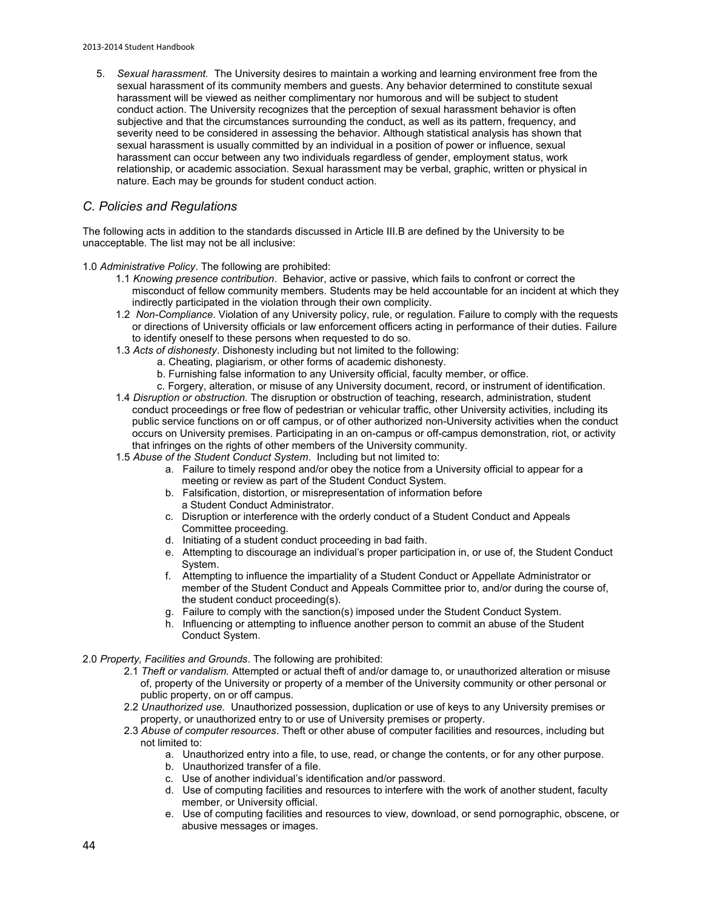5. *Sexual harassment.* The University desires to maintain a working and learning environment free from the sexual harassment of its community members and guests. Any behavior determined to constitute sexual harassment will be viewed as neither complimentary nor humorous and will be subject to student conduct action. The University recognizes that the perception of sexual harassment behavior is often subjective and that the circumstances surrounding the conduct, as well as its pattern, frequency, and severity need to be considered in assessing the behavior. Although statistical analysis has shown that sexual harassment is usually committed by an individual in a position of power or influence, sexual harassment can occur between any two individuals regardless of gender, employment status, work relationship, or academic association. Sexual harassment may be verbal, graphic, written or physical in nature. Each may be grounds for student conduct action.

## *C. Policies and Regulations*

The following acts in addition to the standards discussed in Article III.B are defined by the University to be unacceptable. The list may not be all inclusive:

1.0 *Administrative Policy*. The following are prohibited:

- 1.1 *Knowing presence contribution*. Behavior, active or passive, which fails to confront or correct the misconduct of fellow community members. Students may be held accountable for an incident at which they indirectly participated in the violation through their own complicity.
- 1.2 *Non-Compliance*. Violation of any University policy, rule, or regulation. Failure to comply with the requests or directions of University officials or law enforcement officers acting in performance of their duties. Failure to identify oneself to these persons when requested to do so.
- 1.3 *Acts of dishonesty*. Dishonesty including but not limited to the following:
    - a. Cheating, plagiarism, or other forms of academic dishonesty.
    - b. Furnishing false information to any University official, faculty member, or office.
    - c. Forgery, alteration, or misuse of any University document, record, or instrument of identification.
- 1.4 *Disruption or obstruction.* The disruption or obstruction of teaching, research, administration, student conduct proceedings or free flow of pedestrian or vehicular traffic, other University activities, including its public service functions on or off campus, or of other authorized non-University activities when the conduct occurs on University premises. Participating in an on-campus or off-campus demonstration, riot, or activity that infringes on the rights of other members of the University community.
- 1.5 *Abuse of the Student Conduct System*. Including but not limited to:
    - a. Failure to timely respond and/or obey the notice from a University official to appear for a meeting or review as part of the Student Conduct System.
    - b. Falsification, distortion, or misrepresentation of information before a Student Conduct Administrator.
    - c. Disruption or interference with the orderly conduct of a Student Conduct and Appeals Committee proceeding.
    - d. Initiating of a student conduct proceeding in bad faith.
    - e. Attempting to discourage an individual's proper participation in, or use of, the Student Conduct System.
    - f. Attempting to influence the impartiality of a Student Conduct or Appellate Administrator or member of the Student Conduct and Appeals Committee prior to, and/or during the course of, the student conduct proceeding(s).
    - g. Failure to comply with the sanction(s) imposed under the Student Conduct System.
    - h. Influencing or attempting to influence another person to commit an abuse of the Student Conduct System.

2.0 *Property, Facilities and Grounds*. The following are prohibited:

- 2.1 *Theft or vandalism.* Attempted or actual theft of and/or damage to, or unauthorized alteration or misuse of, property of the University or property of a member of the University community or other personal or public property, on or off campus.
- 2.2 *Unauthorized use.* Unauthorized possession, duplication or use of keys to any University premises or property, or unauthorized entry to or use of University premises or property.
- 2.3 *Abuse of computer resources*. Theft or other abuse of computer facilities and resources, including but not limited to:
    - a. Unauthorized entry into a file, to use, read, or change the contents, or for any other purpose.
    - b. Unauthorized transfer of a file.
    - c. Use of another individual's identification and/or password.
    - d. Use of computing facilities and resources to interfere with the work of another student, faculty member, or University official.
    - e. Use of computing facilities and resources to view, download, or send pornographic, obscene, or abusive messages or images.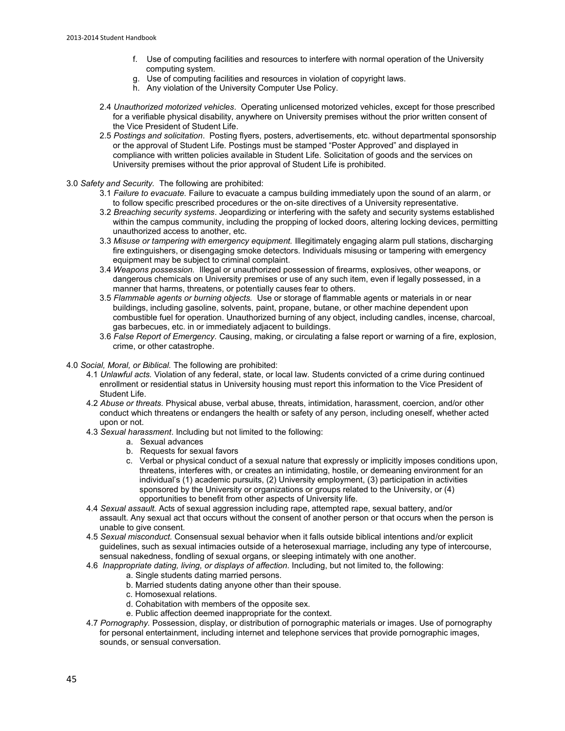f. Use of computing facilities and resources to interfere with normal operation of the University computing system.
g. Use of computing facilities and resources in violation of copyright laws.
h. Any violation of the University Computer Use Policy.

2.4 *Unauthorized motorized vehicles*. Operating unlicensed motorized vehicles, except for those prescribed for a verifiable physical disability, anywhere on University premises without the prior written consent of the Vice President of Student Life.

2.5 *Postings and solicitation*. Posting flyers, posters, advertisements, etc. without departmental sponsorship or the approval of Student Life. Postings must be stamped "Poster Approved" and displayed in compliance with written policies available in Student Life. Solicitation of goods and the services on University premises without the prior approval of Student Life is prohibited.

3.0 *Safety and Security.* The following are prohibited:

3.1 *Failure to evacuate.* Failure to evacuate a campus building immediately upon the sound of an alarm, or to follow specific prescribed procedures or the on-site directives of a University representative.

3.2 *Breaching security systems*. Jeopardizing or interfering with the safety and security systems established within the campus community, including the propping of locked doors, altering locking devices, permitting unauthorized access to another, etc.

3.3 *Misuse or tampering with emergency equipment.* Illegitimately engaging alarm pull stations, discharging fire extinguishers, or disengaging smoke detectors. Individuals misusing or tampering with emergency equipment may be subject to criminal complaint.

3.4 *Weapons possession.* Illegal or unauthorized possession of firearms, explosives, other weapons, or dangerous chemicals on University premises or use of any such item, even if legally possessed, in a manner that harms, threatens, or potentially causes fear to others.

3.5 *Flammable agents or burning objects.* Use or storage of flammable agents or materials in or near buildings, including gasoline, solvents, paint, propane, butane, or other machine dependent upon combustible fuel for operation. Unauthorized burning of any object, including candles, incense, charcoal, gas barbecues, etc. in or immediately adjacent to buildings.

3.6 *False Report of Emergency*. Causing, making, or circulating a false report or warning of a fire, explosion, crime, or other catastrophe.

4.0 *Social, Moral, or Biblical.* The following are prohibited:

4.1 *Unlawful acts.* Violation of any federal, state, or local law. Students convicted of a crime during continued enrollment or residential status in University housing must report this information to the Vice President of Student Life.

4.2 *Abuse or threats.* Physical abuse, verbal abuse, threats, intimidation, harassment, coercion, and/or other conduct which threatens or endangers the health or safety of any person, including oneself, whether acted upon or not.

4.3 *Sexual harassment*. Including but not limited to the following:

a. Sexual advances
b. Requests for sexual favors
c. Verbal or physical conduct of a sexual nature that expressly or implicitly imposes conditions upon, threatens, interferes with, or creates an intimidating, hostile, or demeaning environment for an individual's (1) academic pursuits, (2) University employment, (3) participation in activities sponsored by the University or organizations or groups related to the University, or (4) opportunities to benefit from other aspects of University life.

4.4 *Sexual assault.* Acts of sexual aggression including rape, attempted rape, sexual battery, and/or assault. Any sexual act that occurs without the consent of another person or that occurs when the person is unable to give consent.

4.5 *Sexual misconduct.* Consensual sexual behavior when it falls outside biblical intentions and/or explicit guidelines, such as sexual intimacies outside of a heterosexual marriage, including any type of intercourse, sensual nakedness, fondling of sexual organs, or sleeping intimately with one another.

4.6 *Inappropriate dating, living, or displays of affection.* Including, but not limited to, the following:

a. Single students dating married persons.
b. Married students dating anyone other than their spouse.
c. Homosexual relations.
d. Cohabitation with members of the opposite sex.
e. Public affection deemed inappropriate for the context.

4.7 *Pornography.* Possession, display, or distribution of pornographic materials or images. Use of pornography for personal entertainment, including internet and telephone services that provide pornographic images, sounds, or sensual conversation.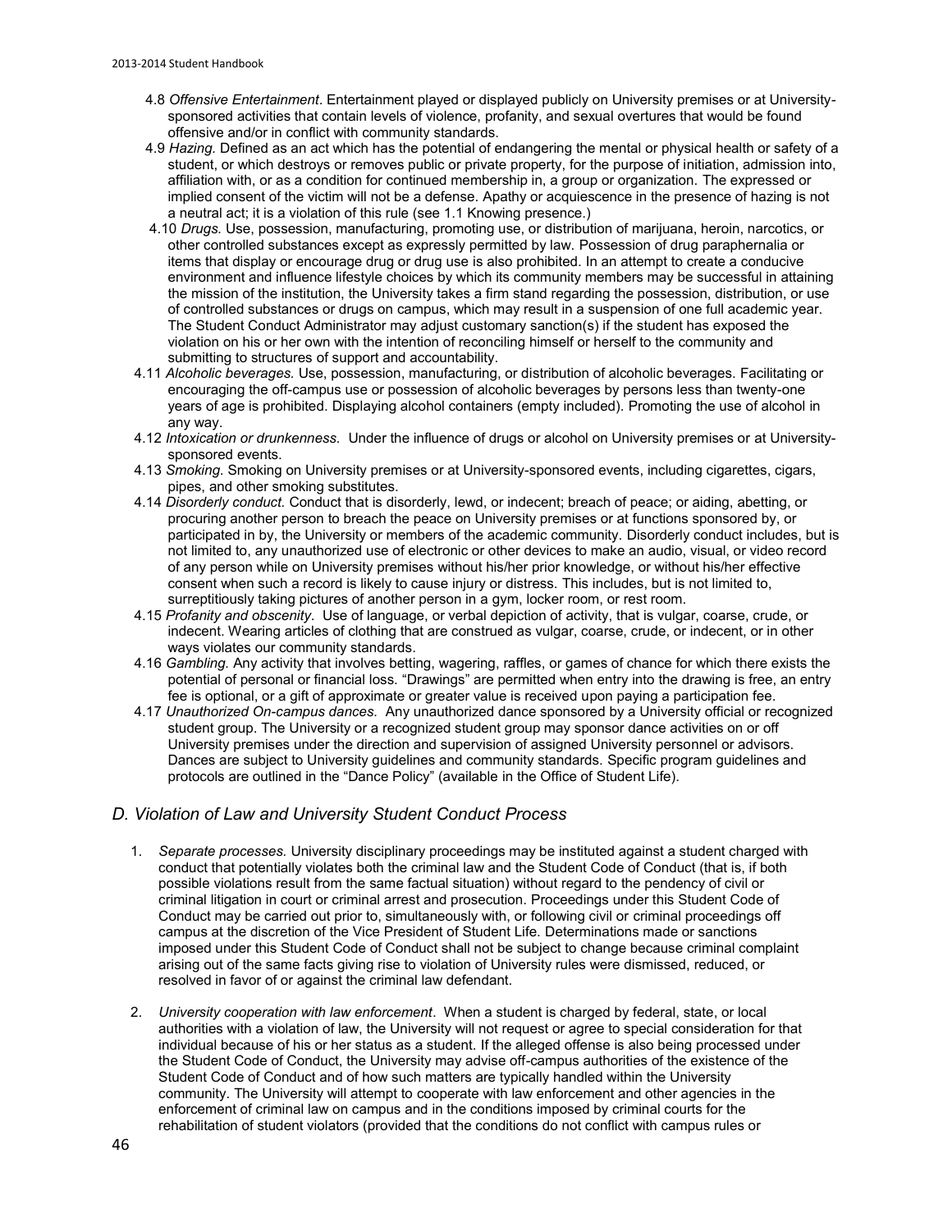4.8 *Offensive Entertainment*. Entertainment played or displayed publicly on University premises or at University-sponsored activities that contain levels of violence, profanity, and sexual overtures that would be found offensive and/or in conflict with community standards.

4.9 *Hazing.* Defined as an act which has the potential of endangering the mental or physical health or safety of a student, or which destroys or removes public or private property, for the purpose of initiation, admission into, affiliation with, or as a condition for continued membership in, a group or organization. The expressed or implied consent of the victim will not be a defense. Apathy or acquiescence in the presence of hazing is not a neutral act; it is a violation of this rule (see 1.1 Knowing presence.)

4.10 *Drugs.* Use, possession, manufacturing, promoting use, or distribution of marijuana, heroin, narcotics, or other controlled substances except as expressly permitted by law. Possession of drug paraphernalia or items that display or encourage drug or drug use is also prohibited. In an attempt to create a conducive environment and influence lifestyle choices by which its community members may be successful in attaining the mission of the institution, the University takes a firm stand regarding the possession, distribution, or use of controlled substances or drugs on campus, which may result in a suspension of one full academic year. The Student Conduct Administrator may adjust customary sanction(s) if the student has exposed the violation on his or her own with the intention of reconciling himself or herself to the community and submitting to structures of support and accountability.

4.11 *Alcoholic beverages.* Use, possession, manufacturing, or distribution of alcoholic beverages. Facilitating or encouraging the off-campus use or possession of alcoholic beverages by persons less than twenty-one years of age is prohibited. Displaying alcohol containers (empty included). Promoting the use of alcohol in any way.

4.12 *Intoxication or drunkenness.* Under the influence of drugs or alcohol on University premises or at University-sponsored events.

4.13 *Smoking.* Smoking on University premises or at University-sponsored events, including cigarettes, cigars, pipes, and other smoking substitutes.

4.14 *Disorderly conduct.* Conduct that is disorderly, lewd, or indecent; breach of peace; or aiding, abetting, or procuring another person to breach the peace on University premises or at functions sponsored by, or participated in by, the University or members of the academic community. Disorderly conduct includes, but is not limited to, any unauthorized use of electronic or other devices to make an audio, visual, or video record of any person while on University premises without his/her prior knowledge, or without his/her effective consent when such a record is likely to cause injury or distress. This includes, but is not limited to, surreptitiously taking pictures of another person in a gym, locker room, or rest room.

4.15 *Profanity and obscenity*. Use of language, or verbal depiction of activity, that is vulgar, coarse, crude, or indecent. Wearing articles of clothing that are construed as vulgar, coarse, crude, or indecent, or in other ways violates our community standards.

4.16 *Gambling.* Any activity that involves betting, wagering, raffles, or games of chance for which there exists the potential of personal or financial loss. "Drawings" are permitted when entry into the drawing is free, an entry fee is optional, or a gift of approximate or greater value is received upon paying a participation fee.

4.17 *Unauthorized On-campus dances.* Any unauthorized dance sponsored by a University official or recognized student group. The University or a recognized student group may sponsor dance activities on or off University premises under the direction and supervision of assigned University personnel or advisors. Dances are subject to University guidelines and community standards. Specific program guidelines and protocols are outlined in the "Dance Policy" (available in the Office of Student Life).

## *D. Violation of Law and University Student Conduct Process*

1. *Separate processes.* University disciplinary proceedings may be instituted against a student charged with conduct that potentially violates both the criminal law and the Student Code of Conduct (that is, if both possible violations result from the same factual situation) without regard to the pendency of civil or criminal litigation in court or criminal arrest and prosecution. Proceedings under this Student Code of Conduct may be carried out prior to, simultaneously with, or following civil or criminal proceedings off campus at the discretion of the Vice President of Student Life. Determinations made or sanctions imposed under this Student Code of Conduct shall not be subject to change because criminal complaint arising out of the same facts giving rise to violation of University rules were dismissed, reduced, or resolved in favor of or against the criminal law defendant.

2. *University cooperation with law enforcement*. When a student is charged by federal, state, or local authorities with a violation of law, the University will not request or agree to special consideration for that individual because of his or her status as a student. If the alleged offense is also being processed under the Student Code of Conduct, the University may advise off-campus authorities of the existence of the Student Code of Conduct and of how such matters are typically handled within the University community. The University will attempt to cooperate with law enforcement and other agencies in the enforcement of criminal law on campus and in the conditions imposed by criminal courts for the rehabilitation of student violators (provided that the conditions do not conflict with campus rules or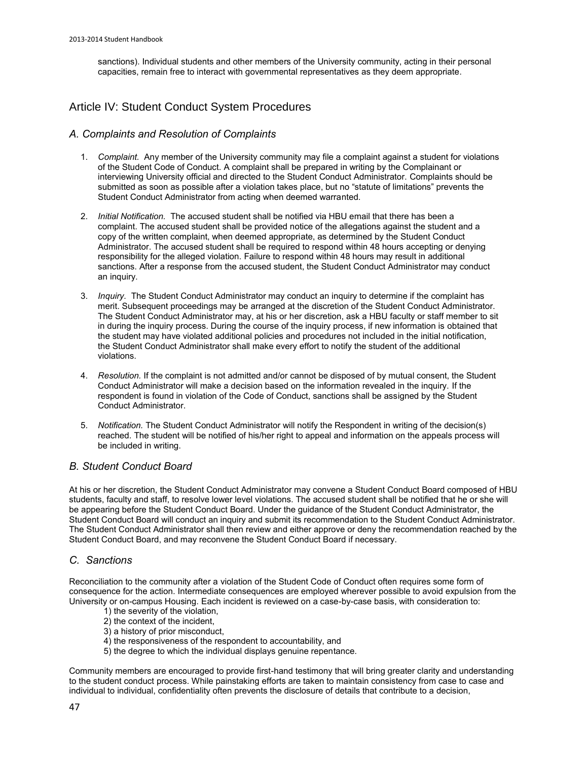sanctions). Individual students and other members of the University community, acting in their personal capacities, remain free to interact with governmental representatives as they deem appropriate.

## Article IV: Student Conduct System Procedures

### *A. Complaints and Resolution of Complaints*

1. *Complaint.* Any member of the University community may file a complaint against a student for violations of the Student Code of Conduct. A complaint shall be prepared in writing by the Complainant or interviewing University official and directed to the Student Conduct Administrator. Complaints should be submitted as soon as possible after a violation takes place, but no "statute of limitations" prevents the Student Conduct Administrator from acting when deemed warranted.
2. *Initial Notification.* The accused student shall be notified via HBU email that there has been a complaint. The accused student shall be provided notice of the allegations against the student and a copy of the written complaint, when deemed appropriate, as determined by the Student Conduct Administrator. The accused student shall be required to respond within 48 hours accepting or denying responsibility for the alleged violation. Failure to respond within 48 hours may result in additional sanctions. After a response from the accused student, the Student Conduct Administrator may conduct an inquiry.
3. *Inquiry.* The Student Conduct Administrator may conduct an inquiry to determine if the complaint has merit. Subsequent proceedings may be arranged at the discretion of the Student Conduct Administrator. The Student Conduct Administrator may, at his or her discretion, ask a HBU faculty or staff member to sit in during the inquiry process. During the course of the inquiry process, if new information is obtained that the student may have violated additional policies and procedures not included in the initial notification, the Student Conduct Administrator shall make every effort to notify the student of the additional violations.
4. *Resolution.* If the complaint is not admitted and/or cannot be disposed of by mutual consent, the Student Conduct Administrator will make a decision based on the information revealed in the inquiry. If the respondent is found in violation of the Code of Conduct, sanctions shall be assigned by the Student Conduct Administrator.
5. *Notification.* The Student Conduct Administrator will notify the Respondent in writing of the decision(s) reached. The student will be notified of his/her right to appeal and information on the appeals process will be included in writing.

### *B. Student Conduct Board*

At his or her discretion, the Student Conduct Administrator may convene a Student Conduct Board composed of HBU students, faculty and staff, to resolve lower level violations. The accused student shall be notified that he or she will be appearing before the Student Conduct Board. Under the guidance of the Student Conduct Administrator, the Student Conduct Board will conduct an inquiry and submit its recommendation to the Student Conduct Administrator. The Student Conduct Administrator shall then review and either approve or deny the recommendation reached by the Student Conduct Board, and may reconvene the Student Conduct Board if necessary.

### *C. Sanctions*

Reconciliation to the community after a violation of the Student Code of Conduct often requires some form of consequence for the action. Intermediate consequences are employed wherever possible to avoid expulsion from the University or on-campus Housing. Each incident is reviewed on a case-by-case basis, with consideration to:

1) the severity of the violation,
2) the context of the incident,
3) a history of prior misconduct,
4) the responsiveness of the respondent to accountability, and
5) the degree to which the individual displays genuine repentance.

Community members are encouraged to provide first-hand testimony that will bring greater clarity and understanding to the student conduct process. While painstaking efforts are taken to maintain consistency from case to case and individual to individual, confidentiality often prevents the disclosure of details that contribute to a decision,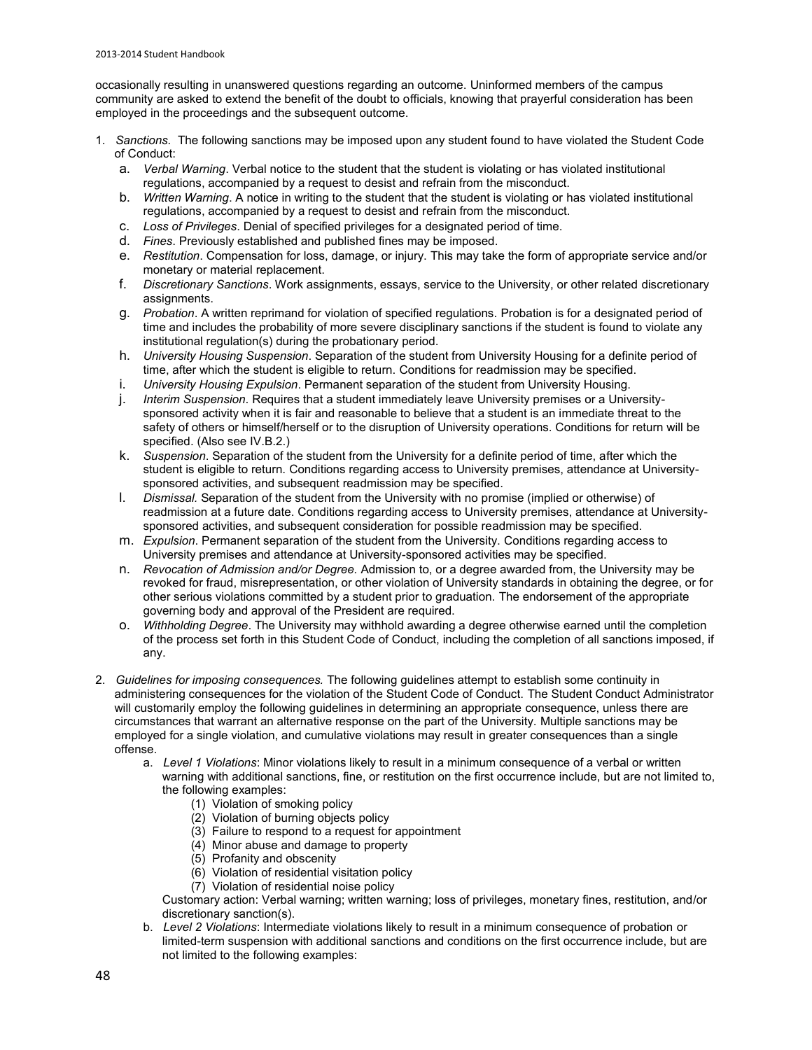occasionally resulting in unanswered questions regarding an outcome. Uninformed members of the campus community are asked to extend the benefit of the doubt to officials, knowing that prayerful consideration has been employed in the proceedings and the subsequent outcome.

1. *Sanctions.* The following sanctions may be imposed upon any student found to have violated the Student Code of Conduct:
   a. *Verbal Warning*. Verbal notice to the student that the student is violating or has violated institutional regulations, accompanied by a request to desist and refrain from the misconduct.
   b. *Written Warning*. A notice in writing to the student that the student is violating or has violated institutional regulations, accompanied by a request to desist and refrain from the misconduct.
   c. *Loss of Privileges*. Denial of specified privileges for a designated period of time.
   d. *Fines*. Previously established and published fines may be imposed.
   e. *Restitution*. Compensation for loss, damage, or injury. This may take the form of appropriate service and/or monetary or material replacement.
   f. *Discretionary Sanctions*. Work assignments, essays, service to the University, or other related discretionary assignments.
   g. *Probation*. A written reprimand for violation of specified regulations. Probation is for a designated period of time and includes the probability of more severe disciplinary sanctions if the student is found to violate any institutional regulation(s) during the probationary period.
   h. *University Housing Suspension*. Separation of the student from University Housing for a definite period of time, after which the student is eligible to return. Conditions for readmission may be specified.
   i. *University Housing Expulsion*. Permanent separation of the student from University Housing.
   j. *Interim Suspension*. Requires that a student immediately leave University premises or a University-sponsored activity when it is fair and reasonable to believe that a student is an immediate threat to the safety of others or himself/herself or to the disruption of University operations. Conditions for return will be specified. (Also see IV.B.2.)
   k. *Suspension*. Separation of the student from the University for a definite period of time, after which the student is eligible to return. Conditions regarding access to University premises, attendance at University-sponsored activities, and subsequent readmission may be specified.
   l. *Dismissal.* Separation of the student from the University with no promise (implied or otherwise) of readmission at a future date. Conditions regarding access to University premises, attendance at University-sponsored activities, and subsequent consideration for possible readmission may be specified.
   m. *Expulsion*. Permanent separation of the student from the University. Conditions regarding access to University premises and attendance at University-sponsored activities may be specified.
   n. *Revocation of Admission and/or Degree.* Admission to, or a degree awarded from, the University may be revoked for fraud, misrepresentation, or other violation of University standards in obtaining the degree, or for other serious violations committed by a student prior to graduation. The endorsement of the appropriate governing body and approval of the President are required.
   o. *Withholding Degree*. The University may withhold awarding a degree otherwise earned until the completion of the process set forth in this Student Code of Conduct, including the completion of all sanctions imposed, if any.

2. *Guidelines for imposing consequences.* The following guidelines attempt to establish some continuity in administering consequences for the violation of the Student Code of Conduct. The Student Conduct Administrator will customarily employ the following guidelines in determining an appropriate consequence, unless there are circumstances that warrant an alternative response on the part of the University. Multiple sanctions may be employed for a single violation, and cumulative violations may result in greater consequences than a single offense.
   a. *Level 1 Violations*: Minor violations likely to result in a minimum consequence of a verbal or written warning with additional sanctions, fine, or restitution on the first occurrence include, but are not limited to, the following examples:
      (1) Violation of smoking policy
      (2) Violation of burning objects policy
      (3) Failure to respond to a request for appointment
      (4) Minor abuse and damage to property
      (5) Profanity and obscenity
      (6) Violation of residential visitation policy
      (7) Violation of residential noise policy

      Customary action: Verbal warning; written warning; loss of privileges, monetary fines, restitution, and/or discretionary sanction(s).
   b. *Level 2 Violations*: Intermediate violations likely to result in a minimum consequence of probation or limited-term suspension with additional sanctions and conditions on the first occurrence include, but are not limited to the following examples: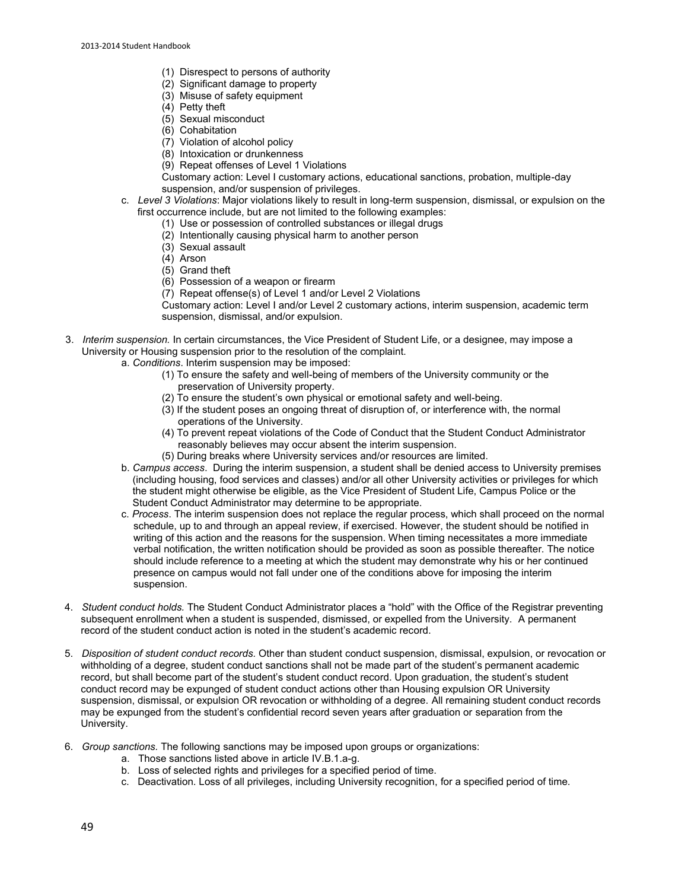(1) Disrespect to persons of authority
(2) Significant damage to property
(3) Misuse of safety equipment
(4) Petty theft
(5) Sexual misconduct
(6) Cohabitation
(7) Violation of alcohol policy
(8) Intoxication or drunkenness
(9) Repeat offenses of Level 1 Violations

Customary action: Level I customary actions, educational sanctions, probation, multiple-day suspension, and/or suspension of privileges.

c. *Level 3 Violations*: Major violations likely to result in long-term suspension, dismissal, or expulsion on the first occurrence include, but are not limited to the following examples:

(1) Use or possession of controlled substances or illegal drugs
(2) Intentionally causing physical harm to another person
(3) Sexual assault
(4) Arson
(5) Grand theft
(6) Possession of a weapon or firearm
(7) Repeat offense(s) of Level 1 and/or Level 2 Violations

Customary action: Level I and/or Level 2 customary actions, interim suspension, academic term suspension, dismissal, and/or expulsion.

3. *Interim suspension.* In certain circumstances, the Vice President of Student Life, or a designee, may impose a University or Housing suspension prior to the resolution of the complaint.
   a. *Conditions*. Interim suspension may be imposed:
      (1) To ensure the safety and well-being of members of the University community or the preservation of University property.
      (2) To ensure the student's own physical or emotional safety and well-being.
      (3) If the student poses an ongoing threat of disruption of, or interference with, the normal operations of the University.
      (4) To prevent repeat violations of the Code of Conduct that the Student Conduct Administrator reasonably believes may occur absent the interim suspension.
      (5) During breaks where University services and/or resources are limited.
   b. *Campus access*. During the interim suspension, a student shall be denied access to University premises (including housing, food services and classes) and/or all other University activities or privileges for which the student might otherwise be eligible, as the Vice President of Student Life, Campus Police or the Student Conduct Administrator may determine to be appropriate.
   c. *Process*. The interim suspension does not replace the regular process, which shall proceed on the normal schedule, up to and through an appeal review, if exercised. However, the student should be notified in writing of this action and the reasons for the suspension. When timing necessitates a more immediate verbal notification, the written notification should be provided as soon as possible thereafter. The notice should include reference to a meeting at which the student may demonstrate why his or her continued presence on campus would not fall under one of the conditions above for imposing the interim suspension.

4. *Student conduct holds.* The Student Conduct Administrator places a "hold" with the Office of the Registrar preventing subsequent enrollment when a student is suspended, dismissed, or expelled from the University. A permanent record of the student conduct action is noted in the student's academic record.

5. *Disposition of student conduct records.* Other than student conduct suspension, dismissal, expulsion, or revocation or withholding of a degree, student conduct sanctions shall not be made part of the student's permanent academic record, but shall become part of the student's student conduct record. Upon graduation, the student's student conduct record may be expunged of student conduct actions other than Housing expulsion OR University suspension, dismissal, or expulsion OR revocation or withholding of a degree. All remaining student conduct records may be expunged from the student's confidential record seven years after graduation or separation from the University.

6. *Group sanctions.* The following sanctions may be imposed upon groups or organizations:
   a. Those sanctions listed above in article IV.B.1.a-g.
   b. Loss of selected rights and privileges for a specified period of time.
   c. Deactivation. Loss of all privileges, including University recognition, for a specified period of time.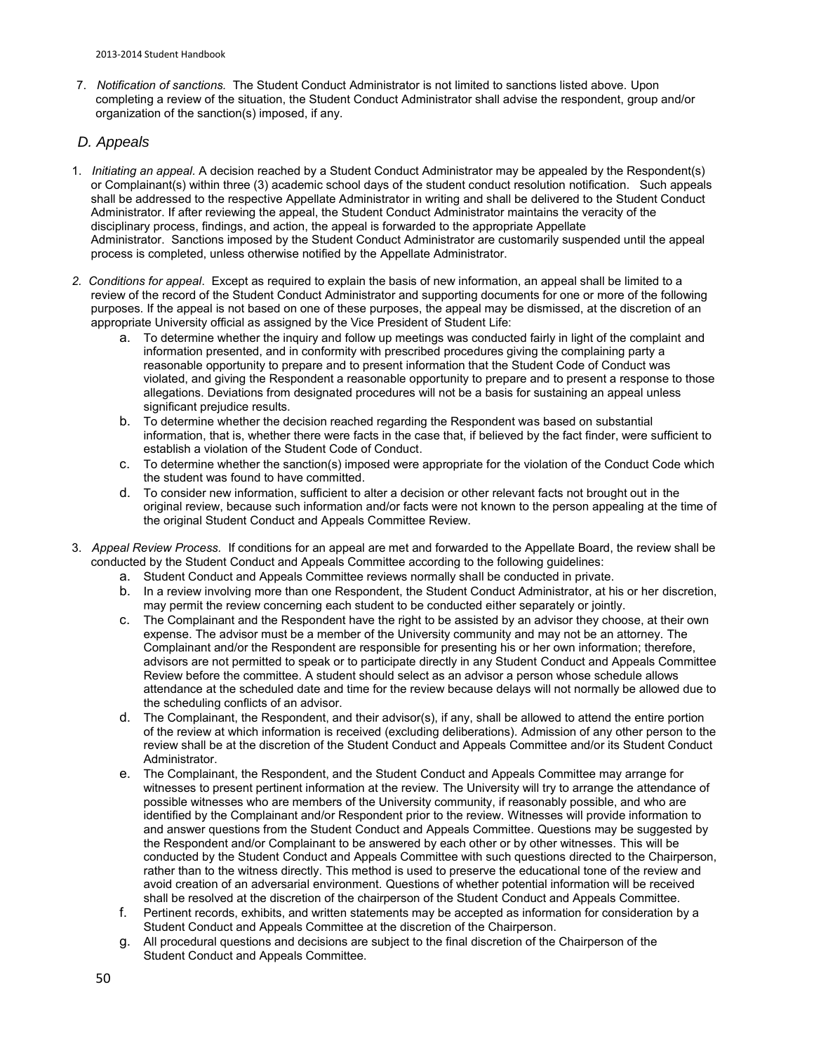7. *Notification of sanctions.* The Student Conduct Administrator is not limited to sanctions listed above. Upon completing a review of the situation, the Student Conduct Administrator shall advise the respondent, group and/or organization of the sanction(s) imposed, if any.

## *D. Appeals*

1. *Initiating an appeal.* A decision reached by a Student Conduct Administrator may be appealed by the Respondent(s) or Complainant(s) within three (3) academic school days of the student conduct resolution notification. Such appeals shall be addressed to the respective Appellate Administrator in writing and shall be delivered to the Student Conduct Administrator. If after reviewing the appeal, the Student Conduct Administrator maintains the veracity of the disciplinary process, findings, and action, the appeal is forwarded to the appropriate Appellate Administrator. Sanctions imposed by the Student Conduct Administrator are customarily suspended until the appeal process is completed, unless otherwise notified by the Appellate Administrator.

2. *Conditions for appeal*. Except as required to explain the basis of new information, an appeal shall be limited to a review of the record of the Student Conduct Administrator and supporting documents for one or more of the following purposes. If the appeal is not based on one of these purposes, the appeal may be dismissed, at the discretion of an appropriate University official as assigned by the Vice President of Student Life:
   a. To determine whether the inquiry and follow up meetings was conducted fairly in light of the complaint and information presented, and in conformity with prescribed procedures giving the complaining party a reasonable opportunity to prepare and to present information that the Student Code of Conduct was violated, and giving the Respondent a reasonable opportunity to prepare and to present a response to those allegations. Deviations from designated procedures will not be a basis for sustaining an appeal unless significant prejudice results.
   b. To determine whether the decision reached regarding the Respondent was based on substantial information, that is, whether there were facts in the case that, if believed by the fact finder, were sufficient to establish a violation of the Student Code of Conduct.
   c. To determine whether the sanction(s) imposed were appropriate for the violation of the Conduct Code which the student was found to have committed.
   d. To consider new information, sufficient to alter a decision or other relevant facts not brought out in the original review, because such information and/or facts were not known to the person appealing at the time of the original Student Conduct and Appeals Committee Review.

3. *Appeal Review Process.* If conditions for an appeal are met and forwarded to the Appellate Board, the review shall be conducted by the Student Conduct and Appeals Committee according to the following guidelines:
   a. Student Conduct and Appeals Committee reviews normally shall be conducted in private.
   b. In a review involving more than one Respondent, the Student Conduct Administrator, at his or her discretion, may permit the review concerning each student to be conducted either separately or jointly.
   c. The Complainant and the Respondent have the right to be assisted by an advisor they choose, at their own expense. The advisor must be a member of the University community and may not be an attorney. The Complainant and/or the Respondent are responsible for presenting his or her own information; therefore, advisors are not permitted to speak or to participate directly in any Student Conduct and Appeals Committee Review before the committee. A student should select as an advisor a person whose schedule allows attendance at the scheduled date and time for the review because delays will not normally be allowed due to the scheduling conflicts of an advisor.
   d. The Complainant, the Respondent, and their advisor(s), if any, shall be allowed to attend the entire portion of the review at which information is received (excluding deliberations). Admission of any other person to the review shall be at the discretion of the Student Conduct and Appeals Committee and/or its Student Conduct Administrator.
   e. The Complainant, the Respondent, and the Student Conduct and Appeals Committee may arrange for witnesses to present pertinent information at the review. The University will try to arrange the attendance of possible witnesses who are members of the University community, if reasonably possible, and who are identified by the Complainant and/or Respondent prior to the review. Witnesses will provide information to and answer questions from the Student Conduct and Appeals Committee. Questions may be suggested by the Respondent and/or Complainant to be answered by each other or by other witnesses. This will be conducted by the Student Conduct and Appeals Committee with such questions directed to the Chairperson, rather than to the witness directly. This method is used to preserve the educational tone of the review and avoid creation of an adversarial environment. Questions of whether potential information will be received shall be resolved at the discretion of the chairperson of the Student Conduct and Appeals Committee.
   f. Pertinent records, exhibits, and written statements may be accepted as information for consideration by a Student Conduct and Appeals Committee at the discretion of the Chairperson.
   g. All procedural questions and decisions are subject to the final discretion of the Chairperson of the Student Conduct and Appeals Committee.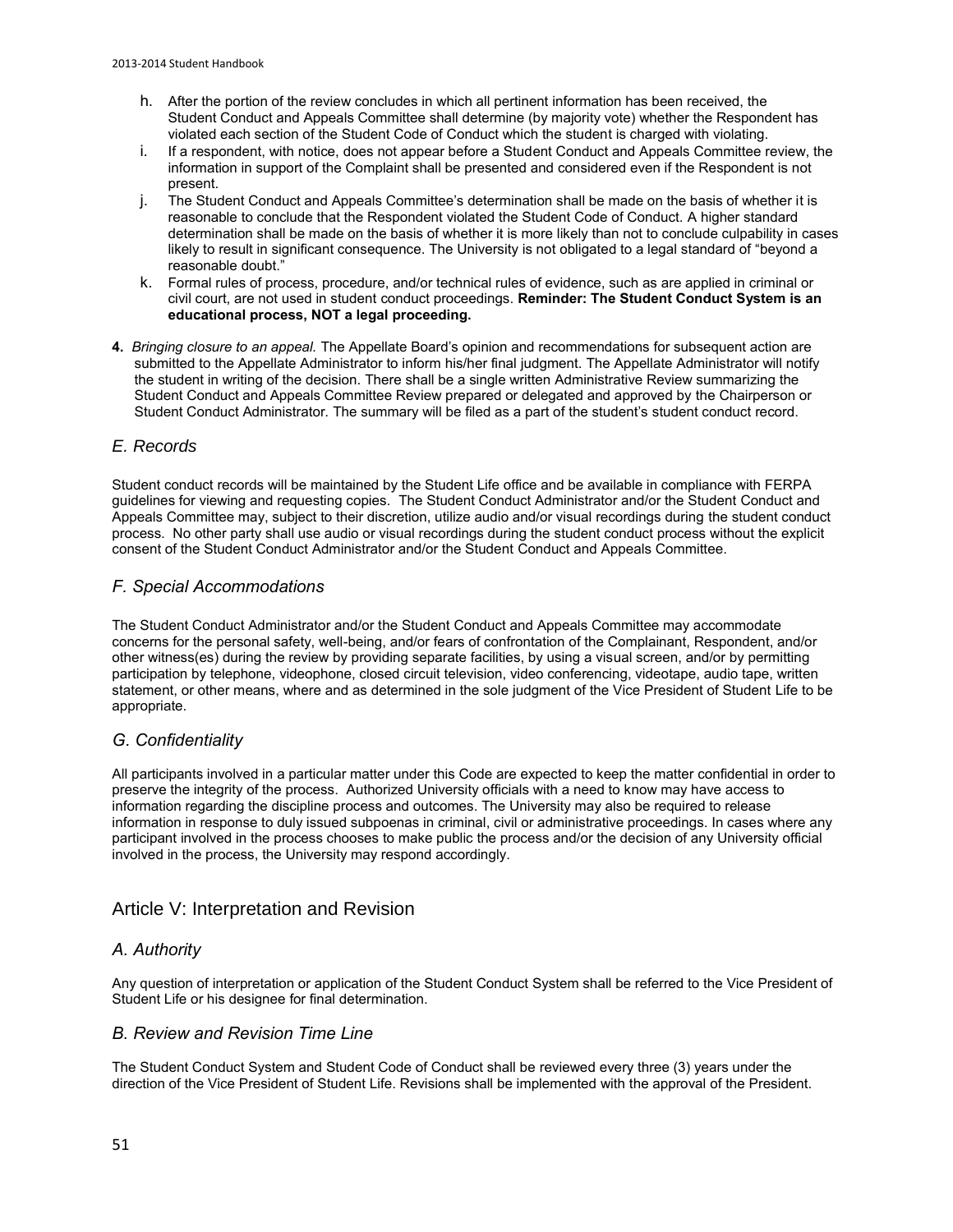h. After the portion of the review concludes in which all pertinent information has been received, the Student Conduct and Appeals Committee shall determine (by majority vote) whether the Respondent has violated each section of the Student Code of Conduct which the student is charged with violating.

i. If a respondent, with notice, does not appear before a Student Conduct and Appeals Committee review, the information in support of the Complaint shall be presented and considered even if the Respondent is not present.

j. The Student Conduct and Appeals Committee's determination shall be made on the basis of whether it is reasonable to conclude that the Respondent violated the Student Code of Conduct. A higher standard determination shall be made on the basis of whether it is more likely than not to conclude culpability in cases likely to result in significant consequence. The University is not obligated to a legal standard of "beyond a reasonable doubt."

k. Formal rules of process, procedure, and/or technical rules of evidence, such as are applied in criminal or civil court, are not used in student conduct proceedings. **Reminder: The Student Conduct System is an educational process, NOT a legal proceeding.**

**4.** *Bringing closure to an appeal.* The Appellate Board's opinion and recommendations for subsequent action are submitted to the Appellate Administrator to inform his/her final judgment. The Appellate Administrator will notify the student in writing of the decision. There shall be a single written Administrative Review summarizing the Student Conduct and Appeals Committee Review prepared or delegated and approved by the Chairperson or Student Conduct Administrator. The summary will be filed as a part of the student's student conduct record.

### *E. Records*

Student conduct records will be maintained by the Student Life office and be available in compliance with FERPA guidelines for viewing and requesting copies. The Student Conduct Administrator and/or the Student Conduct and Appeals Committee may, subject to their discretion, utilize audio and/or visual recordings during the student conduct process. No other party shall use audio or visual recordings during the student conduct process without the explicit consent of the Student Conduct Administrator and/or the Student Conduct and Appeals Committee.

### *F. Special Accommodations*

The Student Conduct Administrator and/or the Student Conduct and Appeals Committee may accommodate concerns for the personal safety, well-being, and/or fears of confrontation of the Complainant, Respondent, and/or other witness(es) during the review by providing separate facilities, by using a visual screen, and/or by permitting participation by telephone, videophone, closed circuit television, video conferencing, videotape, audio tape, written statement, or other means, where and as determined in the sole judgment of the Vice President of Student Life to be appropriate.

### *G. Confidentiality*

All participants involved in a particular matter under this Code are expected to keep the matter confidential in order to preserve the integrity of the process. Authorized University officials with a need to know may have access to information regarding the discipline process and outcomes. The University may also be required to release information in response to duly issued subpoenas in criminal, civil or administrative proceedings. In cases where any participant involved in the process chooses to make public the process and/or the decision of any University official involved in the process, the University may respond accordingly.

## Article V: Interpretation and Revision

### *A. Authority*

Any question of interpretation or application of the Student Conduct System shall be referred to the Vice President of Student Life or his designee for final determination.

### *B. Review and Revision Time Line*

The Student Conduct System and Student Code of Conduct shall be reviewed every three (3) years under the direction of the Vice President of Student Life. Revisions shall be implemented with the approval of the President.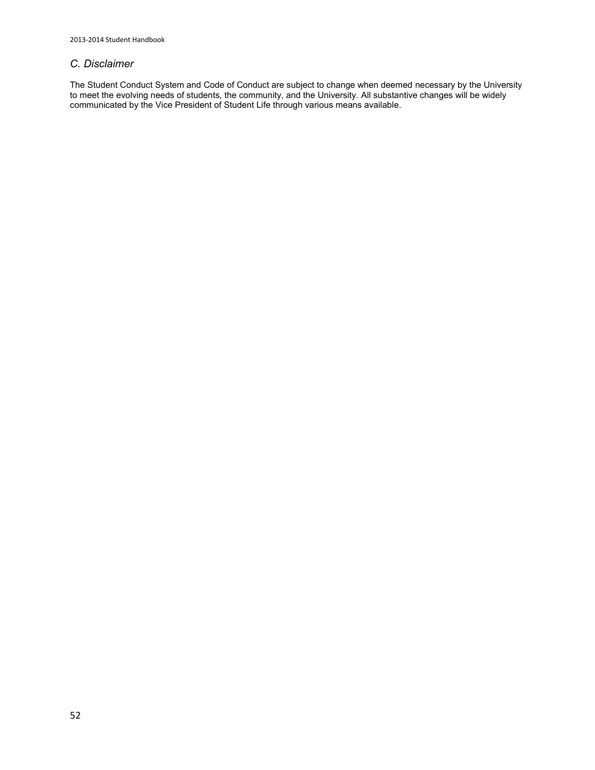### *C. Disclaimer*

The Student Conduct System and Code of Conduct are subject to change when deemed necessary by the University to meet the evolving needs of students, the community, and the University. All substantive changes will be widely communicated by the Vice President of Student Life through various means available.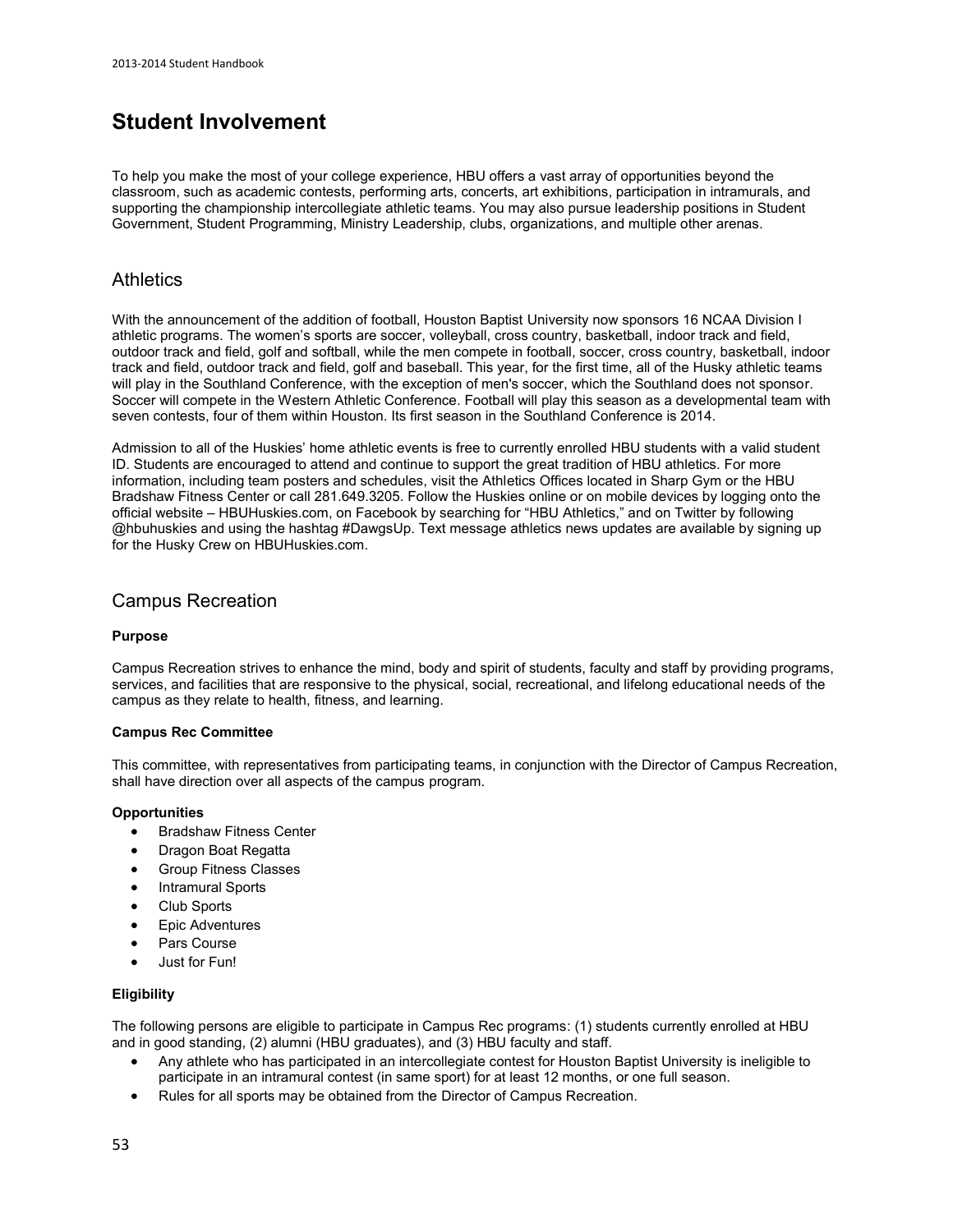# Student Involvement

To help you make the most of your college experience, HBU offers a vast array of opportunities beyond the classroom, such as academic contests, performing arts, concerts, art exhibitions, participation in intramurals, and supporting the championship intercollegiate athletic teams. You may also pursue leadership positions in Student Government, Student Programming, Ministry Leadership, clubs, organizations, and multiple other arenas.

## Athletics

With the announcement of the addition of football, Houston Baptist University now sponsors 16 NCAA Division I athletic programs. The women's sports are soccer, volleyball, cross country, basketball, indoor track and field, outdoor track and field, golf and softball, while the men compete in football, soccer, cross country, basketball, indoor track and field, outdoor track and field, golf and baseball. This year, for the first time, all of the Husky athletic teams will play in the Southland Conference, with the exception of men's soccer, which the Southland does not sponsor. Soccer will compete in the Western Athletic Conference. Football will play this season as a developmental team with seven contests, four of them within Houston. Its first season in the Southland Conference is 2014.

Admission to all of the Huskies' home athletic events is free to currently enrolled HBU students with a valid student ID. Students are encouraged to attend and continue to support the great tradition of HBU athletics. For more information, including team posters and schedules, visit the Athletics Offices located in Sharp Gym or the HBU Bradshaw Fitness Center or call 281.649.3205. Follow the Huskies online or on mobile devices by logging onto the official website – HBUHuskies.com, on Facebook by searching for "HBU Athletics," and on Twitter by following @hbuhuskies and using the hashtag #DawgsUp. Text message athletics news updates are available by signing up for the Husky Crew on HBUHuskies.com.

## Campus Recreation

**Purpose**

Campus Recreation strives to enhance the mind, body and spirit of students, faculty and staff by providing programs, services, and facilities that are responsive to the physical, social, recreational, and lifelong educational needs of the campus as they relate to health, fitness, and learning.

**Campus Rec Committee**

This committee, with representatives from participating teams, in conjunction with the Director of Campus Recreation, shall have direction over all aspects of the campus program.

**Opportunities**

- Bradshaw Fitness Center
- Dragon Boat Regatta
- Group Fitness Classes
- Intramural Sports
- Club Sports
- Epic Adventures
- Pars Course
- Just for Fun!

**Eligibility**

The following persons are eligible to participate in Campus Rec programs: (1) students currently enrolled at HBU and in good standing, (2) alumni (HBU graduates), and (3) HBU faculty and staff.

- Any athlete who has participated in an intercollegiate contest for Houston Baptist University is ineligible to participate in an intramural contest (in same sport) for at least 12 months, or one full season.
- Rules for all sports may be obtained from the Director of Campus Recreation.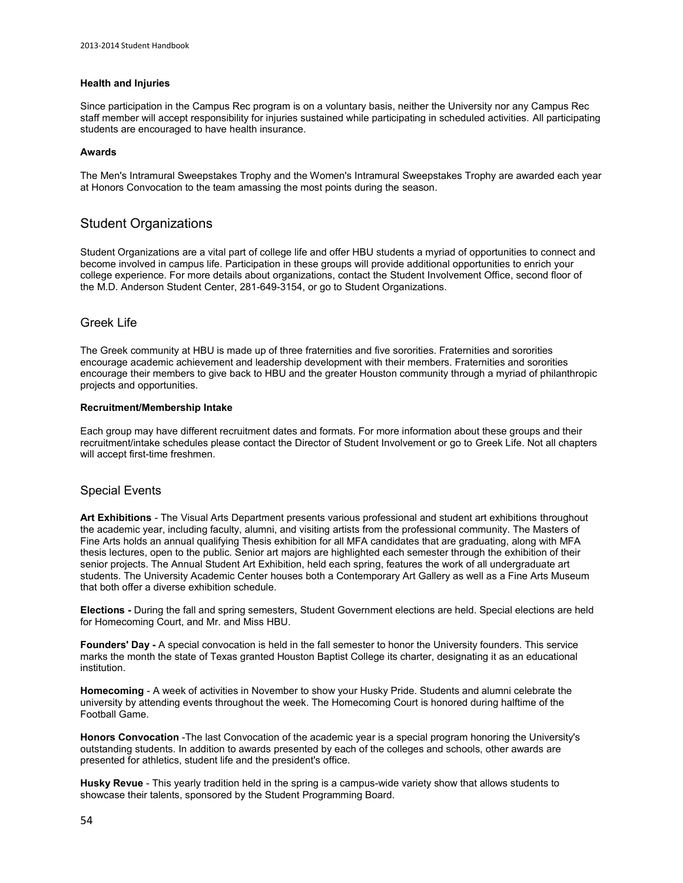#### Health and Injuries

Since participation in the Campus Rec program is on a voluntary basis, neither the University nor any Campus Rec staff member will accept responsibility for injuries sustained while participating in scheduled activities. All participating students are encouraged to have health insurance.

#### Awards

The Men's Intramural Sweepstakes Trophy and the Women's Intramural Sweepstakes Trophy are awarded each year at Honors Convocation to the team amassing the most points during the season.

## Student Organizations

Student Organizations are a vital part of college life and offer HBU students a myriad of opportunities to connect and become involved in campus life. Participation in these groups will provide additional opportunities to enrich your college experience. For more details about organizations, contact the Student Involvement Office, second floor of the M.D. Anderson Student Center, 281-649-3154, or go to Student Organizations.

### Greek Life

The Greek community at HBU is made up of three fraternities and five sororities. Fraternities and sororities encourage academic achievement and leadership development with their members. Fraternities and sororities encourage their members to give back to HBU and the greater Houston community through a myriad of philanthropic projects and opportunities.

#### Recruitment/Membership Intake

Each group may have different recruitment dates and formats. For more information about these groups and their recruitment/intake schedules please contact the Director of Student Involvement or go to Greek Life. Not all chapters will accept first-time freshmen.

### Special Events

**Art Exhibitions** - The Visual Arts Department presents various professional and student art exhibitions throughout the academic year, including faculty, alumni, and visiting artists from the professional community. The Masters of Fine Arts holds an annual qualifying Thesis exhibition for all MFA candidates that are graduating, along with MFA thesis lectures, open to the public. Senior art majors are highlighted each semester through the exhibition of their senior projects. The Annual Student Art Exhibition, held each spring, features the work of all undergraduate art students. The University Academic Center houses both a Contemporary Art Gallery as well as a Fine Arts Museum that both offer a diverse exhibition schedule.

**Elections -** During the fall and spring semesters, Student Government elections are held. Special elections are held for Homecoming Court, and Mr. and Miss HBU.

**Founders' Day -** A special convocation is held in the fall semester to honor the University founders. This service marks the month the state of Texas granted Houston Baptist College its charter, designating it as an educational institution.

**Homecoming** - A week of activities in November to show your Husky Pride. Students and alumni celebrate the university by attending events throughout the week. The Homecoming Court is honored during halftime of the Football Game.

**Honors Convocation** -The last Convocation of the academic year is a special program honoring the University's outstanding students. In addition to awards presented by each of the colleges and schools, other awards are presented for athletics, student life and the president's office.

**Husky Revue** - This yearly tradition held in the spring is a campus-wide variety show that allows students to showcase their talents, sponsored by the Student Programming Board.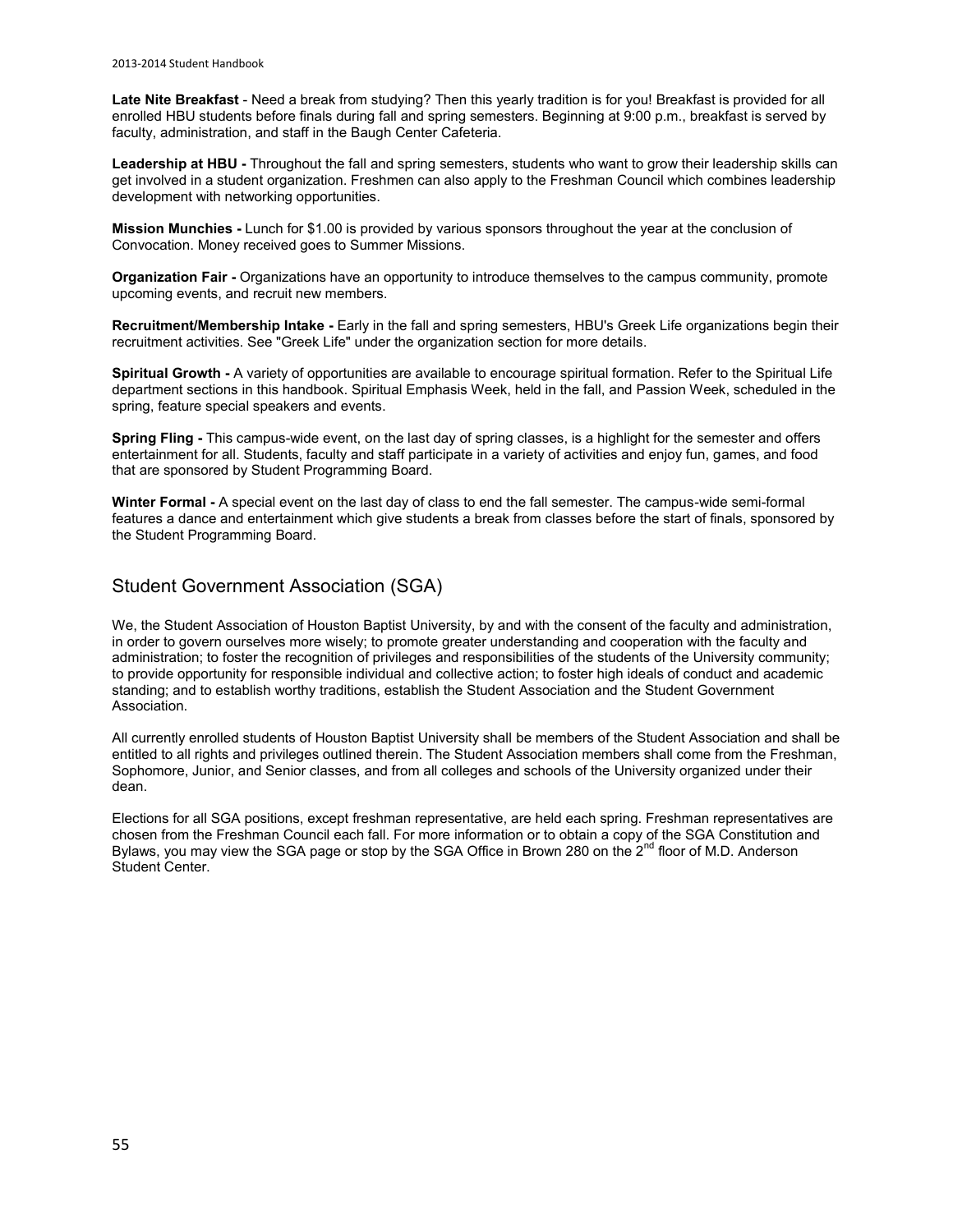**Late Nite Breakfast** - Need a break from studying? Then this yearly tradition is for you! Breakfast is provided for all enrolled HBU students before finals during fall and spring semesters. Beginning at 9:00 p.m., breakfast is served by faculty, administration, and staff in the Baugh Center Cafeteria.

**Leadership at HBU -** Throughout the fall and spring semesters, students who want to grow their leadership skills can get involved in a student organization. Freshmen can also apply to the Freshman Council which combines leadership development with networking opportunities.

**Mission Munchies -** Lunch for $1.00 is provided by various sponsors throughout the year at the conclusion of Convocation. Money received goes to Summer Missions.

**Organization Fair -** Organizations have an opportunity to introduce themselves to the campus community, promote upcoming events, and recruit new members.

**Recruitment/Membership Intake -** Early in the fall and spring semesters, HBU's Greek Life organizations begin their recruitment activities. See "Greek Life" under the organization section for more details.

**Spiritual Growth -** A variety of opportunities are available to encourage spiritual formation. Refer to the Spiritual Life department sections in this handbook. Spiritual Emphasis Week, held in the fall, and Passion Week, scheduled in the spring, feature special speakers and events.

**Spring Fling -** This campus-wide event, on the last day of spring classes, is a highlight for the semester and offers entertainment for all. Students, faculty and staff participate in a variety of activities and enjoy fun, games, and food that are sponsored by Student Programming Board.

**Winter Formal -** A special event on the last day of class to end the fall semester. The campus-wide semi-formal features a dance and entertainment which give students a break from classes before the start of finals, sponsored by the Student Programming Board.

## Student Government Association (SGA)

We, the Student Association of Houston Baptist University, by and with the consent of the faculty and administration, in order to govern ourselves more wisely; to promote greater understanding and cooperation with the faculty and administration; to foster the recognition of privileges and responsibilities of the students of the University community; to provide opportunity for responsible individual and collective action; to foster high ideals of conduct and academic standing; and to establish worthy traditions, establish the Student Association and the Student Government Association.

All currently enrolled students of Houston Baptist University shall be members of the Student Association and shall be entitled to all rights and privileges outlined therein. The Student Association members shall come from the Freshman, Sophomore, Junior, and Senior classes, and from all colleges and schools of the University organized under their dean.

Elections for all SGA positions, except freshman representative, are held each spring. Freshman representatives are chosen from the Freshman Council each fall. For more information or to obtain a copy of the SGA Constitution and Bylaws, you may view the SGA page or stop by the SGA Office in Brown 280 on the 2nd floor of M.D. Anderson Student Center.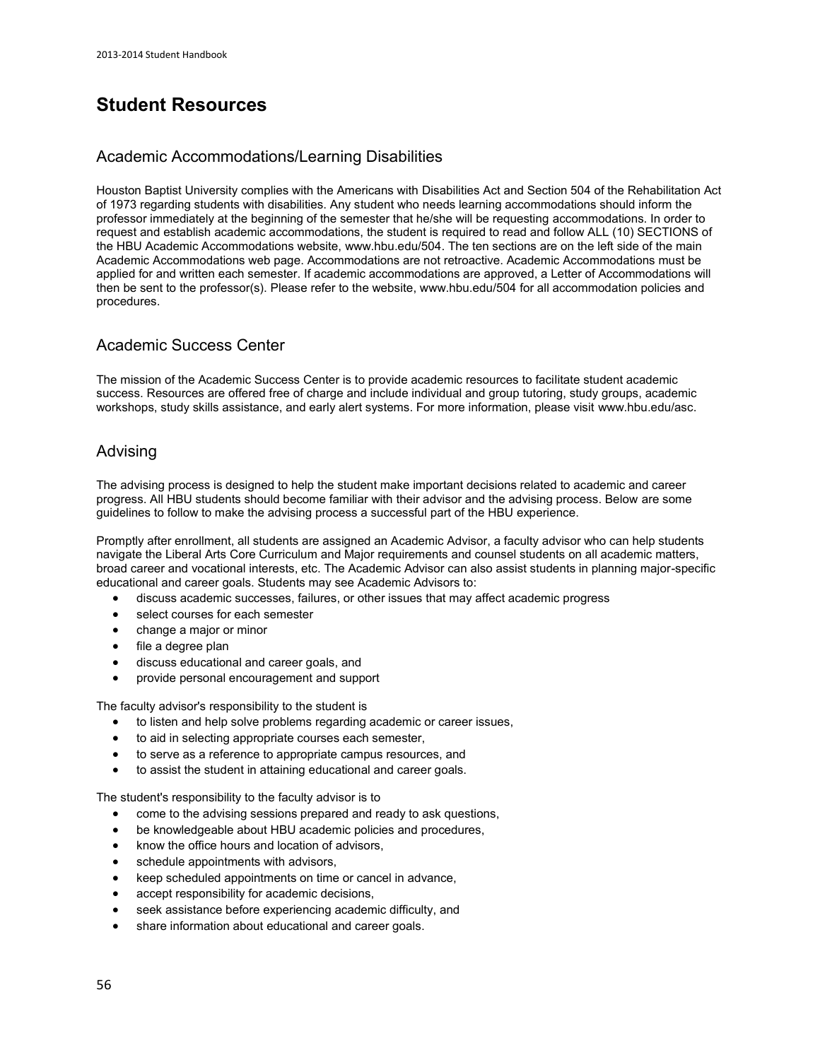# Student Resources

## Academic Accommodations/Learning Disabilities

Houston Baptist University complies with the Americans with Disabilities Act and Section 504 of the Rehabilitation Act of 1973 regarding students with disabilities. Any student who needs learning accommodations should inform the professor immediately at the beginning of the semester that he/she will be requesting accommodations. In order to request and establish academic accommodations, the student is required to read and follow ALL (10) SECTIONS of the HBU Academic Accommodations website, www.hbu.edu/504. The ten sections are on the left side of the main Academic Accommodations web page. Accommodations are not retroactive. Academic Accommodations must be applied for and written each semester. If academic accommodations are approved, a Letter of Accommodations will then be sent to the professor(s). Please refer to the website, www.hbu.edu/504 for all accommodation policies and procedures.

## Academic Success Center

The mission of the Academic Success Center is to provide academic resources to facilitate student academic success. Resources are offered free of charge and include individual and group tutoring, study groups, academic workshops, study skills assistance, and early alert systems. For more information, please visit www.hbu.edu/asc.

## Advising

The advising process is designed to help the student make important decisions related to academic and career progress. All HBU students should become familiar with their advisor and the advising process. Below are some guidelines to follow to make the advising process a successful part of the HBU experience.

Promptly after enrollment, all students are assigned an Academic Advisor, a faculty advisor who can help students navigate the Liberal Arts Core Curriculum and Major requirements and counsel students on all academic matters, broad career and vocational interests, etc. The Academic Advisor can also assist students in planning major-specific educational and career goals. Students may see Academic Advisors to:

- discuss academic successes, failures, or other issues that may affect academic progress
- select courses for each semester
- change a major or minor
- file a degree plan
- discuss educational and career goals, and
- provide personal encouragement and support

The faculty advisor's responsibility to the student is

- to listen and help solve problems regarding academic or career issues,
- to aid in selecting appropriate courses each semester,
- to serve as a reference to appropriate campus resources, and
- to assist the student in attaining educational and career goals.

The student's responsibility to the faculty advisor is to

- come to the advising sessions prepared and ready to ask questions,
- be knowledgeable about HBU academic policies and procedures,
- know the office hours and location of advisors,
- schedule appointments with advisors,
- keep scheduled appointments on time or cancel in advance,
- accept responsibility for academic decisions,
- seek assistance before experiencing academic difficulty, and
- share information about educational and career goals.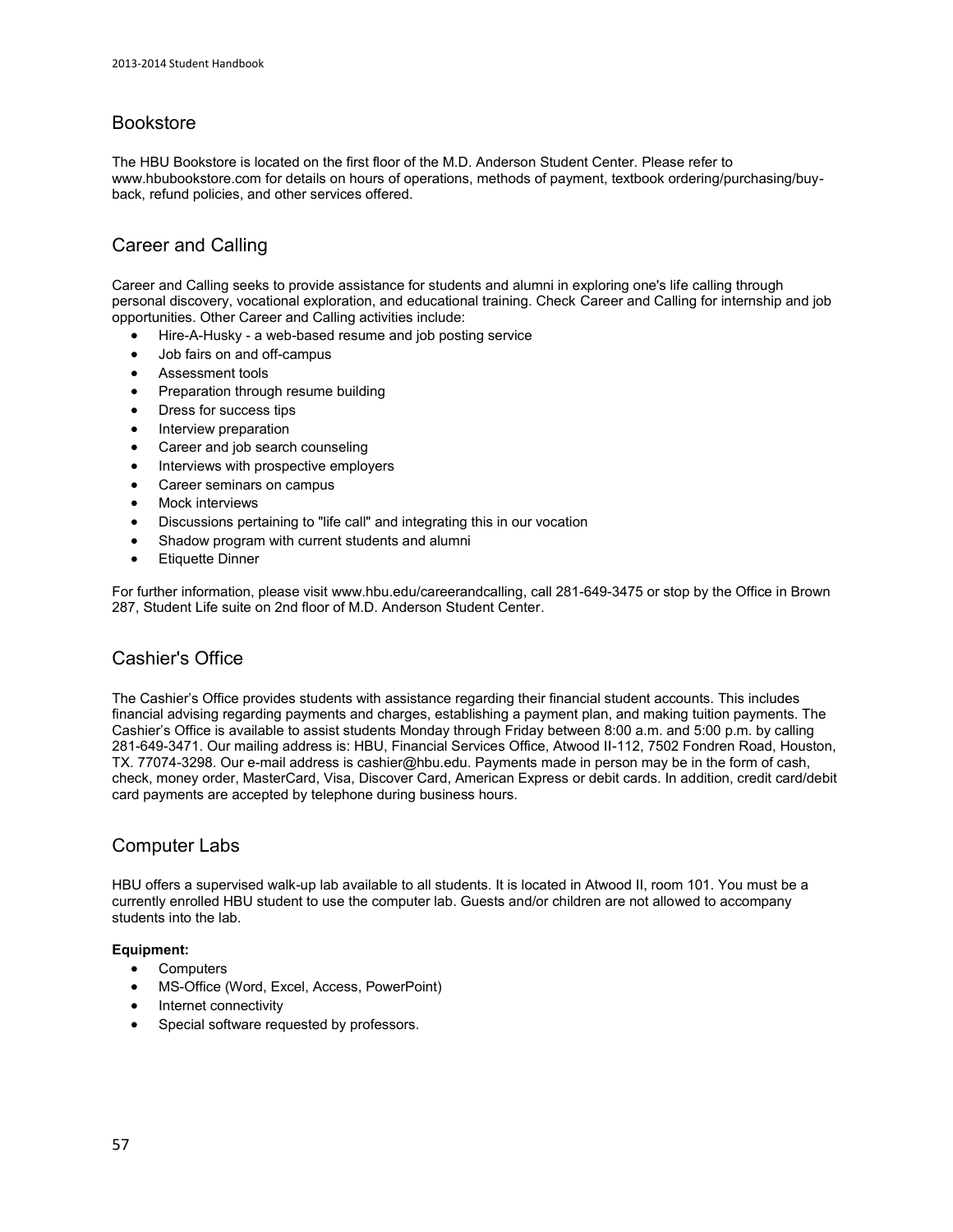## Bookstore

The HBU Bookstore is located on the first floor of the M.D. Anderson Student Center. Please refer to www.hbubookstore.com for details on hours of operations, methods of payment, textbook ordering/purchasing/buy-back, refund policies, and other services offered.

## Career and Calling

Career and Calling seeks to provide assistance for students and alumni in exploring one's life calling through personal discovery, vocational exploration, and educational training. Check Career and Calling for internship and job opportunities. Other Career and Calling activities include:

- Hire-A-Husky - a web-based resume and job posting service
- Job fairs on and off-campus
- Assessment tools
- Preparation through resume building
- Dress for success tips
- Interview preparation
- Career and job search counseling
- Interviews with prospective employers
- Career seminars on campus
- Mock interviews
- Discussions pertaining to "life call" and integrating this in our vocation
- Shadow program with current students and alumni
- Etiquette Dinner

For further information, please visit www.hbu.edu/careerandcalling, call 281-649-3475 or stop by the Office in Brown 287, Student Life suite on 2nd floor of M.D. Anderson Student Center.

## Cashier's Office

The Cashier's Office provides students with assistance regarding their financial student accounts. This includes financial advising regarding payments and charges, establishing a payment plan, and making tuition payments. The Cashier's Office is available to assist students Monday through Friday between 8:00 a.m. and 5:00 p.m. by calling 281-649-3471. Our mailing address is: HBU, Financial Services Office, Atwood II-112, 7502 Fondren Road, Houston, TX. 77074-3298. Our e-mail address is cashier@hbu.edu. Payments made in person may be in the form of cash, check, money order, MasterCard, Visa, Discover Card, American Express or debit cards. In addition, credit card/debit card payments are accepted by telephone during business hours.

## Computer Labs

HBU offers a supervised walk-up lab available to all students. It is located in Atwood II, room 101. You must be a currently enrolled HBU student to use the computer lab. Guests and/or children are not allowed to accompany students into the lab.

**Equipment:**

- Computers
- MS-Office (Word, Excel, Access, PowerPoint)
- Internet connectivity
- Special software requested by professors.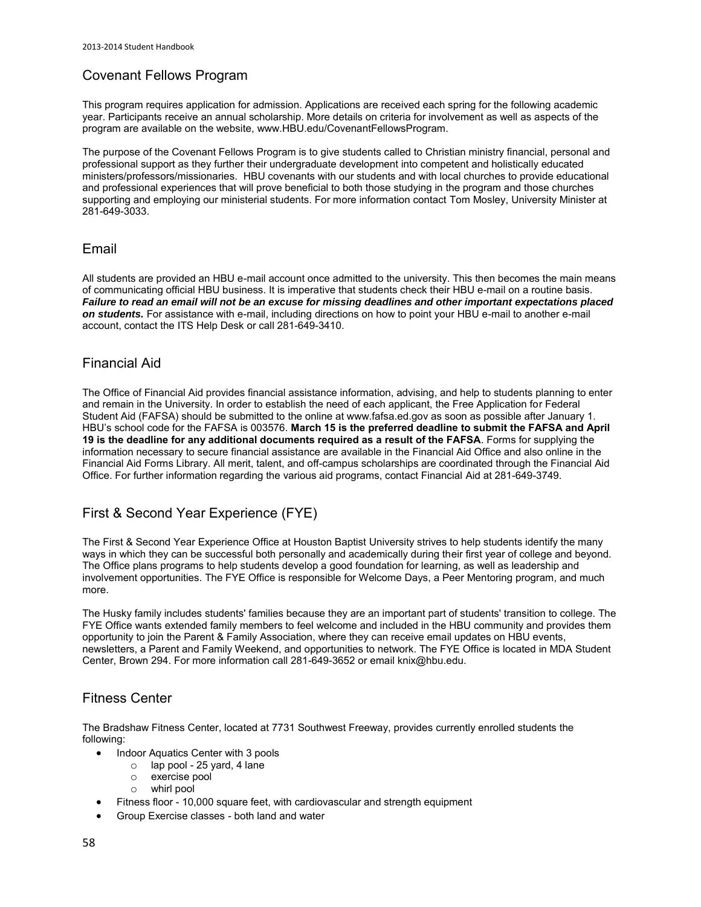## Covenant Fellows Program

This program requires application for admission. Applications are received each spring for the following academic year. Participants receive an annual scholarship. More details on criteria for involvement as well as aspects of the program are available on the website, www.HBU.edu/CovenantFellowsProgram.

The purpose of the Covenant Fellows Program is to give students called to Christian ministry financial, personal and professional support as they further their undergraduate development into competent and holistically educated ministers/professors/missionaries. HBU covenants with our students and with local churches to provide educational and professional experiences that will prove beneficial to both those studying in the program and those churches supporting and employing our ministerial students. For more information contact Tom Mosley, University Minister at 281-649-3033.

## Email

All students are provided an HBU e-mail account once admitted to the university. This then becomes the main means of communicating official HBU business. It is imperative that students check their HBU e-mail on a routine basis. ***Failure to read an email will not be an excuse for missing deadlines and other important expectations placed on students.*** For assistance with e-mail, including directions on how to point your HBU e-mail to another e-mail account, contact the ITS Help Desk or call 281-649-3410.

## Financial Aid

The Office of Financial Aid provides financial assistance information, advising, and help to students planning to enter and remain in the University. In order to establish the need of each applicant, the Free Application for Federal Student Aid (FAFSA) should be submitted to the online at www.fafsa.ed.gov as soon as possible after January 1. HBU's school code for the FAFSA is 003576. **March 15 is the preferred deadline to submit the FAFSA and April 19 is the deadline for any additional documents required as a result of the FAFSA**. Forms for supplying the information necessary to secure financial assistance are available in the Financial Aid Office and also online in the Financial Aid Forms Library. All merit, talent, and off-campus scholarships are coordinated through the Financial Aid Office. For further information regarding the various aid programs, contact Financial Aid at 281-649-3749.

## First & Second Year Experience (FYE)

The First & Second Year Experience Office at Houston Baptist University strives to help students identify the many ways in which they can be successful both personally and academically during their first year of college and beyond. The Office plans programs to help students develop a good foundation for learning, as well as leadership and involvement opportunities. The FYE Office is responsible for Welcome Days, a Peer Mentoring program, and much more.

The Husky family includes students' families because they are an important part of students' transition to college. The FYE Office wants extended family members to feel welcome and included in the HBU community and provides them opportunity to join the Parent & Family Association, where they can receive email updates on HBU events, newsletters, a Parent and Family Weekend, and opportunities to network. The FYE Office is located in MDA Student Center, Brown 294. For more information call 281-649-3652 or email knix@hbu.edu.

## Fitness Center

The Bradshaw Fitness Center, located at 7731 Southwest Freeway, provides currently enrolled students the following:

- Indoor Aquatics Center with 3 pools
  - lap pool - 25 yard, 4 lane
  - exercise pool
  - whirl pool
- Fitness floor - 10,000 square feet, with cardiovascular and strength equipment
- Group Exercise classes - both land and water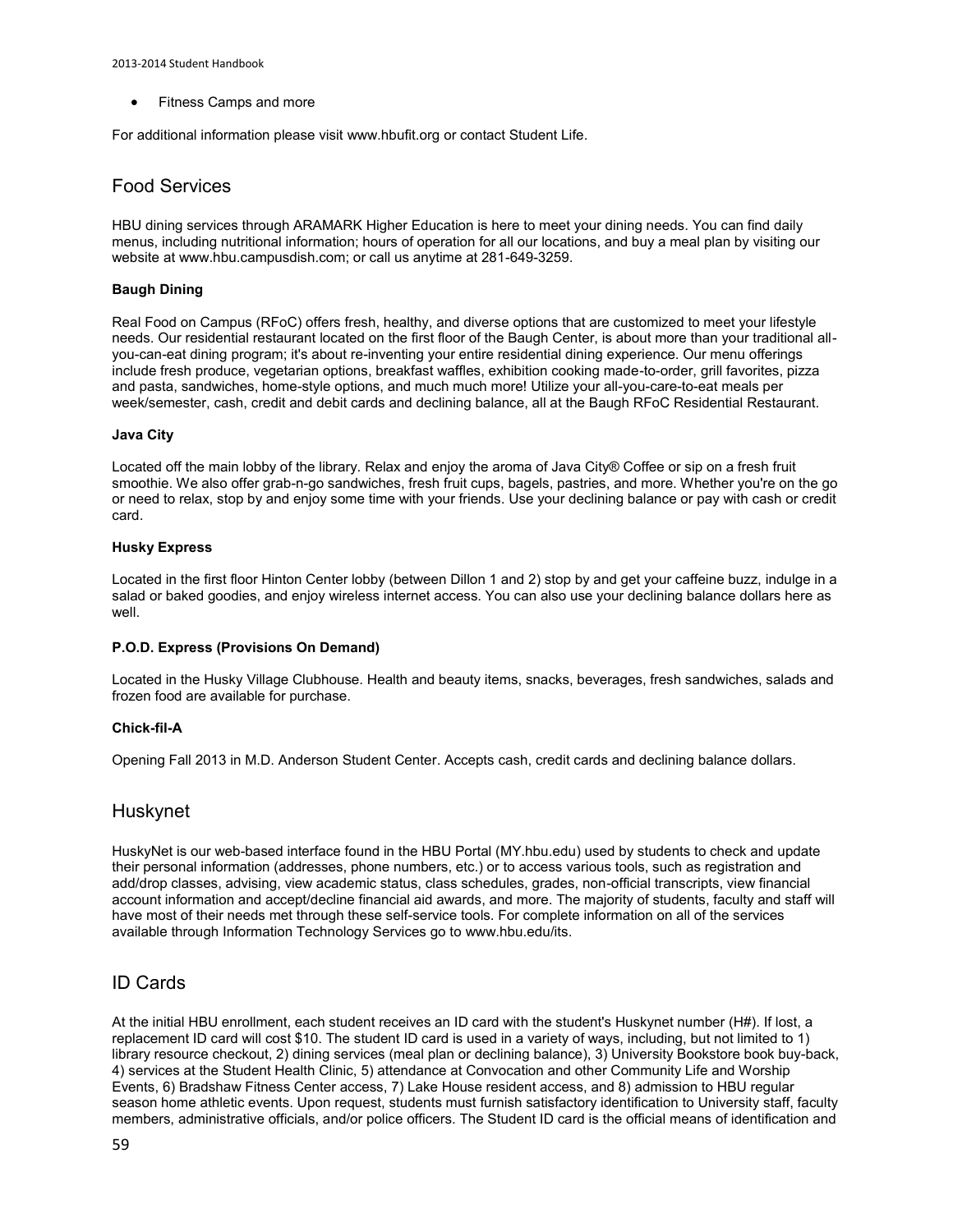- Fitness Camps and more

For additional information please visit www.hbufit.org or contact Student Life.

## Food Services

HBU dining services through ARAMARK Higher Education is here to meet your dining needs. You can find daily menus, including nutritional information; hours of operation for all our locations, and buy a meal plan by visiting our website at www.hbu.campusdish.com; or call us anytime at 281-649-3259.

**Baugh Dining**

Real Food on Campus (RFoC) offers fresh, healthy, and diverse options that are customized to meet your lifestyle needs. Our residential restaurant located on the first floor of the Baugh Center, is about more than your traditional all-you-can-eat dining program; it's about re-inventing your entire residential dining experience. Our menu offerings include fresh produce, vegetarian options, breakfast waffles, exhibition cooking made-to-order, grill favorites, pizza and pasta, sandwiches, home-style options, and much much more! Utilize your all-you-care-to-eat meals per week/semester, cash, credit and debit cards and declining balance, all at the Baugh RFoC Residential Restaurant.

**Java City**

Located off the main lobby of the library. Relax and enjoy the aroma of Java City® Coffee or sip on a fresh fruit smoothie. We also offer grab-n-go sandwiches, fresh fruit cups, bagels, pastries, and more. Whether you're on the go or need to relax, stop by and enjoy some time with your friends. Use your declining balance or pay with cash or credit card.

**Husky Express**

Located in the first floor Hinton Center lobby (between Dillon 1 and 2) stop by and get your caffeine buzz, indulge in a salad or baked goodies, and enjoy wireless internet access. You can also use your declining balance dollars here as well.

**P.O.D. Express (Provisions On Demand)**

Located in the Husky Village Clubhouse. Health and beauty items, snacks, beverages, fresh sandwiches, salads and frozen food are available for purchase.

**Chick-fil-A**

Opening Fall 2013 in M.D. Anderson Student Center. Accepts cash, credit cards and declining balance dollars.

## Huskynet

HuskyNet is our web-based interface found in the HBU Portal (MY.hbu.edu) used by students to check and update their personal information (addresses, phone numbers, etc.) or to access various tools, such as registration and add/drop classes, advising, view academic status, class schedules, grades, non-official transcripts, view financial account information and accept/decline financial aid awards, and more. The majority of students, faculty and staff will have most of their needs met through these self-service tools. For complete information on all of the services available through Information Technology Services go to www.hbu.edu/its.

## ID Cards

At the initial HBU enrollment, each student receives an ID card with the student's Huskynet number (H#). If lost, a replacement ID card will cost $10. The student ID card is used in a variety of ways, including, but not limited to 1) library resource checkout, 2) dining services (meal plan or declining balance), 3) University Bookstore book buy-back, 4) services at the Student Health Clinic, 5) attendance at Convocation and other Community Life and Worship Events, 6) Bradshaw Fitness Center access, 7) Lake House resident access, and 8) admission to HBU regular season home athletic events. Upon request, students must furnish satisfactory identification to University staff, faculty members, administrative officials, and/or police officers. The Student ID card is the official means of identification and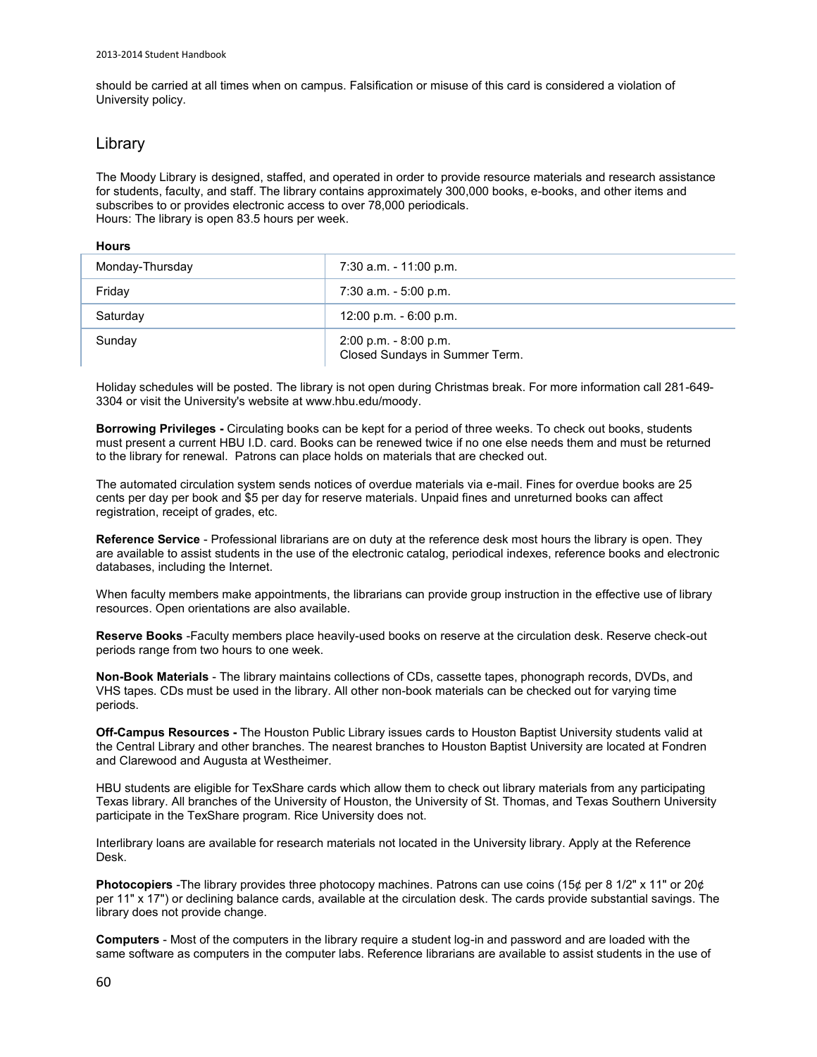should be carried at all times when on campus. Falsification or misuse of this card is considered a violation of University policy.

## Library

The Moody Library is designed, staffed, and operated in order to provide resource materials and research assistance for students, faculty, and staff. The library contains approximately 300,000 books, e-books, and other items and subscribes to or provides electronic access to over 78,000 periodicals.
Hours: The library is open 83.5 hours per week.

**Hours**

| | |
|---|---|
| Monday-Thursday | 7:30 a.m. - 11:00 p.m. |
| Friday | 7:30 a.m. - 5:00 p.m. |
| Saturday | 12:00 p.m. - 6:00 p.m. |
| Sunday | 2:00 p.m. - 8:00 p.m. Closed Sundays in Summer Term. |

Holiday schedules will be posted. The library is not open during Christmas break. For more information call 281-649-3304 or visit the University's website at www.hbu.edu/moody.

**Borrowing Privileges -** Circulating books can be kept for a period of three weeks. To check out books, students must present a current HBU I.D. card. Books can be renewed twice if no one else needs them and must be returned to the library for renewal. Patrons can place holds on materials that are checked out.

The automated circulation system sends notices of overdue materials via e-mail. Fines for overdue books are 25 cents per day per book and $5 per day for reserve materials. Unpaid fines and unreturned books can affect registration, receipt of grades, etc.

**Reference Service** - Professional librarians are on duty at the reference desk most hours the library is open. They are available to assist students in the use of the electronic catalog, periodical indexes, reference books and electronic databases, including the Internet.

When faculty members make appointments, the librarians can provide group instruction in the effective use of library resources. Open orientations are also available.

**Reserve Books** -Faculty members place heavily-used books on reserve at the circulation desk. Reserve check-out periods range from two hours to one week.

**Non-Book Materials** - The library maintains collections of CDs, cassette tapes, phonograph records, DVDs, and VHS tapes. CDs must be used in the library. All other non-book materials can be checked out for varying time periods.

**Off-Campus Resources -** The Houston Public Library issues cards to Houston Baptist University students valid at the Central Library and other branches. The nearest branches to Houston Baptist University are located at Fondren and Clarewood and Augusta at Westheimer.

HBU students are eligible for TexShare cards which allow them to check out library materials from any participating Texas library. All branches of the University of Houston, the University of St. Thomas, and Texas Southern University participate in the TexShare program. Rice University does not.

Interlibrary loans are available for research materials not located in the University library. Apply at the Reference Desk.

**Photocopiers** -The library provides three photocopy machines. Patrons can use coins (15¢ per 8 1/2" x 11" or 20¢ per 11" x 17") or declining balance cards, available at the circulation desk. The cards provide substantial savings. The library does not provide change.

**Computers** - Most of the computers in the library require a student log-in and password and are loaded with the same software as computers in the computer labs. Reference librarians are available to assist students in the use of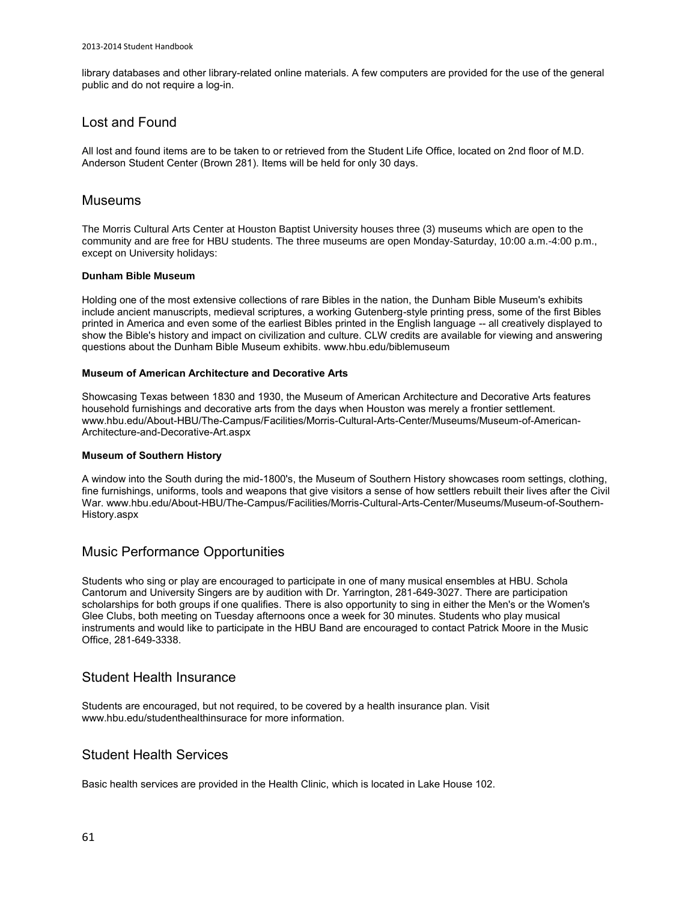library databases and other library-related online materials. A few computers are provided for the use of the general public and do not require a log-in.

## Lost and Found

All lost and found items are to be taken to or retrieved from the Student Life Office, located on 2nd floor of M.D. Anderson Student Center (Brown 281). Items will be held for only 30 days.

## Museums

The Morris Cultural Arts Center at Houston Baptist University houses three (3) museums which are open to the community and are free for HBU students. The three museums are open Monday-Saturday, 10:00 a.m.-4:00 p.m., except on University holidays:

**Dunham Bible Museum**

Holding one of the most extensive collections of rare Bibles in the nation, the Dunham Bible Museum's exhibits include ancient manuscripts, medieval scriptures, a working Gutenberg-style printing press, some of the first Bibles printed in America and even some of the earliest Bibles printed in the English language -- all creatively displayed to show the Bible's history and impact on civilization and culture. CLW credits are available for viewing and answering questions about the Dunham Bible Museum exhibits. www.hbu.edu/biblemuseum

**Museum of American Architecture and Decorative Arts**

Showcasing Texas between 1830 and 1930, the Museum of American Architecture and Decorative Arts features household furnishings and decorative arts from the days when Houston was merely a frontier settlement. www.hbu.edu/About-HBU/The-Campus/Facilities/Morris-Cultural-Arts-Center/Museums/Museum-of-American-Architecture-and-Decorative-Art.aspx

**Museum of Southern History**

A window into the South during the mid-1800's, the Museum of Southern History showcases room settings, clothing, fine furnishings, uniforms, tools and weapons that give visitors a sense of how settlers rebuilt their lives after the Civil War. www.hbu.edu/About-HBU/The-Campus/Facilities/Morris-Cultural-Arts-Center/Museums/Museum-of-Southern-History.aspx

## Music Performance Opportunities

Students who sing or play are encouraged to participate in one of many musical ensembles at HBU. Schola Cantorum and University Singers are by audition with Dr. Yarrington, 281-649-3027. There are participation scholarships for both groups if one qualifies. There is also opportunity to sing in either the Men's or the Women's Glee Clubs, both meeting on Tuesday afternoons once a week for 30 minutes. Students who play musical instruments and would like to participate in the HBU Band are encouraged to contact Patrick Moore in the Music Office, 281-649-3338.

## Student Health Insurance

Students are encouraged, but not required, to be covered by a health insurance plan. Visit www.hbu.edu/studenthealthinsurace for more information.

## Student Health Services

Basic health services are provided in the Health Clinic, which is located in Lake House 102.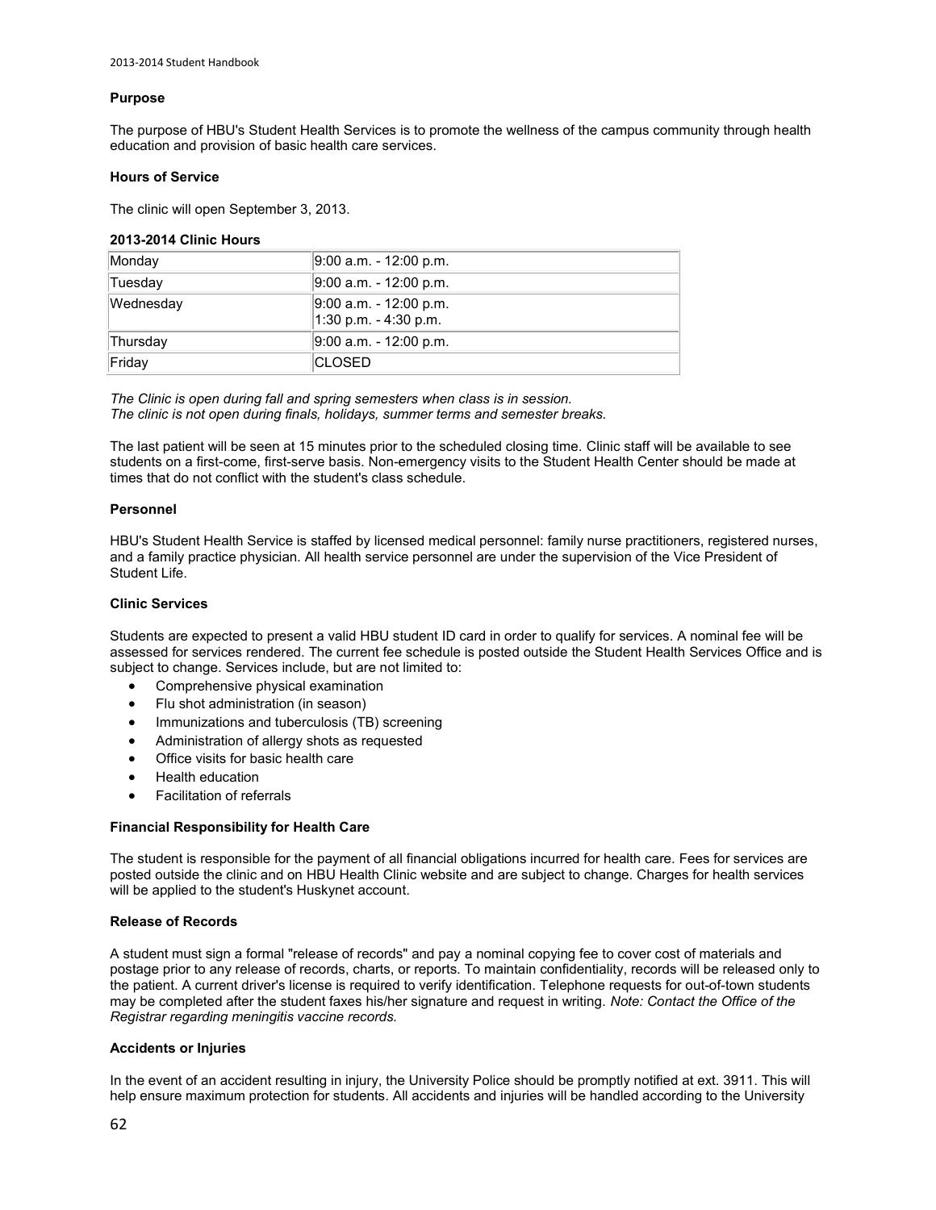**Purpose**

The purpose of HBU's Student Health Services is to promote the wellness of the campus community through health education and provision of basic health care services.

**Hours of Service**

The clinic will open September 3, 2013.

**2013-2014 Clinic Hours**

| Day | Hours |
|---|---|
| Monday | 9:00 a.m. - 12:00 p.m. |
| Tuesday | 9:00 a.m. - 12:00 p.m. |
| Wednesday | 9:00 a.m. - 12:00 p.m.<br>1:30 p.m. - 4:30 p.m. |
| Thursday | 9:00 a.m. - 12:00 p.m. |
| Friday | CLOSED |

*The Clinic is open during fall and spring semesters when class is in session.*
*The clinic is not open during finals, holidays, summer terms and semester breaks.*

The last patient will be seen at 15 minutes prior to the scheduled closing time. Clinic staff will be available to see students on a first-come, first-serve basis. Non-emergency visits to the Student Health Center should be made at times that do not conflict with the student's class schedule.

**Personnel**

HBU's Student Health Service is staffed by licensed medical personnel: family nurse practitioners, registered nurses, and a family practice physician. All health service personnel are under the supervision of the Vice President of Student Life.

**Clinic Services**

Students are expected to present a valid HBU student ID card in order to qualify for services. A nominal fee will be assessed for services rendered. The current fee schedule is posted outside the Student Health Services Office and is subject to change. Services include, but are not limited to:

- Comprehensive physical examination
- Flu shot administration (in season)
- Immunizations and tuberculosis (TB) screening
- Administration of allergy shots as requested
- Office visits for basic health care
- Health education
- Facilitation of referrals

**Financial Responsibility for Health Care**

The student is responsible for the payment of all financial obligations incurred for health care. Fees for services are posted outside the clinic and on HBU Health Clinic website and are subject to change. Charges for health services will be applied to the student's Huskynet account.

**Release of Records**

A student must sign a formal "release of records" and pay a nominal copying fee to cover cost of materials and postage prior to any release of records, charts, or reports. To maintain confidentiality, records will be released only to the patient. A current driver's license is required to verify identification. Telephone requests for out-of-town students may be completed after the student faxes his/her signature and request in writing. *Note: Contact the Office of the Registrar regarding meningitis vaccine records.*

**Accidents or Injuries**

In the event of an accident resulting in injury, the University Police should be promptly notified at ext. 3911. This will help ensure maximum protection for students. All accidents and injuries will be handled according to the University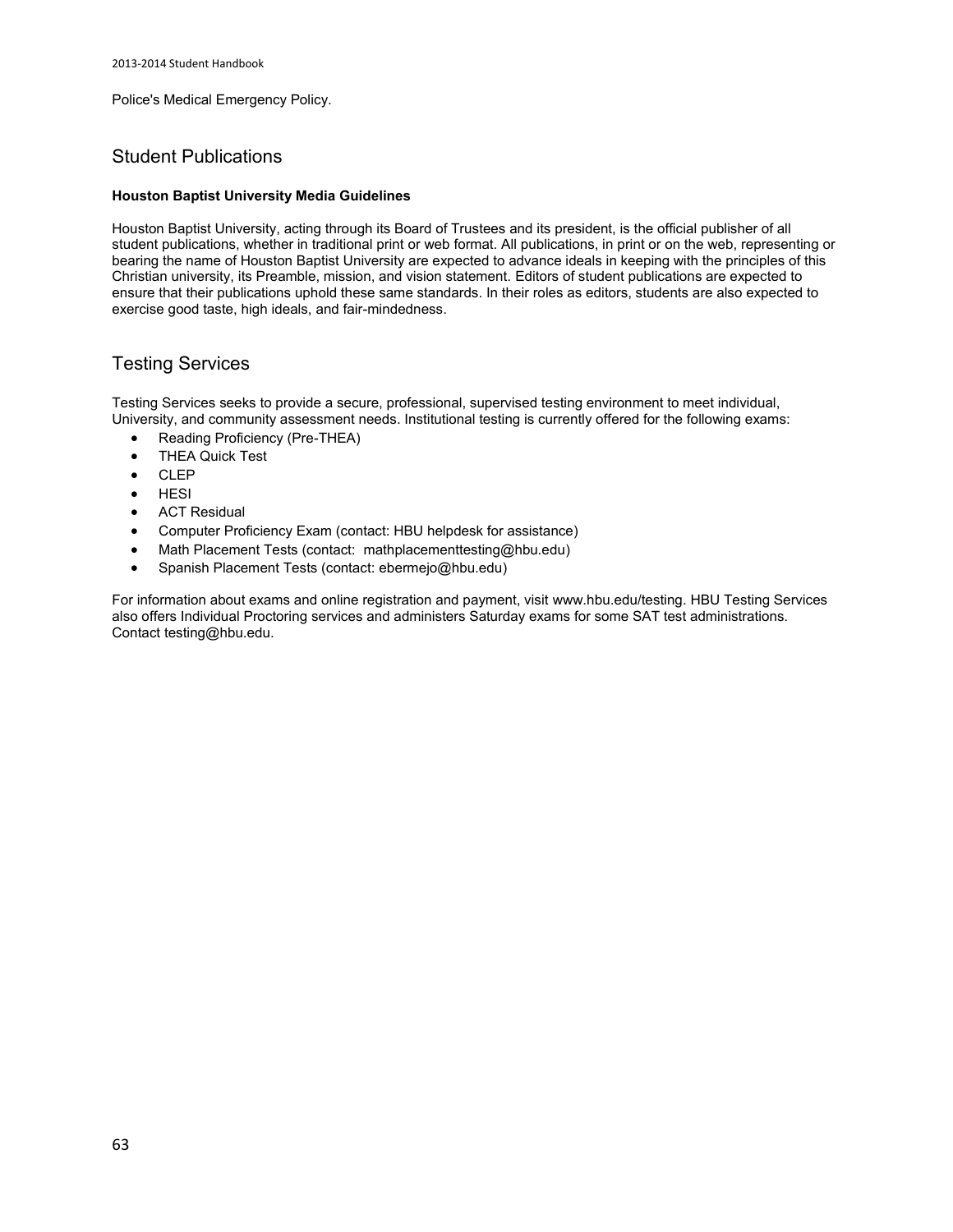Police's Medical Emergency Policy.

## Student Publications

**Houston Baptist University Media Guidelines**

Houston Baptist University, acting through its Board of Trustees and its president, is the official publisher of all student publications, whether in traditional print or web format. All publications, in print or on the web, representing or bearing the name of Houston Baptist University are expected to advance ideals in keeping with the principles of this Christian university, its Preamble, mission, and vision statement. Editors of student publications are expected to ensure that their publications uphold these same standards. In their roles as editors, students are also expected to exercise good taste, high ideals, and fair-mindedness.

## Testing Services

Testing Services seeks to provide a secure, professional, supervised testing environment to meet individual, University, and community assessment needs. Institutional testing is currently offered for the following exams:

- Reading Proficiency (Pre-THEA)
- THEA Quick Test
- CLEP
- HESI
- ACT Residual
- Computer Proficiency Exam (contact: HBU helpdesk for assistance)
- Math Placement Tests (contact: mathplacementtesting@hbu.edu)
- Spanish Placement Tests (contact: ebermejo@hbu.edu)

For information about exams and online registration and payment, visit www.hbu.edu/testing. HBU Testing Services also offers Individual Proctoring services and administers Saturday exams for some SAT test administrations. Contact testing@hbu.edu.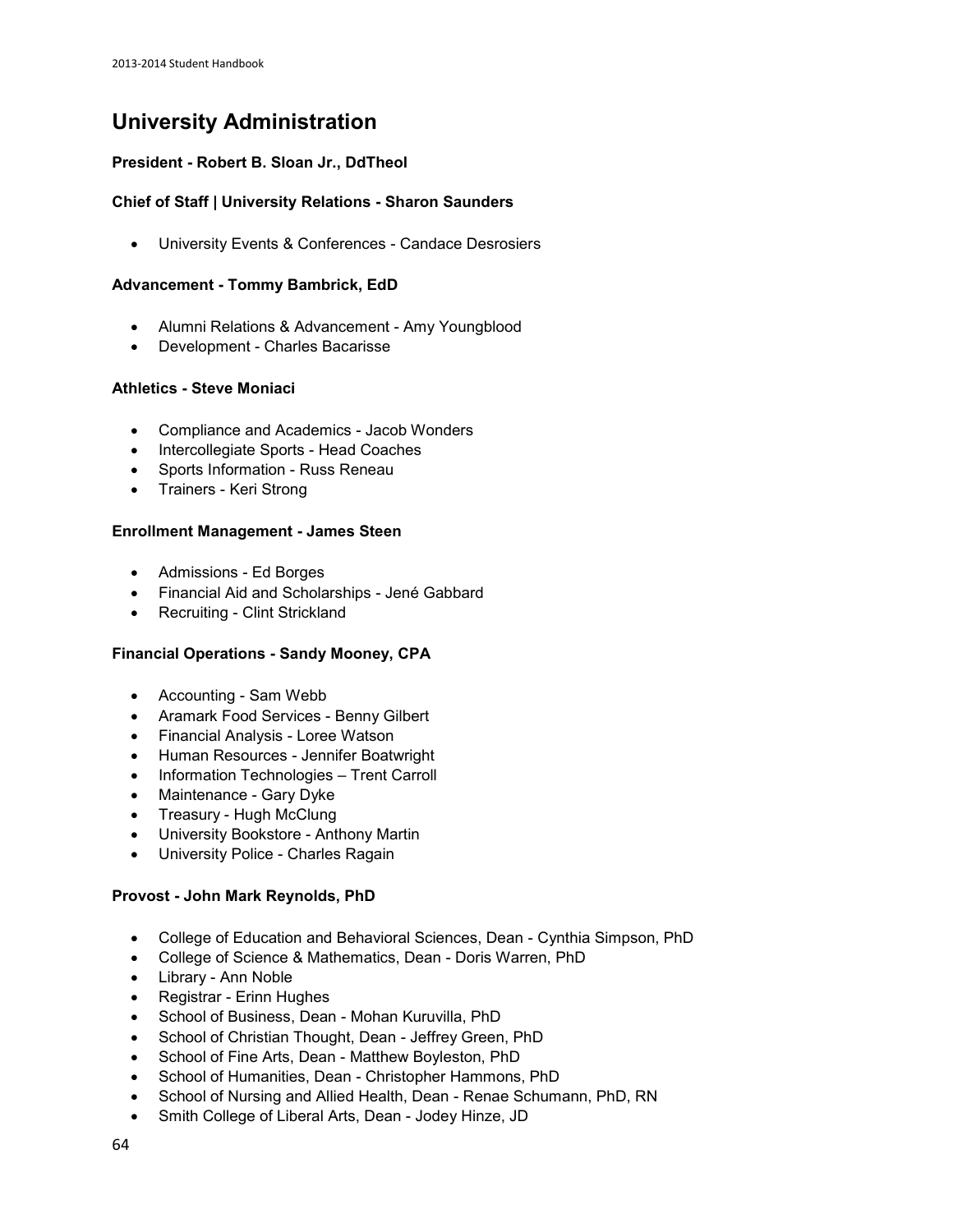# University Administration

**President - Robert B. Sloan Jr., DdTheol**

**Chief of Staff | University Relations - Sharon Saunders**

- University Events & Conferences - Candace Desrosiers

**Advancement - Tommy Bambrick, EdD**

- Alumni Relations & Advancement - Amy Youngblood
- Development - Charles Bacarisse

**Athletics - Steve Moniaci**

- Compliance and Academics - Jacob Wonders
- Intercollegiate Sports - Head Coaches
- Sports Information - Russ Reneau
- Trainers - Keri Strong

**Enrollment Management - James Steen**

- Admissions - Ed Borges
- Financial Aid and Scholarships - Jené Gabbard
- Recruiting - Clint Strickland

**Financial Operations - Sandy Mooney, CPA**

- Accounting - Sam Webb
- Aramark Food Services - Benny Gilbert
- Financial Analysis - Loree Watson
- Human Resources - Jennifer Boatwright
- Information Technologies – Trent Carroll
- Maintenance - Gary Dyke
- Treasury - Hugh McClung
- University Bookstore - Anthony Martin
- University Police - Charles Ragain

**Provost - John Mark Reynolds, PhD**

- College of Education and Behavioral Sciences, Dean - Cynthia Simpson, PhD
- College of Science & Mathematics, Dean - Doris Warren, PhD
- Library - Ann Noble
- Registrar - Erinn Hughes
- School of Business, Dean - Mohan Kuruvilla, PhD
- School of Christian Thought, Dean - Jeffrey Green, PhD
- School of Fine Arts, Dean - Matthew Boyleston, PhD
- School of Humanities, Dean - Christopher Hammons, PhD
- School of Nursing and Allied Health, Dean - Renae Schumann, PhD, RN
- Smith College of Liberal Arts, Dean - Jodey Hinze, JD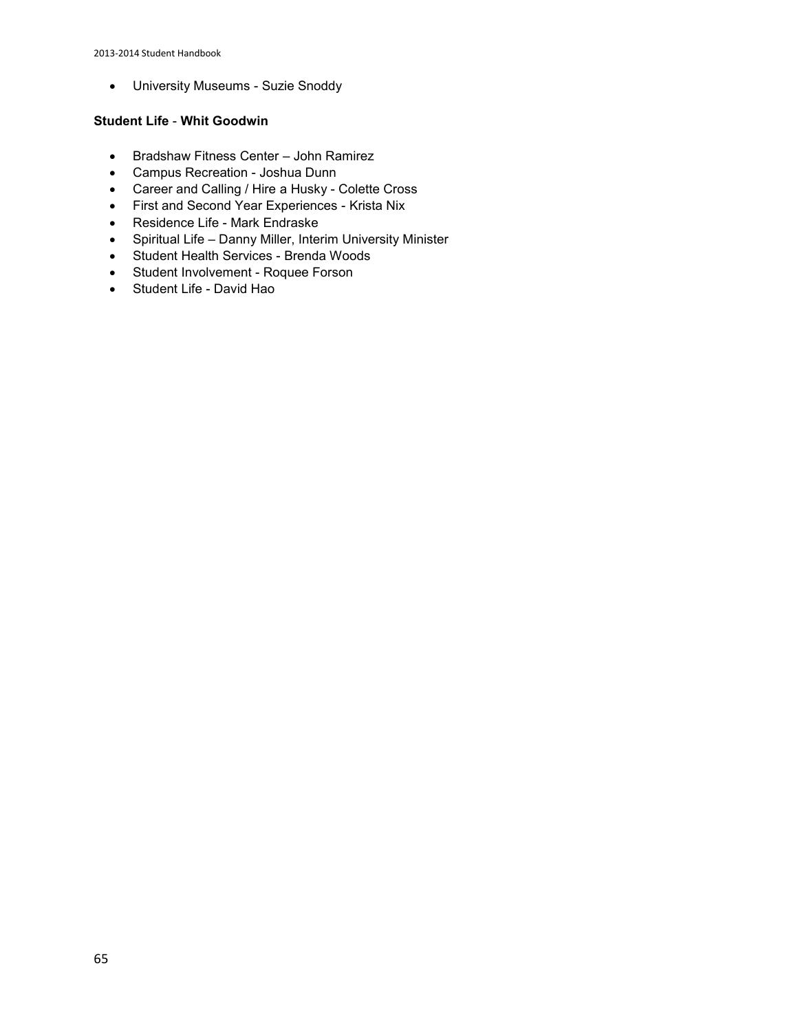- University Museums - Suzie Snoddy

**Student Life** - **Whit Goodwin**

- Bradshaw Fitness Center – John Ramirez
- Campus Recreation - Joshua Dunn
- Career and Calling / Hire a Husky - Colette Cross
- First and Second Year Experiences - Krista Nix
- Residence Life - Mark Endraske
- Spiritual Life – Danny Miller, Interim University Minister
- Student Health Services - Brenda Woods
- Student Involvement - Roquee Forson
- Student Life - David Hao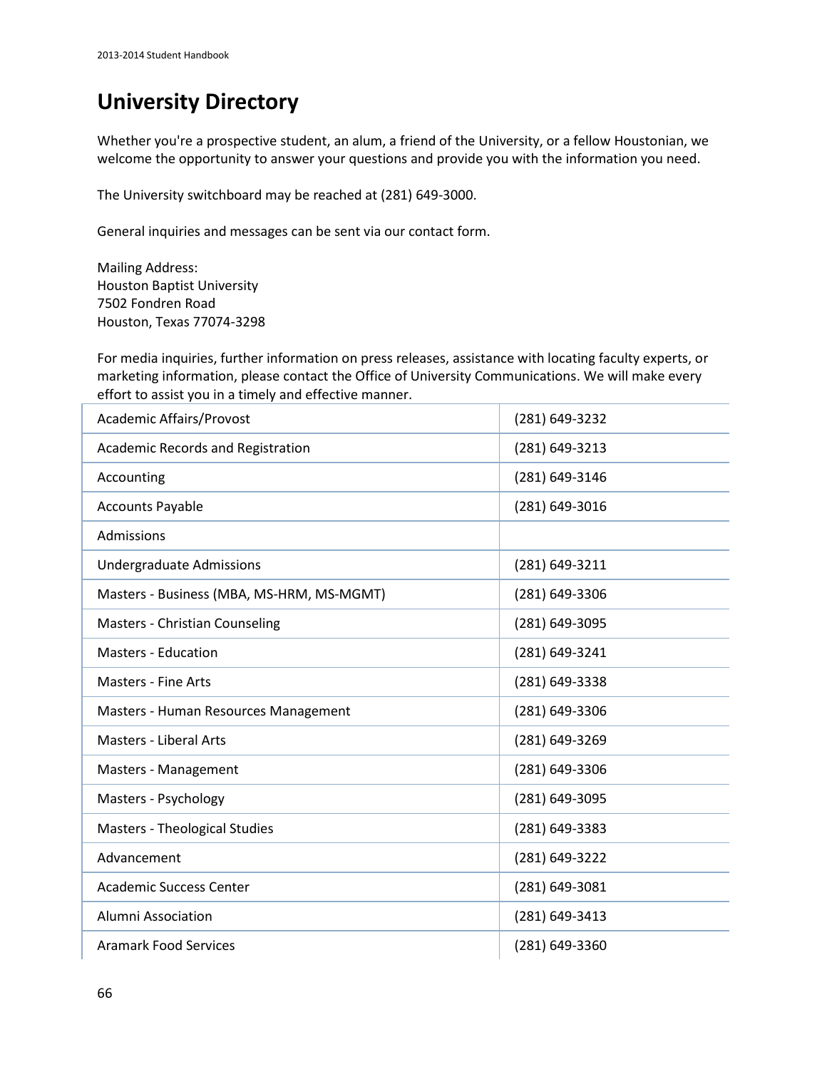# University Directory

Whether you're a prospective student, an alum, a friend of the University, or a fellow Houstonian, we welcome the opportunity to answer your questions and provide you with the information you need.

The University switchboard may be reached at (281) 649-3000.

General inquiries and messages can be sent via our contact form.

Mailing Address:
Houston Baptist University
7502 Fondren Road
Houston, Texas 77074-3298

For media inquiries, further information on press releases, assistance with locating faculty experts, or marketing information, please contact the Office of University Communications. We will make every effort to assist you in a timely and effective manner.

| | |
|---|---|
| Academic Affairs/Provost | (281) 649-3232 |
| Academic Records and Registration | (281) 649-3213 |
| Accounting | (281) 649-3146 |
| Accounts Payable | (281) 649-3016 |
| Admissions | |
| Undergraduate Admissions | (281) 649-3211 |
| Masters - Business (MBA, MS-HRM, MS-MGMT) | (281) 649-3306 |
| Masters - Christian Counseling | (281) 649-3095 |
| Masters - Education | (281) 649-3241 |
| Masters - Fine Arts | (281) 649-3338 |
| Masters - Human Resources Management | (281) 649-3306 |
| Masters - Liberal Arts | (281) 649-3269 |
| Masters - Management | (281) 649-3306 |
| Masters - Psychology | (281) 649-3095 |
| Masters - Theological Studies | (281) 649-3383 |
| Advancement | (281) 649-3222 |
| Academic Success Center | (281) 649-3081 |
| Alumni Association | (281) 649-3413 |
| Aramark Food Services | (281) 649-3360 |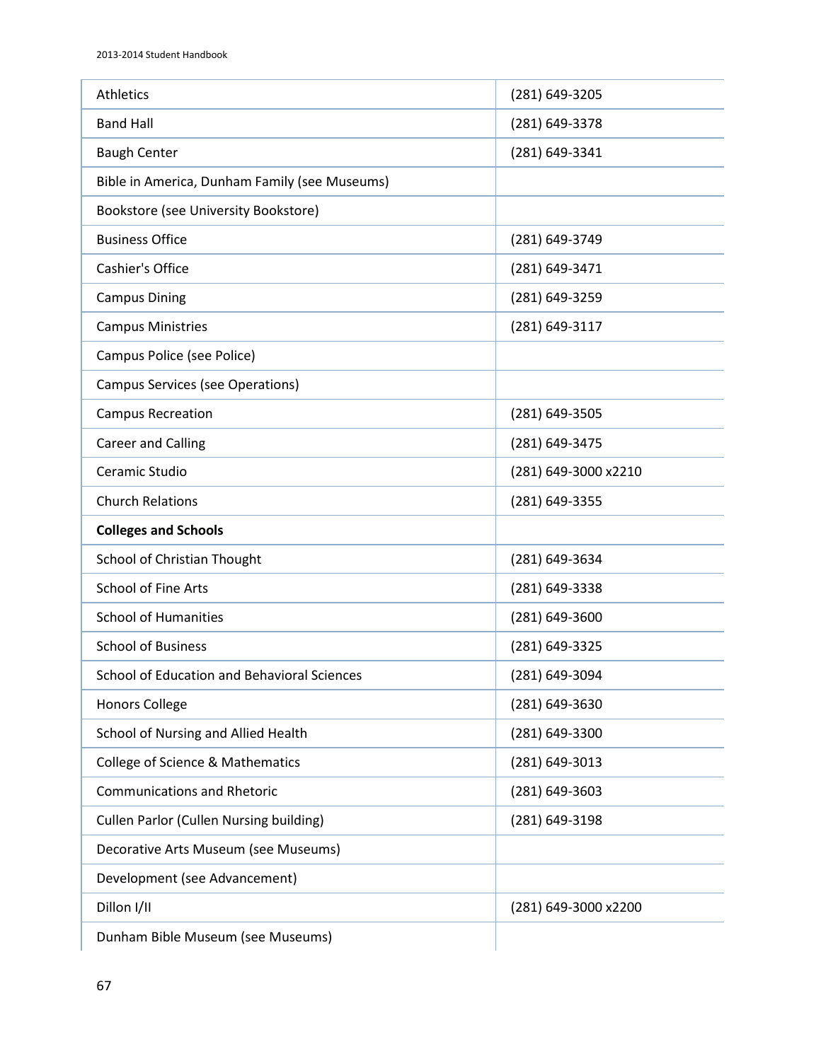| | |
|---|---|
| Athletics | (281) 649-3205 |
| Band Hall | (281) 649-3378 |
| Baugh Center | (281) 649-3341 |
| Bible in America, Dunham Family (see Museums) | |
| Bookstore (see University Bookstore) | |
| Business Office | (281) 649-3749 |
| Cashier's Office | (281) 649-3471 |
| Campus Dining | (281) 649-3259 |
| Campus Ministries | (281) 649-3117 |
| Campus Police (see Police) | |
| Campus Services (see Operations) | |
| Campus Recreation | (281) 649-3505 |
| Career and Calling | (281) 649-3475 |
| Ceramic Studio | (281) 649-3000 x2210 |
| Church Relations | (281) 649-3355 |
| **Colleges and Schools** | |
| School of Christian Thought | (281) 649-3634 |
| School of Fine Arts | (281) 649-3338 |
| School of Humanities | (281) 649-3600 |
| School of Business | (281) 649-3325 |
| School of Education and Behavioral Sciences | (281) 649-3094 |
| Honors College | (281) 649-3630 |
| School of Nursing and Allied Health | (281) 649-3300 |
| College of Science & Mathematics | (281) 649-3013 |
| Communications and Rhetoric | (281) 649-3603 |
| Cullen Parlor (Cullen Nursing building) | (281) 649-3198 |
| Decorative Arts Museum (see Museums) | |
| Development (see Advancement) | |
| Dillon I/II | (281) 649-3000 x2200 |
| Dunham Bible Museum (see Museums) | |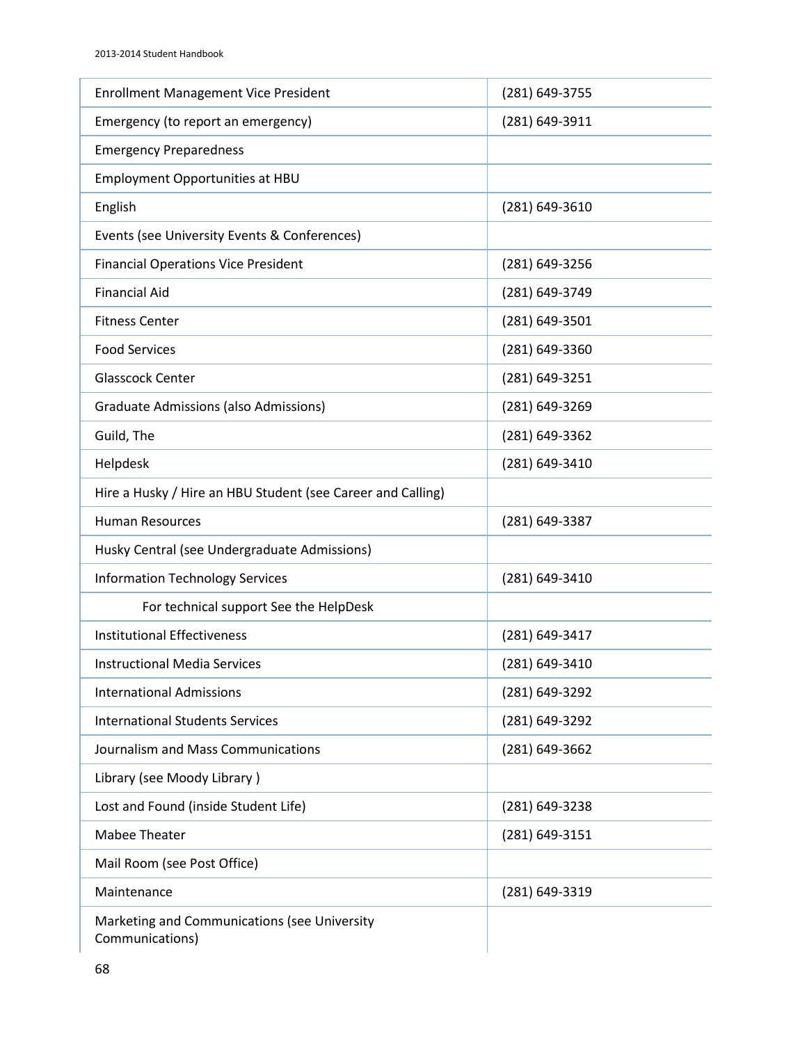| | |
|---|---|
| Enrollment Management Vice President | (281) 649-3755 |
| Emergency (to report an emergency) | (281) 649-3911 |
| Emergency Preparedness | |
| Employment Opportunities at HBU | |
| English | (281) 649-3610 |
| Events (see University Events & Conferences) | |
| Financial Operations Vice President | (281) 649-3256 |
| Financial Aid | (281) 649-3749 |
| Fitness Center | (281) 649-3501 |
| Food Services | (281) 649-3360 |
| Glasscock Center | (281) 649-3251 |
| Graduate Admissions (also Admissions) | (281) 649-3269 |
| Guild, The | (281) 649-3362 |
| Helpdesk | (281) 649-3410 |
| Hire a Husky / Hire an HBU Student (see Career and Calling) | |
| Human Resources | (281) 649-3387 |
| Husky Central (see Undergraduate Admissions) | |
| Information Technology Services | (281) 649-3410 |
| For technical support See the HelpDesk | |
| Institutional Effectiveness | (281) 649-3417 |
| Instructional Media Services | (281) 649-3410 |
| International Admissions | (281) 649-3292 |
| International Students Services | (281) 649-3292 |
| Journalism and Mass Communications | (281) 649-3662 |
| Library (see Moody Library ) | |
| Lost and Found (inside Student Life) | (281) 649-3238 |
| Mabee Theater | (281) 649-3151 |
| Mail Room (see Post Office) | |
| Maintenance | (281) 649-3319 |
| Marketing and Communications (see University Communications) | |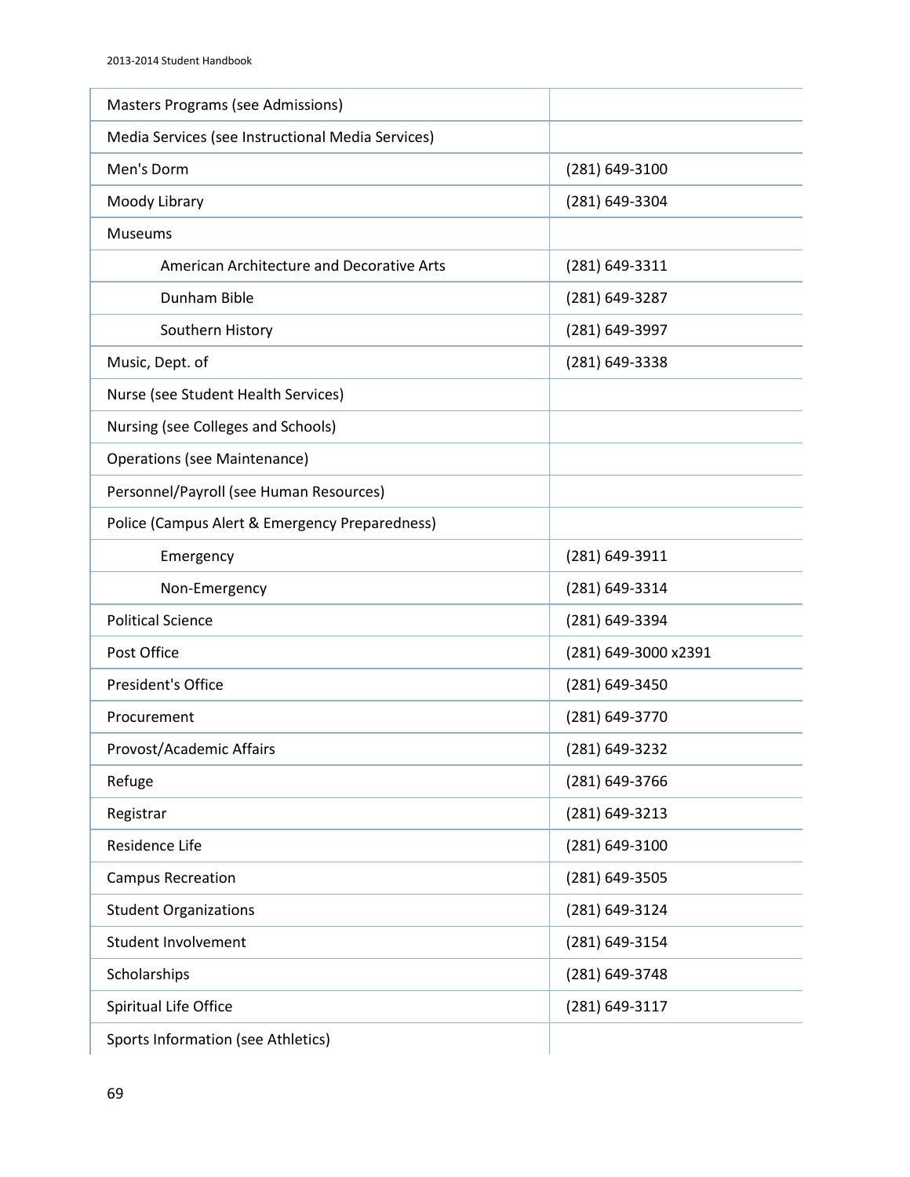| | |
|---|---|
| Masters Programs (see Admissions) | |
| Media Services (see Instructional Media Services) | |
| Men's Dorm | (281) 649-3100 |
| Moody Library | (281) 649-3304 |
| Museums | |
| American Architecture and Decorative Arts | (281) 649-3311 |
| Dunham Bible | (281) 649-3287 |
| Southern History | (281) 649-3997 |
| Music, Dept. of | (281) 649-3338 |
| Nurse (see Student Health Services) | |
| Nursing (see Colleges and Schools) | |
| Operations (see Maintenance) | |
| Personnel/Payroll (see Human Resources) | |
| Police (Campus Alert & Emergency Preparedness) | |
| Emergency | (281) 649-3911 |
| Non-Emergency | (281) 649-3314 |
| Political Science | (281) 649-3394 |
| Post Office | (281) 649-3000 x2391 |
| President's Office | (281) 649-3450 |
| Procurement | (281) 649-3770 |
| Provost/Academic Affairs | (281) 649-3232 |
| Refuge | (281) 649-3766 |
| Registrar | (281) 649-3213 |
| Residence Life | (281) 649-3100 |
| Campus Recreation | (281) 649-3505 |
| Student Organizations | (281) 649-3124 |
| Student Involvement | (281) 649-3154 |
| Scholarships | (281) 649-3748 |
| Spiritual Life Office | (281) 649-3117 |
| Sports Information (see Athletics) | |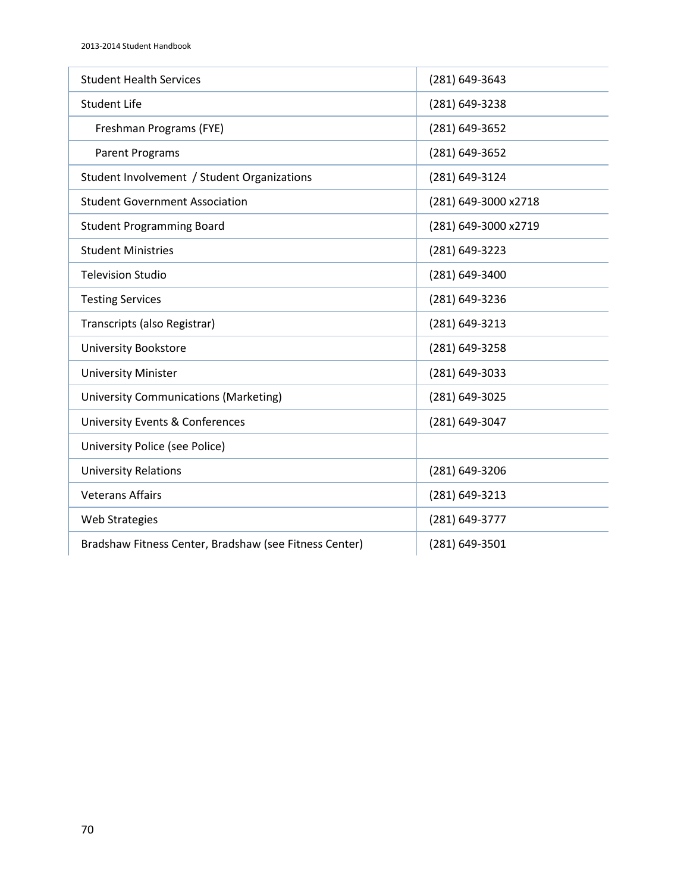| | |
|---|---|
| Student Health Services | (281) 649-3643 |
| Student Life | (281) 649-3238 |
| Freshman Programs (FYE) | (281) 649-3652 |
| Parent Programs | (281) 649-3652 |
| Student Involvement / Student Organizations | (281) 649-3124 |
| Student Government Association | (281) 649-3000 x2718 |
| Student Programming Board | (281) 649-3000 x2719 |
| Student Ministries | (281) 649-3223 |
| Television Studio | (281) 649-3400 |
| Testing Services | (281) 649-3236 |
| Transcripts (also Registrar) | (281) 649-3213 |
| University Bookstore | (281) 649-3258 |
| University Minister | (281) 649-3033 |
| University Communications (Marketing) | (281) 649-3025 |
| University Events & Conferences | (281) 649-3047 |
| University Police (see Police) | |
| University Relations | (281) 649-3206 |
| Veterans Affairs | (281) 649-3213 |
| Web Strategies | (281) 649-3777 |
| Bradshaw Fitness Center, Bradshaw (see Fitness Center) | (281) 649-3501 |